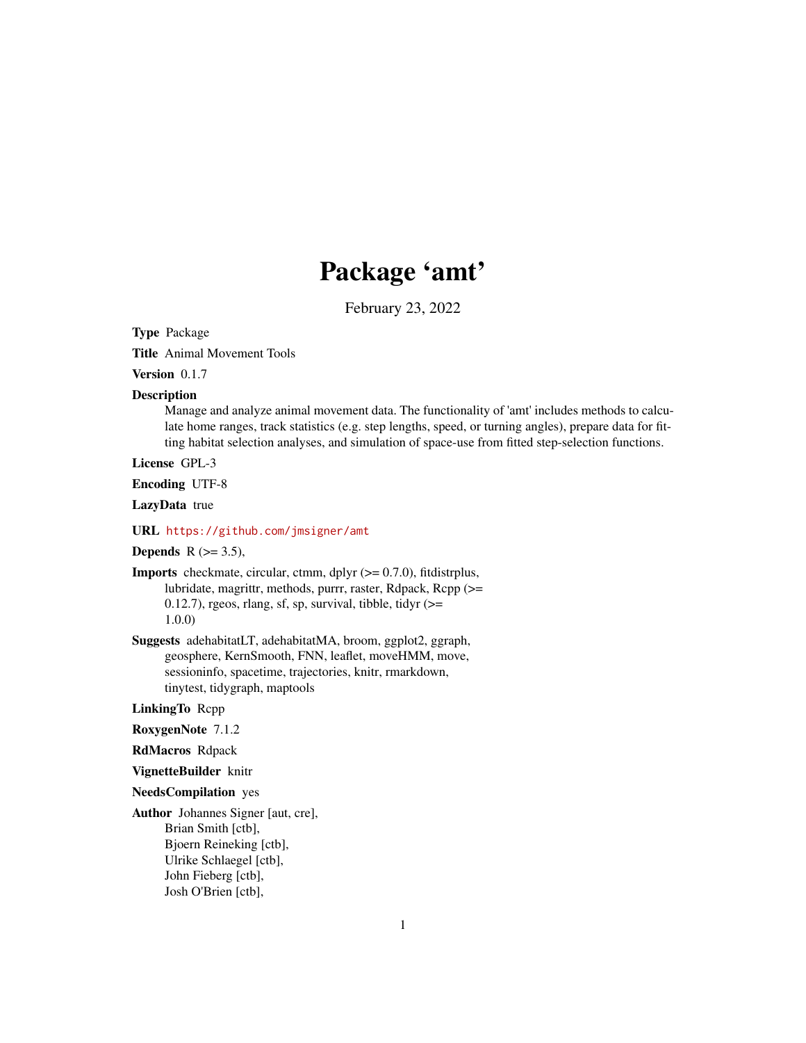# Package 'amt'

February 23, 2022

**Type** Package

**Title** Animal Movement Tools

**Version** 0.1.7

**Description** Manage and analyze animal movement data. The functionality of 'amt' includes methods to calculate home ranges, track statistics (e.g. step lengths, speed, or turning angles), prepare data for fitting habitat selection analyses, and simulation of space-use from fitted step-selection functions.

**License** GPL-3

**Encoding** UTF-8

**LazyData** true

**URL** https://github.com/jmsigner/amt

**Depends** R (>= 3.5),

**Imports** checkmate, circular, ctmm, dplyr (>= 0.7.0), fitdistrplus, lubridate, magrittr, methods, purrr, raster, Rdpack, Rcpp (>= 0.12.7), rgeos, rlang, sf, sp, survival, tibble, tidyr (>= 1.0.0)

**Suggests** adehabitatLT, adehabitatMA, broom, ggplot2, ggraph, geosphere, KernSmooth, FNN, leaflet, moveHMM, move, sessioninfo, spacetime, trajectories, knitr, rmarkdown, tinytest, tidygraph, maptools

**LinkingTo** Rcpp

**RoxygenNote** 7.1.2

**RdMacros** Rdpack

**VignetteBuilder** knitr

**NeedsCompilation** yes

**Author** Johannes Signer [aut, cre],
Brian Smith [ctb],
Bjoern Reineking [ctb],
Ulrike Schlaegel [ctb],
John Fieberg [ctb],
Josh O'Brien [ctb],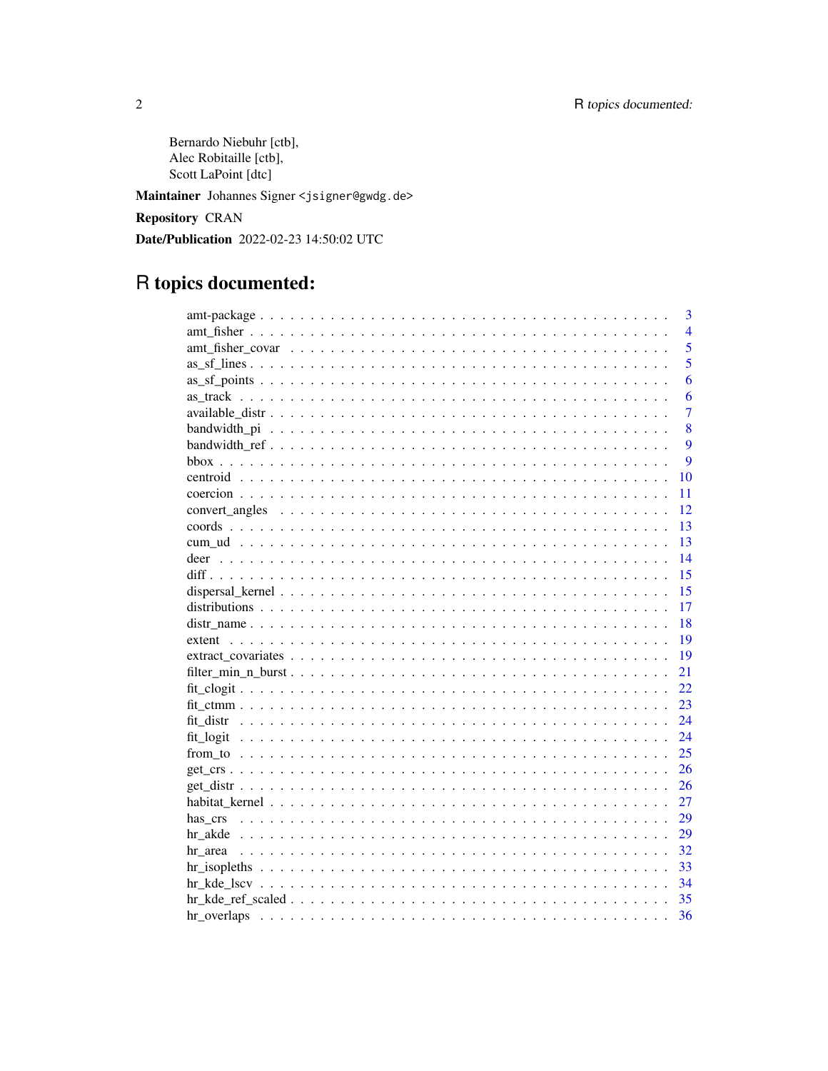Bernardo Niebuhr [ctb],
Alec Robitaille [ctb],
Scott LaPoint [dtc]

**Maintainer** Johannes Signer <jsigner@gwdg.de>

**Repository** CRAN

**Date/Publication** 2022-02-23 14:50:02 UTC

# R topics documented:

| | |
|---|---|
| amt-package | 3 |
| amt_fisher | 4 |
| amt_fisher_covar | 5 |
| as_sf_lines | 5 |
| as_sf_points | 6 |
| as_track | 6 |
| available_distr | 7 |
| bandwidth_pi | 8 |
| bandwidth_ref | 9 |
| bbox | 9 |
| centroid | 10 |
| coercion | 11 |
| convert_angles | 12 |
| coords | 13 |
| cum_ud | 13 |
| deer | 14 |
| diff | 15 |
| dispersal_kernel | 15 |
| distributions | 17 |
| distr_name | 18 |
| extent | 19 |
| extract_covariates | 19 |
| filter_min_n_burst | 21 |
| fit_clogit | 22 |
| fit_ctmm | 23 |
| fit_distr | 24 |
| fit_logit | 24 |
| from_to | 25 |
| get_crs | 26 |
| get_distr | 26 |
| habitat_kernel | 27 |
| has_crs | 29 |
| hr_akde | 29 |
| hr_area | 32 |
| hr_isopleths | 33 |
| hr_kde_lscv | 34 |
| hr_kde_ref_scaled | 35 |
| hr_overlaps | 36 |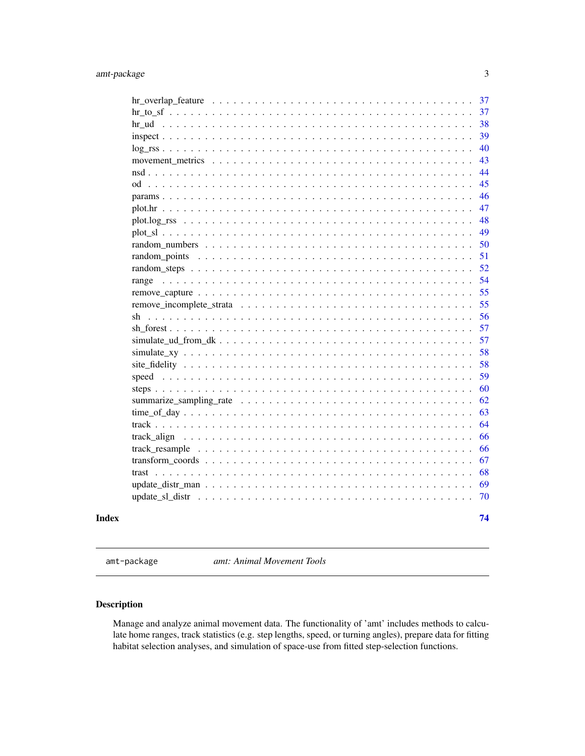hr_overlap_feature . . . . . . . . . . . . . . . . . . . . . . . . . . . . . . . . . 37
hr_to_sf . . . . . . . . . . . . . . . . . . . . . . . . . . . . . . . . . . . . . . 37
hr_ud . . . . . . . . . . . . . . . . . . . . . . . . . . . . . . . . . . . . . . . 38
inspect . . . . . . . . . . . . . . . . . . . . . . . . . . . . . . . . . . . . . . 39
log_rss . . . . . . . . . . . . . . . . . . . . . . . . . . . . . . . . . . . . . . 40
movement_metrics . . . . . . . . . . . . . . . . . . . . . . . . . . . . . . . . . 43
nsd . . . . . . . . . . . . . . . . . . . . . . . . . . . . . . . . . . . . . . . . 44
od . . . . . . . . . . . . . . . . . . . . . . . . . . . . . . . . . . . . . . . . . 45
params . . . . . . . . . . . . . . . . . . . . . . . . . . . . . . . . . . . . . . 46
plot.hr . . . . . . . . . . . . . . . . . . . . . . . . . . . . . . . . . . . . . . 47
plot.log_rss . . . . . . . . . . . . . . . . . . . . . . . . . . . . . . . . . . . 48
plot_sl . . . . . . . . . . . . . . . . . . . . . . . . . . . . . . . . . . . . . . 49
random_numbers . . . . . . . . . . . . . . . . . . . . . . . . . . . . . . . . . . 50
random_points . . . . . . . . . . . . . . . . . . . . . . . . . . . . . . . . . . 51
random_steps . . . . . . . . . . . . . . . . . . . . . . . . . . . . . . . . . . . 52
range . . . . . . . . . . . . . . . . . . . . . . . . . . . . . . . . . . . . . . . 54
remove_capture . . . . . . . . . . . . . . . . . . . . . . . . . . . . . . . . . . 55
remove_incomplete_strata . . . . . . . . . . . . . . . . . . . . . . . . . . . . . 55
sh . . . . . . . . . . . . . . . . . . . . . . . . . . . . . . . . . . . . . . . . . 56
sh_forest . . . . . . . . . . . . . . . . . . . . . . . . . . . . . . . . . . . . . 57
simulate_ud_from_dk . . . . . . . . . . . . . . . . . . . . . . . . . . . . . . . 57
simulate_xy . . . . . . . . . . . . . . . . . . . . . . . . . . . . . . . . . . . . 58
site_fidelity . . . . . . . . . . . . . . . . . . . . . . . . . . . . . . . . . . . 58
speed . . . . . . . . . . . . . . . . . . . . . . . . . . . . . . . . . . . . . . . 59
steps . . . . . . . . . . . . . . . . . . . . . . . . . . . . . . . . . . . . . . . 60
summarize_sampling_rate . . . . . . . . . . . . . . . . . . . . . . . . . . . . . . 62
time_of_day . . . . . . . . . . . . . . . . . . . . . . . . . . . . . . . . . . . . 63
track . . . . . . . . . . . . . . . . . . . . . . . . . . . . . . . . . . . . . . . 64
track_align . . . . . . . . . . . . . . . . . . . . . . . . . . . . . . . . . . . . 66
track_resample . . . . . . . . . . . . . . . . . . . . . . . . . . . . . . . . . . 66
transform_coords . . . . . . . . . . . . . . . . . . . . . . . . . . . . . . . . . 67
trast . . . . . . . . . . . . . . . . . . . . . . . . . . . . . . . . . . . . . . . 68
update_distr_man . . . . . . . . . . . . . . . . . . . . . . . . . . . . . . . . . 69
update_sl_distr . . . . . . . . . . . . . . . . . . . . . . . . . . . . . . . . . . 70

**Index** **74**

---

`amt-package` *amt: Animal Movement Tools*

---

### Description

Manage and analyze animal movement data. The functionality of 'amt' includes methods to calculate home ranges, track statistics (e.g. step lengths, speed, or turning angles), prepare data for fitting habitat selection analyses, and simulation of space-use from fitted step-selection functions.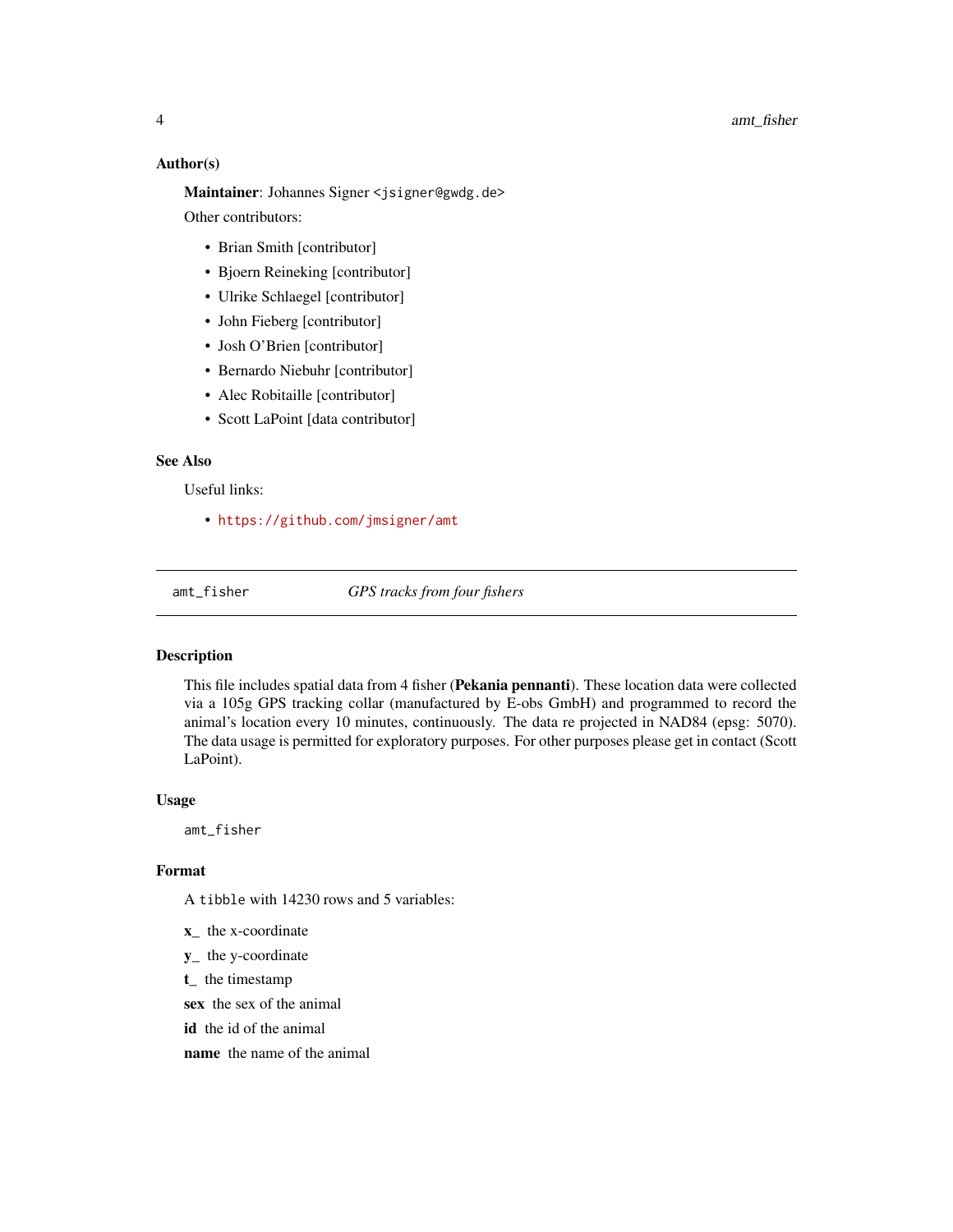### Author(s)

**Maintainer**: Johannes Signer <jsigner@gwdg.de>

Other contributors:

- Brian Smith [contributor]
- Bjoern Reineking [contributor]
- Ulrike Schlaegel [contributor]
- John Fieberg [contributor]
- Josh O'Brien [contributor]
- Bernardo Niebuhr [contributor]
- Alec Robitaille [contributor]
- Scott LaPoint [data contributor]

### See Also

Useful links:

- https://github.com/jmsigner/amt

---

## amt_fisher — *GPS tracks from four fishers*

### Description

This file includes spatial data from 4 fisher (**Pekania pennanti**). These location data were collected via a 105g GPS tracking collar (manufactured by E-obs GmbH) and programmed to record the animal's location every 10 minutes, continuously. The data re projected in NAD84 (epsg: 5070). The data usage is permitted for exploratory purposes. For other purposes please get in contact (Scott LaPoint).

### Usage

```
amt_fisher
```

### Format

A `tibble` with 14230 rows and 5 variables:

**x_** the x-coordinate

**y_** the y-coordinate

**t_** the timestamp

**sex** the sex of the animal

**id** the id of the animal

**name** the name of the animal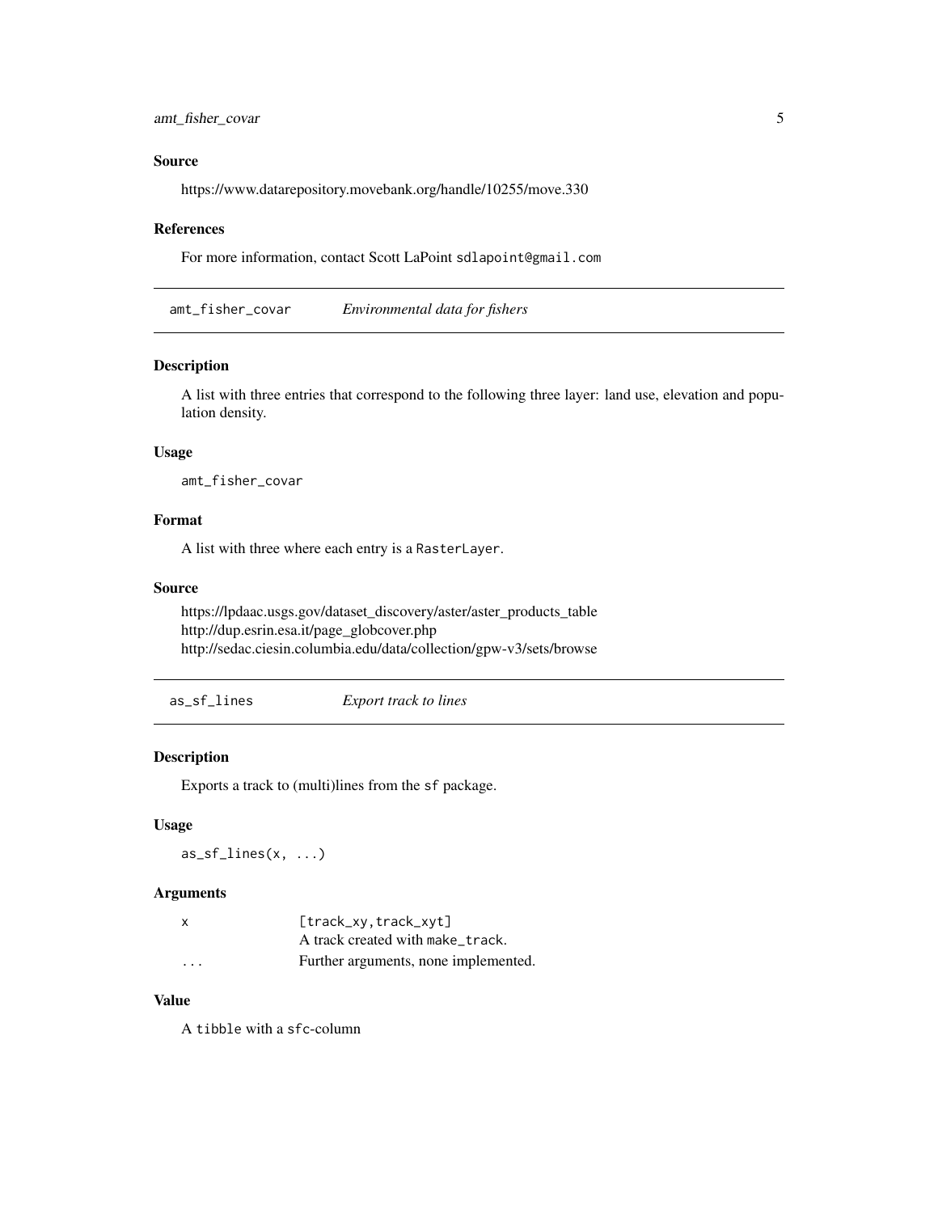### Source

https://www.datarepository.movebank.org/handle/10255/move.330

### References

For more information, contact Scott LaPoint sdlapoint@gmail.com

---

## amt_fisher_covar — *Environmental data for fishers*

### Description

A list with three entries that correspond to the following three layer: land use, elevation and population density.

### Usage

```
amt_fisher_covar
```

### Format

A list with three where each entry is a RasterLayer.

### Source

https://lpdaac.usgs.gov/dataset_discovery/aster/aster_products_table
http://dup.esrin.esa.it/page_globcover.php
http://sedac.ciesin.columbia.edu/data/collection/gpw-v3/sets/browse

---

## as_sf_lines — *Export track to lines*

### Description

Exports a track to (multi)lines from the sf package.

### Usage

```
as_sf_lines(x, ...)
```

### Arguments

| | |
|---|---|
| x | [track_xy,track_xyt] A track created with make_track. |
| ... | Further arguments, none implemented. |

### Value

A tibble with a sfc-column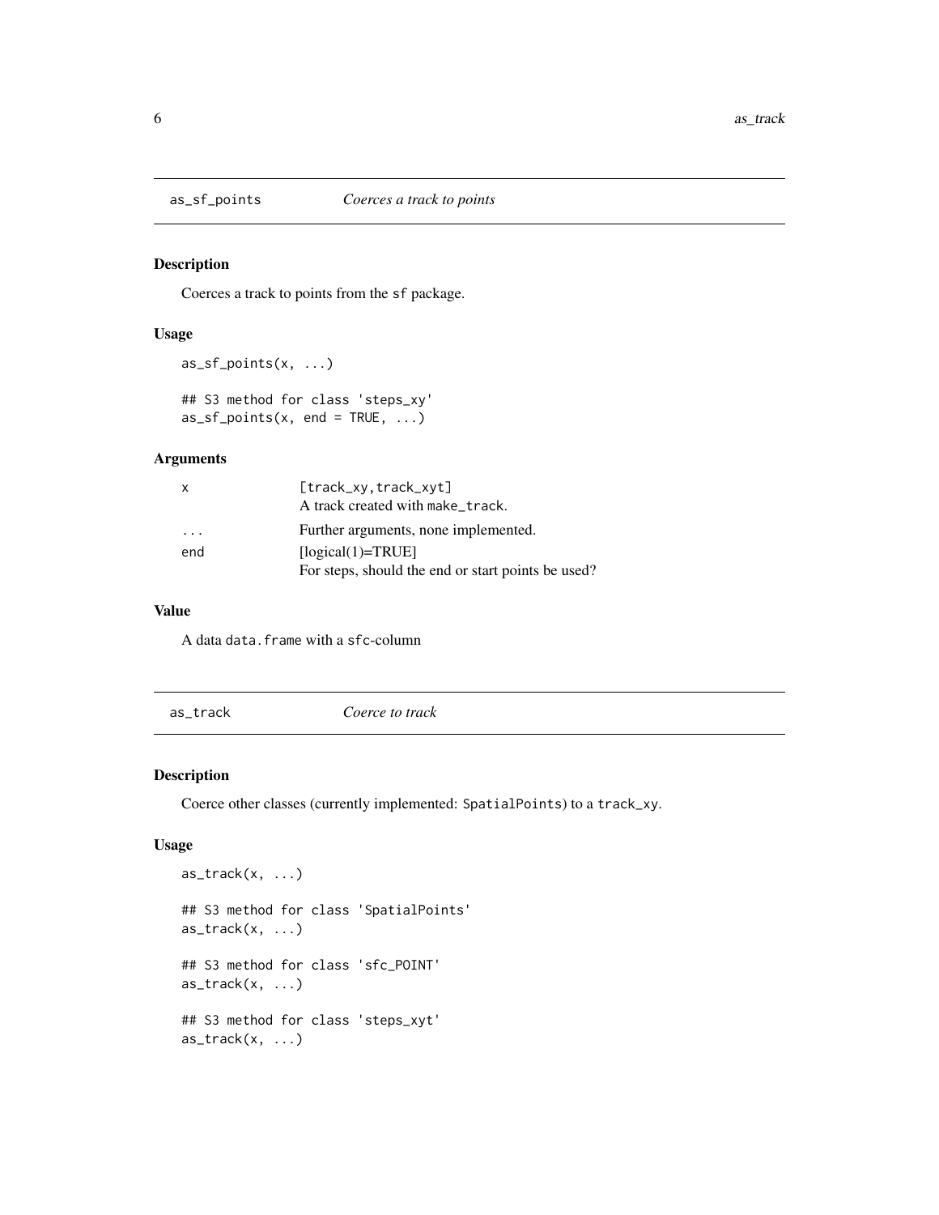## as_sf_points — *Coerces a track to points*

### Description

Coerces a track to points from the `sf` package.

### Usage

```
as_sf_points(x, ...)

## S3 method for class 'steps_xy'
as_sf_points(x, end = TRUE, ...)
```

### Arguments

| | |
|---|---|
| `x` | [track_xy,track_xyt]<br>A track created with `make_track`. |
| `...` | Further arguments, none implemented. |
| `end` | [logical(1)=TRUE]<br>For steps, should the end or start points be used? |

### Value

A data `data.frame` with a `sfc`-column

## as_track — *Coerce to track*

### Description

Coerce other classes (currently implemented: `SpatialPoints`) to a `track_xy`.

### Usage

```
as_track(x, ...)

## S3 method for class 'SpatialPoints'
as_track(x, ...)

## S3 method for class 'sfc_POINT'
as_track(x, ...)

## S3 method for class 'steps_xyt'
as_track(x, ...)
```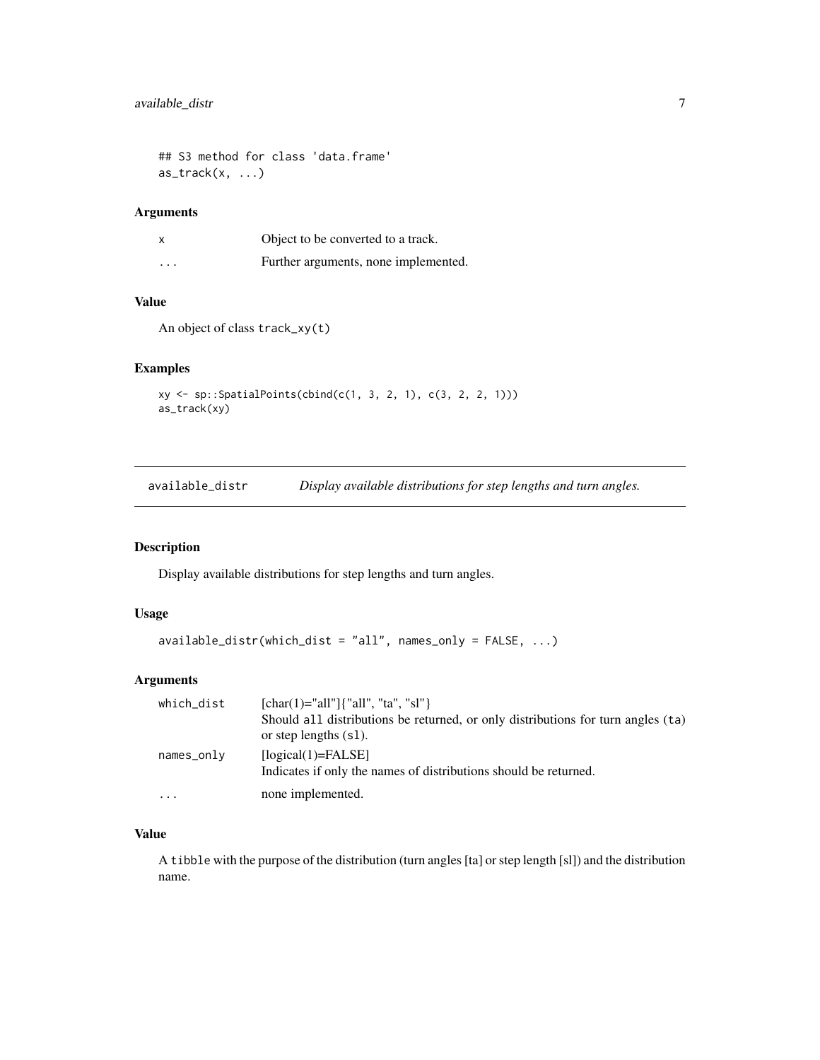```
## S3 method for class 'data.frame'
as_track(x, ...)
```

### Arguments

| | |
|---|---|
| x | Object to be converted to a track. |
| ... | Further arguments, none implemented. |

### Value

An object of class `track_xy(t)`

### Examples

```
xy <- sp::SpatialPoints(cbind(c(1, 3, 2, 1), c(3, 2, 2, 1)))
as_track(xy)
```

---

## available_distr — *Display available distributions for step lengths and turn angles.*

### Description

Display available distributions for step lengths and turn angles.

### Usage

```
available_distr(which_dist = "all", names_only = FALSE, ...)
```

### Arguments

| | |
|---|---|
| which_dist | [char(1)="all"]{"all", "ta", "sl"}<br>Should `all` distributions be returned, or only distributions for turn angles (`ta`) or step lengths (`sl`). |
| names_only | [logical(1)=FALSE]<br>Indicates if only the names of distributions should be returned. |
| ... | none implemented. |

### Value

A `tibble` with the purpose of the distribution (turn angles [ta] or step length [sl]) and the distribution name.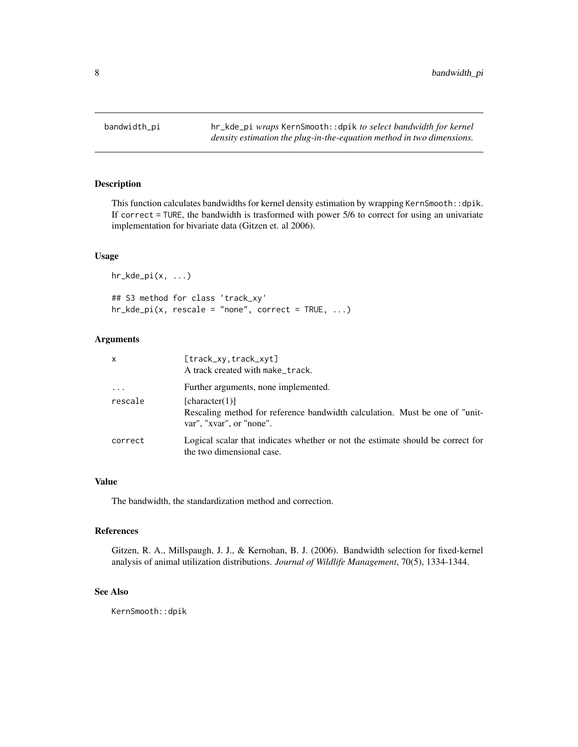bandwidth_pi — `hr_kde_pi` *wraps* `KernSmooth::dpik` *to select bandwidth for kernel density estimation the plug-in-the-equation method in two dimensions.*

## Description

This function calculates bandwidths for kernel density estimation by wrapping `KernSmooth::dpik`. If `correct = TURE`, the bandwidth is trasformed with power 5/6 to correct for using an univariate implementation for bivariate data (Gitzen et. al 2006).

## Usage

```
hr_kde_pi(x, ...)

## S3 method for class 'track_xy'
hr_kde_pi(x, rescale = "none", correct = TRUE, ...)
```

## Arguments

| | |
|---|---|
| `x` | [track_xy,track_xyt] A track created with `make_track`. |
| `...` | Further arguments, none implemented. |
| `rescale` | [character(1)] Rescaling method for reference bandwidth calculation. Must be one of "unitvar", "xvar", or "none". |
| `correct` | Logical scalar that indicates whether or not the estimate should be correct for the two dimensional case. |

## Value

The bandwidth, the standardization method and correction.

## References

Gitzen, R. A., Millspaugh, J. J., & Kernohan, B. J. (2006). Bandwidth selection for fixed-kernel analysis of animal utilization distributions. *Journal of Wildlife Management*, 70(5), 1334-1344.

## See Also

`KernSmooth::dpik`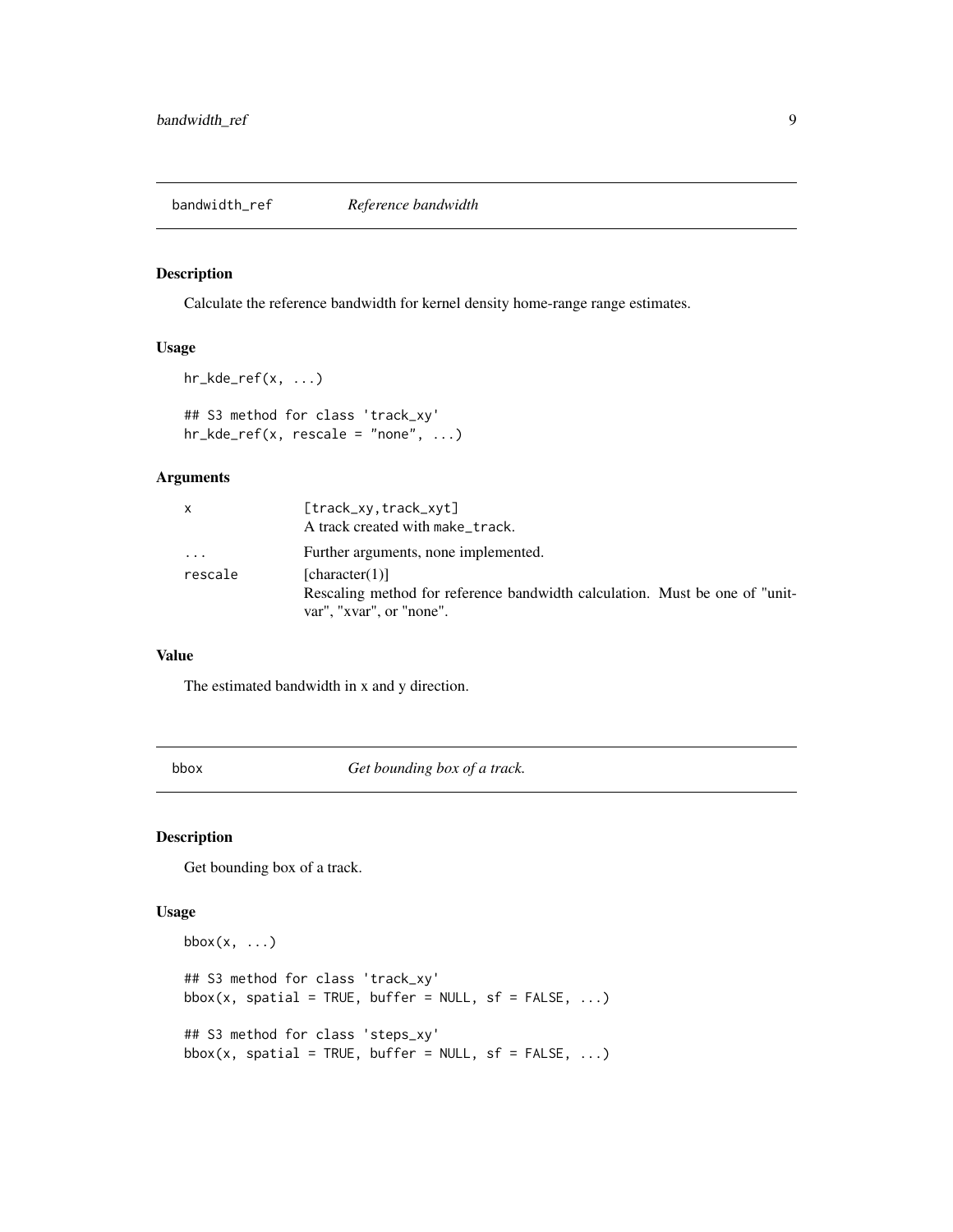## bandwidth_ref — *Reference bandwidth*

### Description

Calculate the reference bandwidth for kernel density home-range range estimates.

### Usage

```
hr_kde_ref(x, ...)

## S3 method for class 'track_xy'
hr_kde_ref(x, rescale = "none", ...)
```

### Arguments

| | |
|---|---|
| x | [track_xy,track_xyt]<br>A track created with make_track. |
| ... | Further arguments, none implemented. |
| rescale | [character(1)]<br>Rescaling method for reference bandwidth calculation. Must be one of "unitvar", "xvar", or "none". |

### Value

The estimated bandwidth in x and y direction.

## bbox — *Get bounding box of a track.*

### Description

Get bounding box of a track.

### Usage

```
bbox(x, ...)

## S3 method for class 'track_xy'
bbox(x, spatial = TRUE, buffer = NULL, sf = FALSE, ...)

## S3 method for class 'steps_xy'
bbox(x, spatial = TRUE, buffer = NULL, sf = FALSE, ...)
```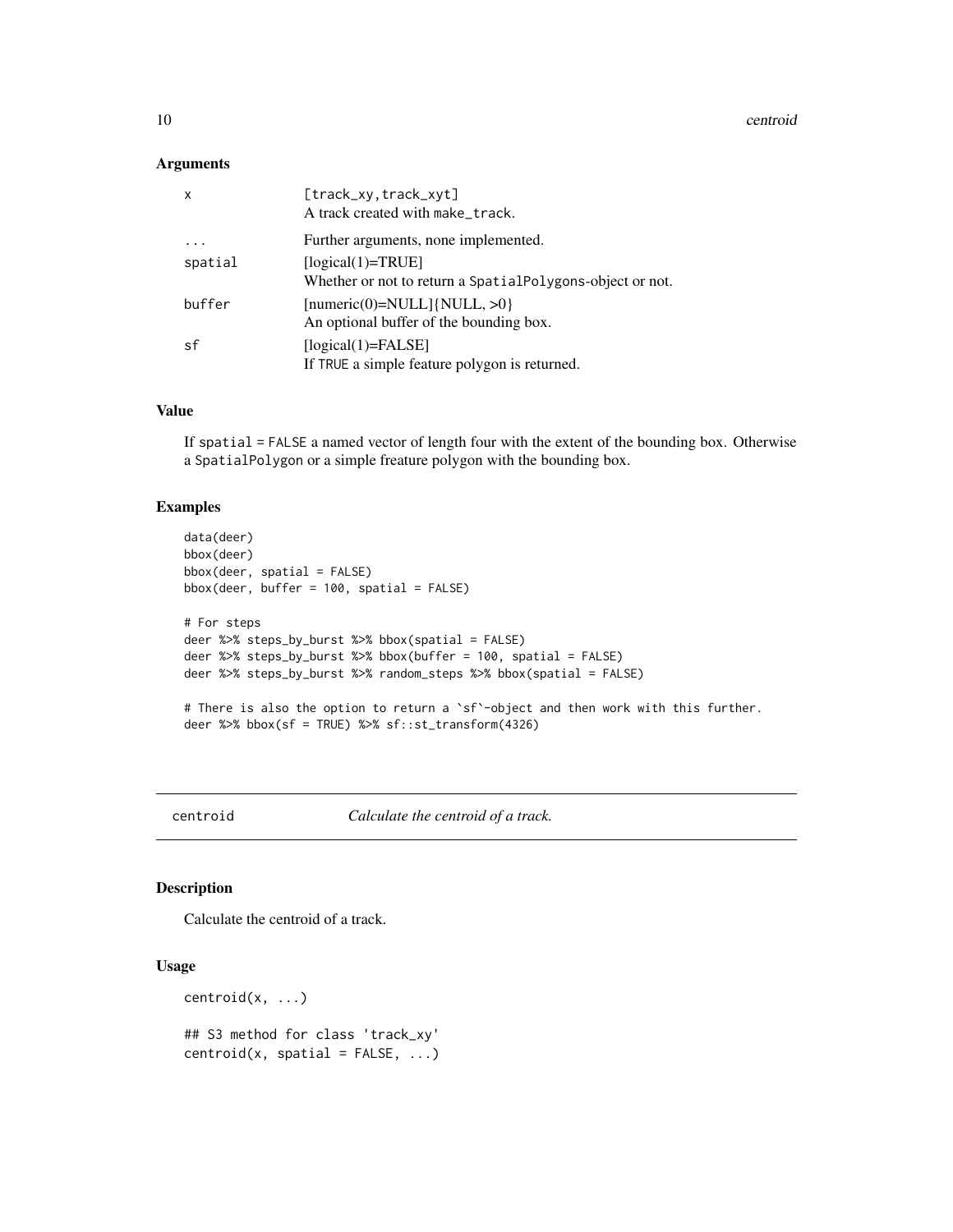### Arguments

| | |
|---|---|
| x | [track_xy,track_xyt]<br>A track created with make_track. |
| ... | Further arguments, none implemented. |
| spatial | [logical(1)=TRUE]<br>Whether or not to return a SpatialPolygons-object or not. |
| buffer | [numeric(0)=NULL]{NULL, >0}<br>An optional buffer of the bounding box. |
| sf | [logical(1)=FALSE]<br>If TRUE a simple feature polygon is returned. |

### Value

If spatial = FALSE a named vector of length four with the extent of the bounding box. Otherwise a SpatialPolygon or a simple freature polygon with the bounding box.

### Examples

```
data(deer)
bbox(deer)
bbox(deer, spatial = FALSE)
bbox(deer, buffer = 100, spatial = FALSE)

# For steps
deer %>% steps_by_burst %>% bbox(spatial = FALSE)
deer %>% steps_by_burst %>% bbox(buffer = 100, spatial = FALSE)
deer %>% steps_by_burst %>% random_steps %>% bbox(spatial = FALSE)

# There is also the option to return a `sf`-object and then work with this further.
deer %>% bbox(sf = TRUE) %>% sf::st_transform(4326)
```

---

## centroid *Calculate the centroid of a track.*

---

### Description

Calculate the centroid of a track.

### Usage

```
centroid(x, ...)

## S3 method for class 'track_xy'
centroid(x, spatial = FALSE, ...)
```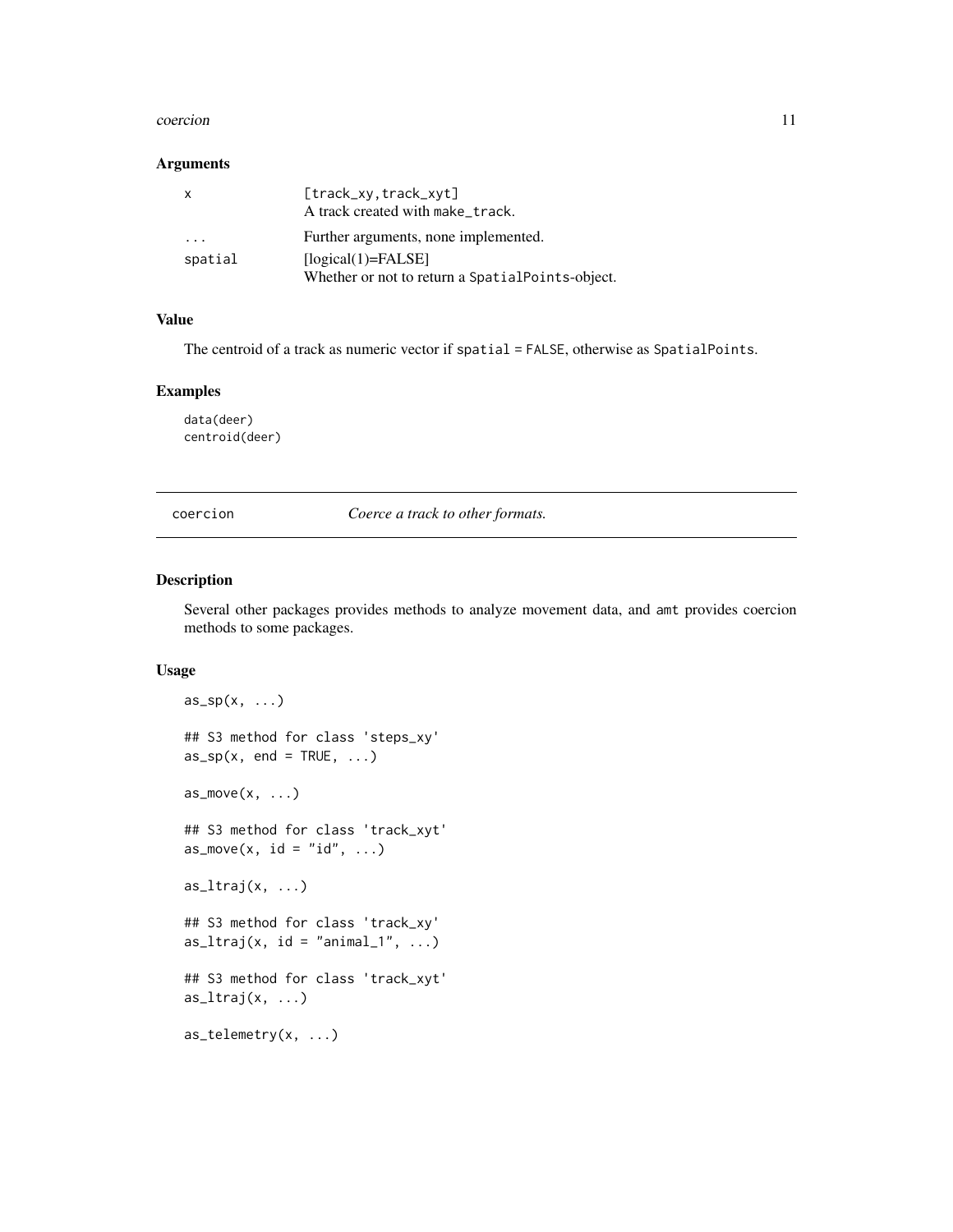### Arguments

| | |
|---|---|
| x | [track_xy,track_xyt] A track created with make_track. |
| ... | Further arguments, none implemented. |
| spatial | [logical(1)=FALSE] Whether or not to return a SpatialPoints-object. |

### Value

The centroid of a track as numeric vector if spatial = FALSE, otherwise as SpatialPoints.

### Examples

```
data(deer)
centroid(deer)
```

---

## coercion — *Coerce a track to other formats.*

---

### Description

Several other packages provides methods to analyze movement data, and amt provides coercion methods to some packages.

### Usage

```
as_sp(x, ...)

## S3 method for class 'steps_xy'
as_sp(x, end = TRUE, ...)

as_move(x, ...)

## S3 method for class 'track_xyt'
as_move(x, id = "id", ...)

as_ltraj(x, ...)

## S3 method for class 'track_xy'
as_ltraj(x, id = "animal_1", ...)

## S3 method for class 'track_xyt'
as_ltraj(x, ...)

as_telemetry(x, ...)
```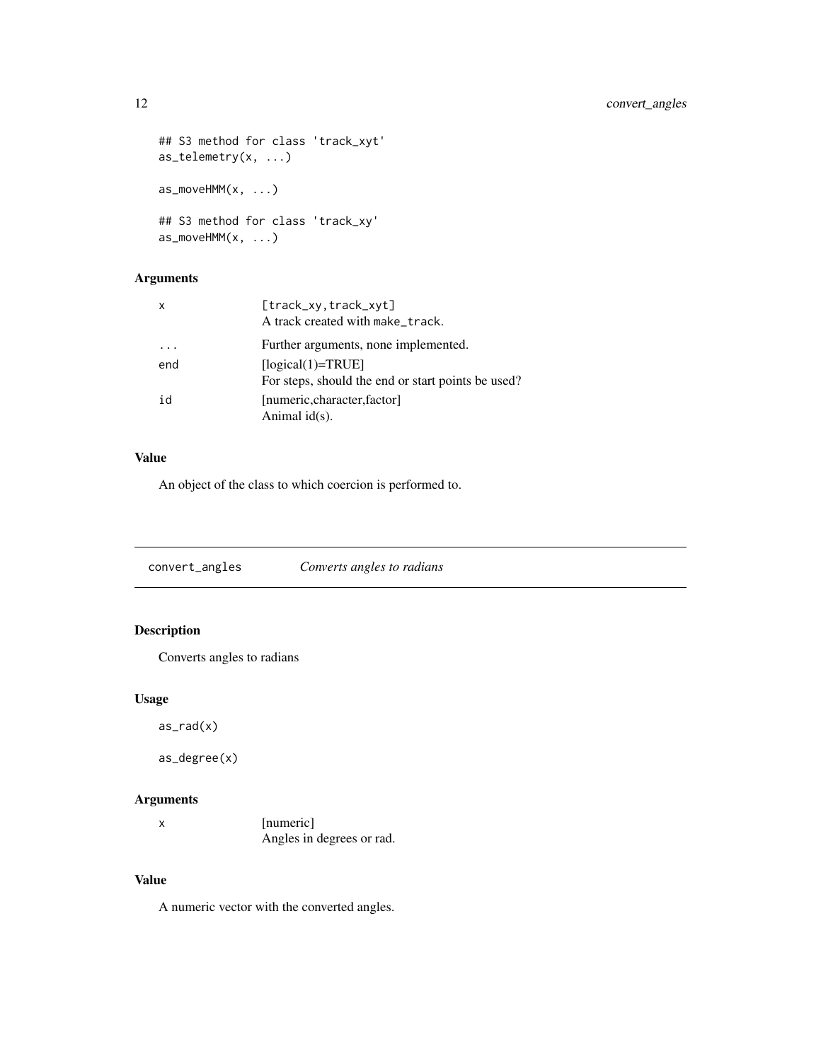```
## S3 method for class 'track_xyt'
as_telemetry(x, ...)

as_moveHMM(x, ...)

## S3 method for class 'track_xy'
as_moveHMM(x, ...)
```

### Arguments

| | |
|---|---|
| `x` | [track_xy, track_xyt]<br>A track created with `make_track`. |
| `...` | Further arguments, none implemented. |
| `end` | [logical(1)=TRUE]<br>For steps, should the end or start points be used? |
| `id` | [numeric,character,factor]<br>Animal id(s). |

### Value

An object of the class to which coercion is performed to.

---

## convert_angles — *Converts angles to radians*

### Description

Converts angles to radians

### Usage

```
as_rad(x)

as_degree(x)
```

### Arguments

| | |
|---|---|
| `x` | [numeric]<br>Angles in degrees or rad. |

### Value

A numeric vector with the converted angles.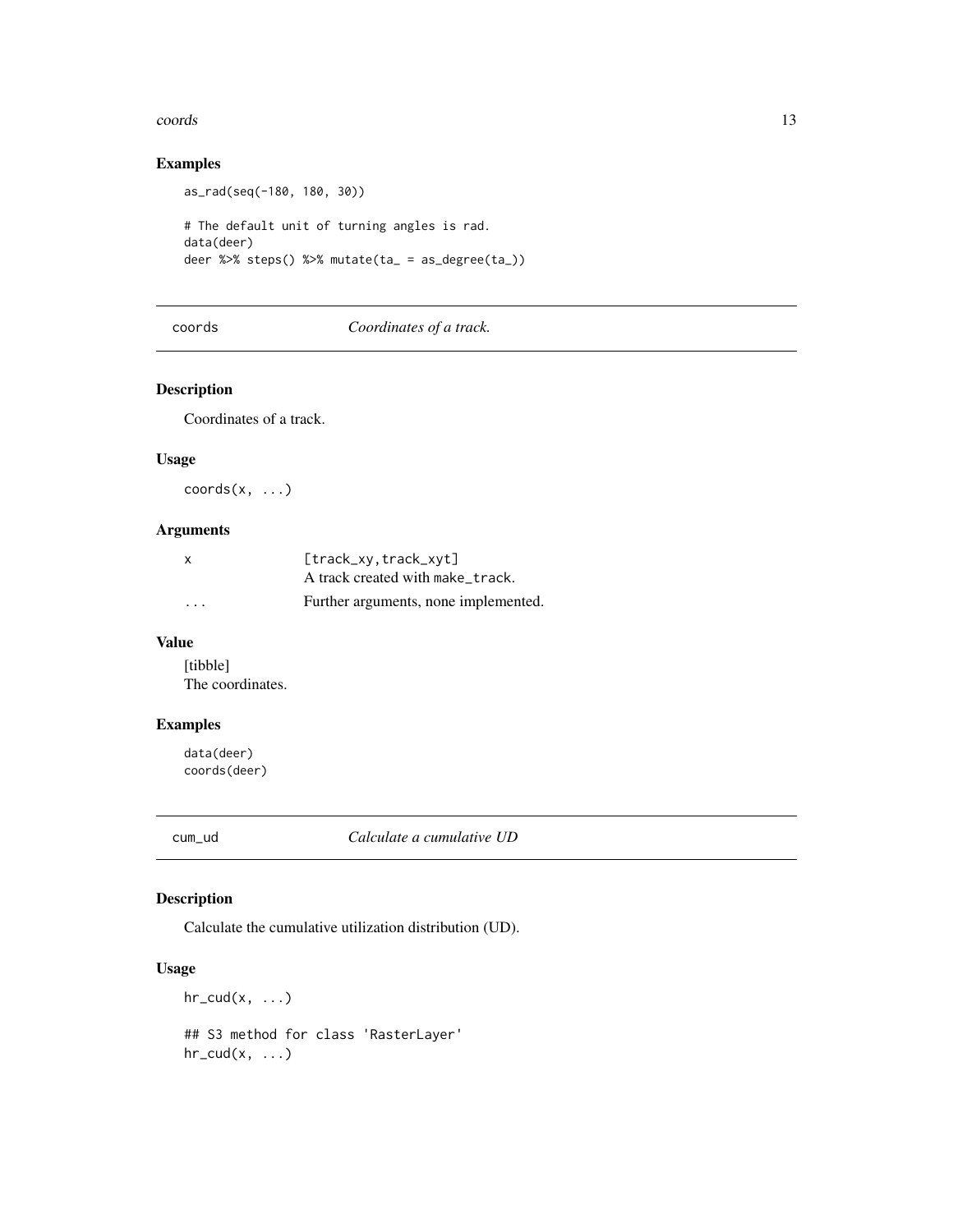## Examples

```
as_rad(seq(-180, 180, 30))

# The default unit of turning angles is rad.
data(deer)
deer %>% steps() %>% mutate(ta_ = as_degree(ta_))
```

---

# coords — *Coordinates of a track.*

## Description

Coordinates of a track.

## Usage

```
coords(x, ...)
```

## Arguments

| | |
|---|---|
| x | [track_xy,track_xyt] A track created with make_track. |
| ... | Further arguments, none implemented. |

## Value

[tibble]
The coordinates.

## Examples

```
data(deer)
coords(deer)
```

---

# cum_ud — *Calculate a cumulative UD*

## Description

Calculate the cumulative utilization distribution (UD).

## Usage

```
hr_cud(x, ...)

## S3 method for class 'RasterLayer'
hr_cud(x, ...)
```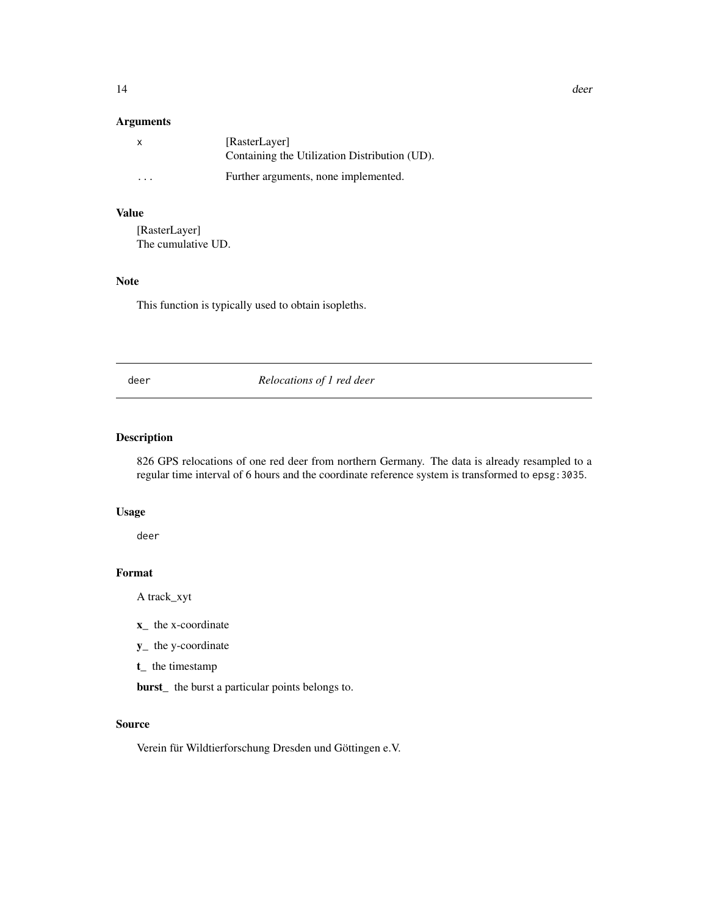### Arguments

| | |
|---|---|
| x | [RasterLayer] Containing the Utilization Distribution (UD). |
| ... | Further arguments, none implemented. |

### Value

[RasterLayer]
The cumulative UD.

### Note

This function is typically used to obtain isopleths.

---

## deer — *Relocations of 1 red deer*

---

### Description

826 GPS relocations of one red deer from northern Germany. The data is already resampled to a regular time interval of 6 hours and the coordinate reference system is transformed to `epsg:3035`.

### Usage

```
deer
```

### Format

A track_xyt

**x_** the x-coordinate

**y_** the y-coordinate

**t_** the timestamp

**burst_** the burst a particular points belongs to.

### Source

Verein für Wildtierforschung Dresden und Göttingen e.V.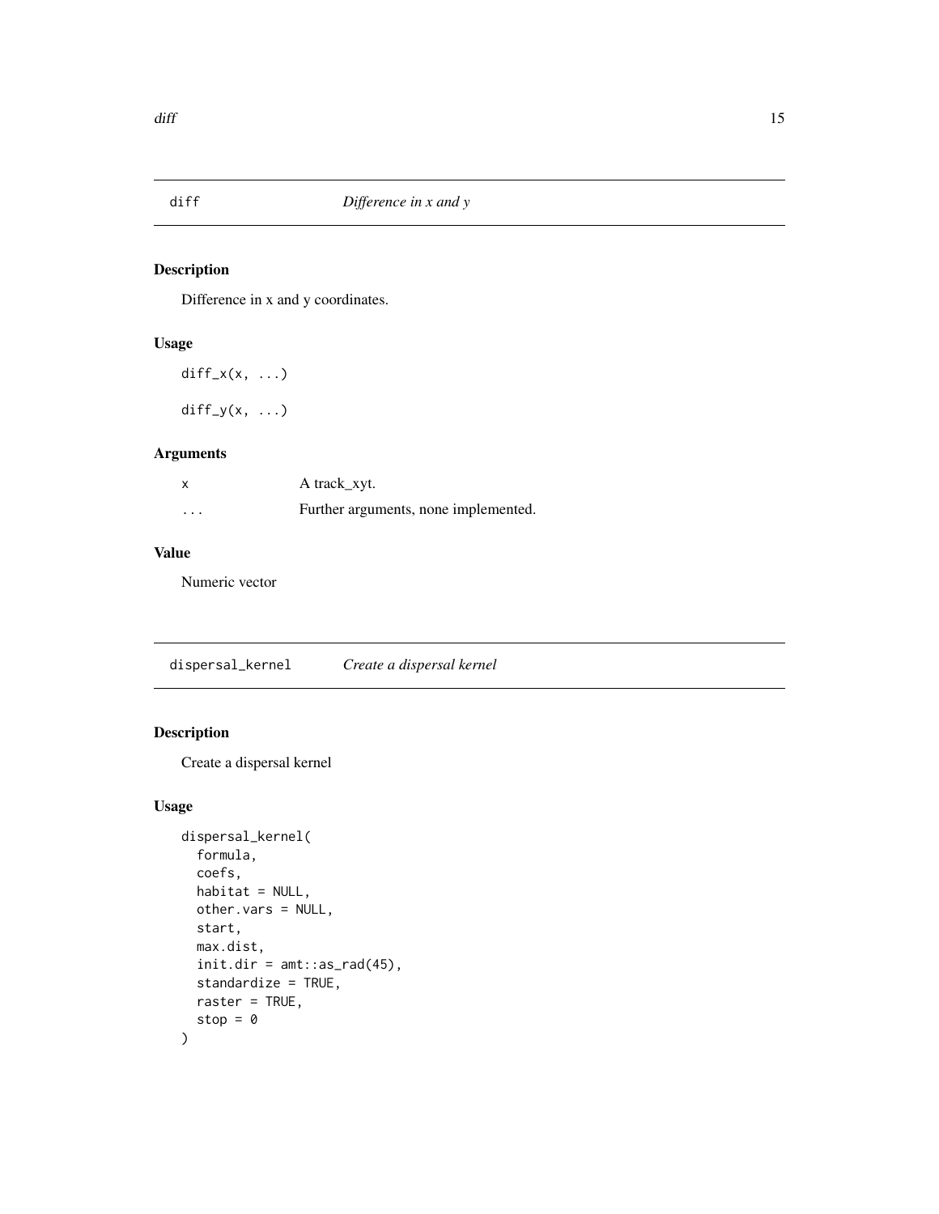## diff *Difference in x and y*

### Description

Difference in x and y coordinates.

### Usage

```
diff_x(x, ...)

diff_y(x, ...)
```

### Arguments

| | |
|---|---|
| x | A track_xyt. |
| ... | Further arguments, none implemented. |

### Value

Numeric vector

## dispersal_kernel *Create a dispersal kernel*

### Description

Create a dispersal kernel

### Usage

```
dispersal_kernel(
  formula,
  coefs,
  habitat = NULL,
  other.vars = NULL,
  start,
  max.dist,
  init.dir = amt::as_rad(45),
  standardize = TRUE,
  raster = TRUE,
  stop = 0
)
```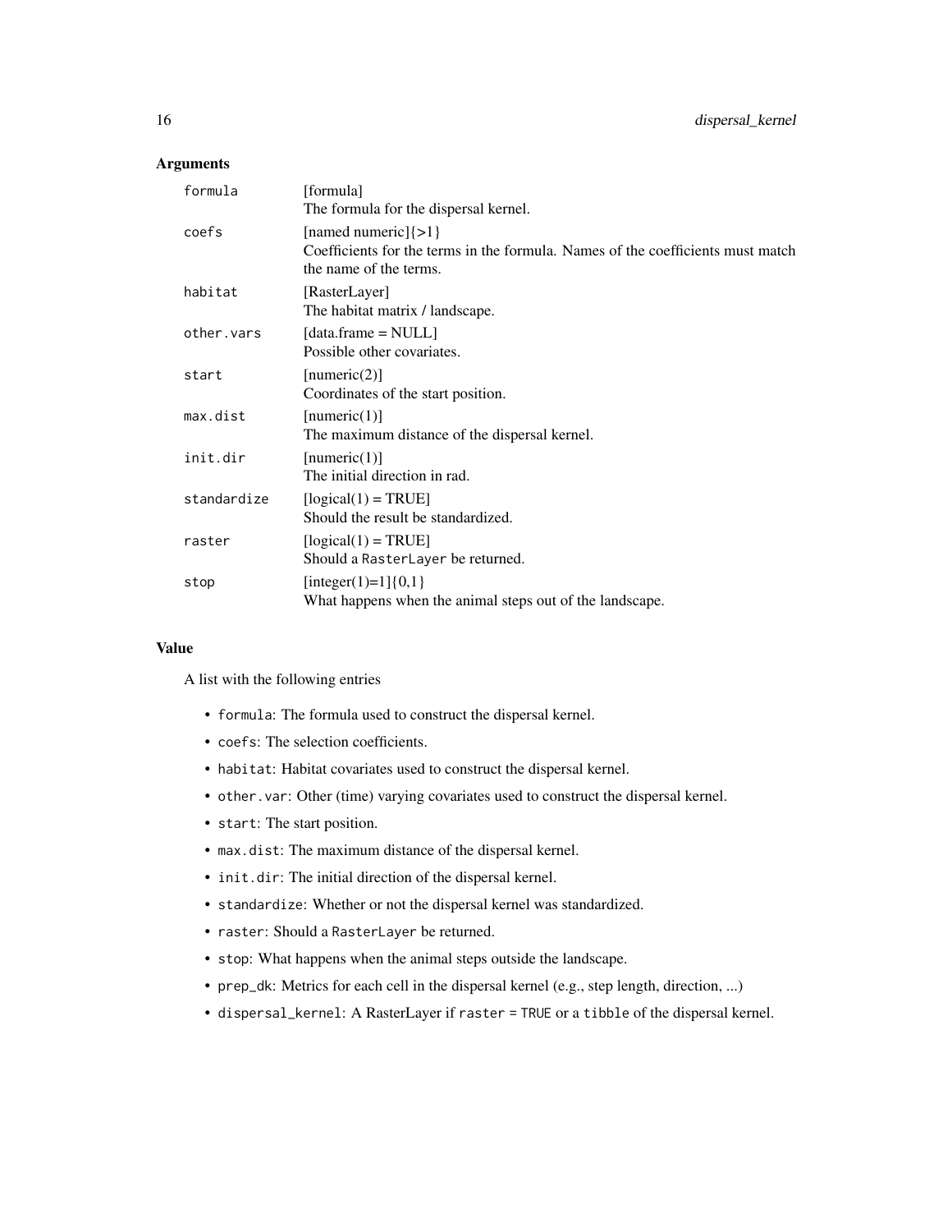### Arguments

| | |
|---|---|
| `formula` | [formula]<br>The formula for the dispersal kernel. |
| `coefs` | [named numeric]{>1}<br>Coefficients for the terms in the formula. Names of the coefficients must match the name of the terms. |
| `habitat` | [RasterLayer]<br>The habitat matrix / landscape. |
| `other.vars` | [data.frame = NULL]<br>Possible other covariates. |
| `start` | [numeric(2)]<br>Coordinates of the start position. |
| `max.dist` | [numeric(1)]<br>The maximum distance of the dispersal kernel. |
| `init.dir` | [numeric(1)]<br>The initial direction in rad. |
| `standardize` | [logical(1) = TRUE]<br>Should the result be standardized. |
| `raster` | [logical(1) = TRUE]<br>Should a `RasterLayer` be returned. |
| `stop` | [integer(1)=1]{0,1}<br>What happens when the animal steps out of the landscape. |

### Value

A list with the following entries

- `formula`: The formula used to construct the dispersal kernel.
- `coefs`: The selection coefficients.
- `habitat`: Habitat covariates used to construct the dispersal kernel.
- `other.var`: Other (time) varying covariates used to construct the dispersal kernel.
- `start`: The start position.
- `max.dist`: The maximum distance of the dispersal kernel.
- `init.dir`: The initial direction of the dispersal kernel.
- `standardize`: Whether or not the dispersal kernel was standardized.
- `raster`: Should a `RasterLayer` be returned.
- `stop`: What happens when the animal steps outside the landscape.
- `prep_dk`: Metrics for each cell in the dispersal kernel (e.g., step length, direction, ...)
- `dispersal_kernel`: A RasterLayer if `raster = TRUE` or a `tibble` of the dispersal kernel.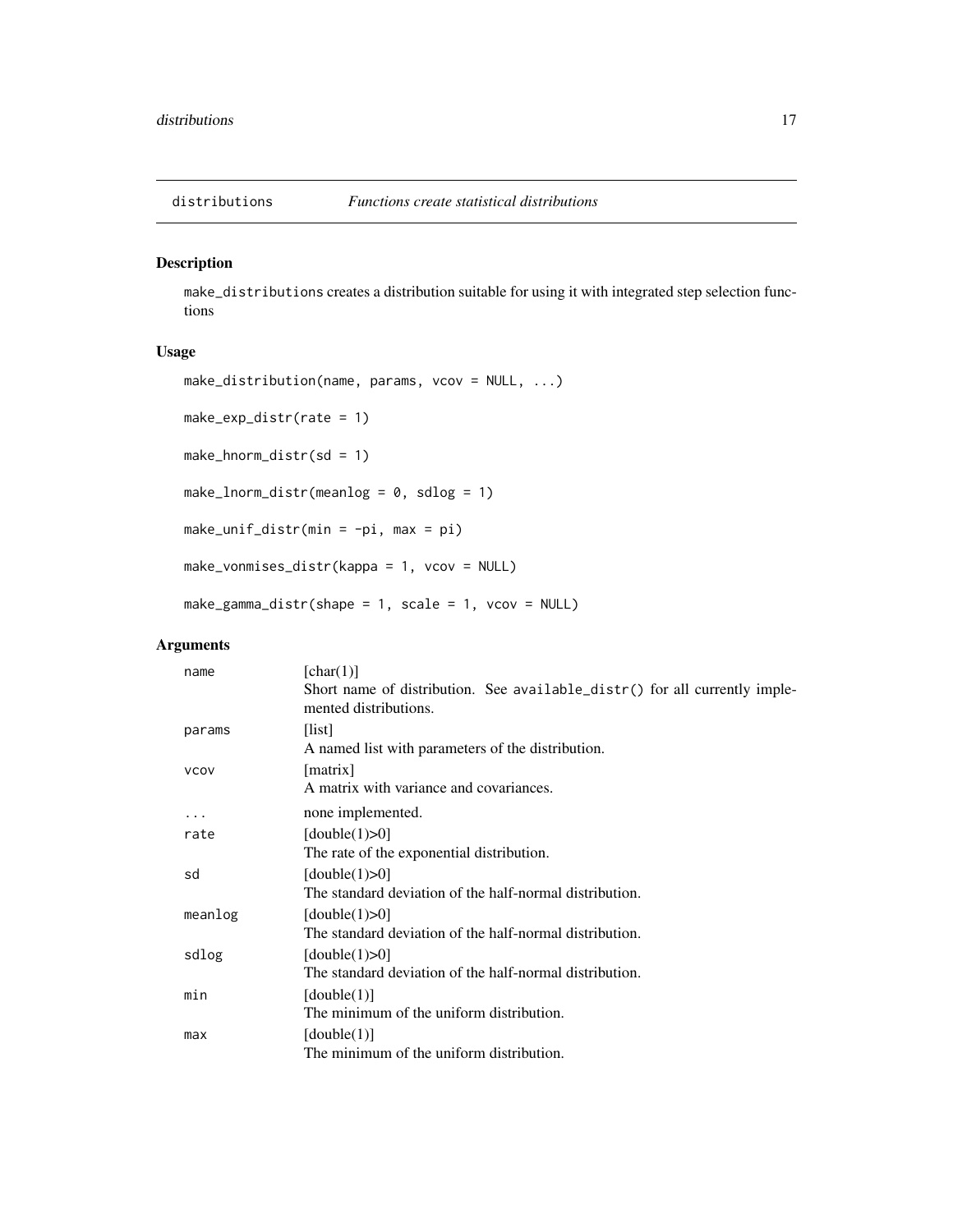## distributions — *Functions create statistical distributions*

### Description

`make_distributions` creates a distribution suitable for using it with integrated step selection functions

### Usage

```
make_distribution(name, params, vcov = NULL, ...)

make_exp_distr(rate = 1)

make_hnorm_distr(sd = 1)

make_lnorm_distr(meanlog = 0, sdlog = 1)

make_unif_distr(min = -pi, max = pi)

make_vonmises_distr(kappa = 1, vcov = NULL)

make_gamma_distr(shape = 1, scale = 1, vcov = NULL)
```

### Arguments

| Argument | Description |
|---|---|
| `name` | [char(1)] Short name of distribution. See `available_distr()` for all currently implemented distributions. |
| `params` | [list] A named list with parameters of the distribution. |
| `vcov` | [matrix] A matrix with variance and covariances. |
| `...` | none implemented. |
| `rate` | [double(1)>0] The rate of the exponential distribution. |
| `sd` | [double(1)>0] The standard deviation of the half-normal distribution. |
| `meanlog` | [double(1)>0] The standard deviation of the half-normal distribution. |
| `sdlog` | [double(1)>0] The standard deviation of the half-normal distribution. |
| `min` | [double(1)] The minimum of the uniform distribution. |
| `max` | [double(1)] The minimum of the uniform distribution. |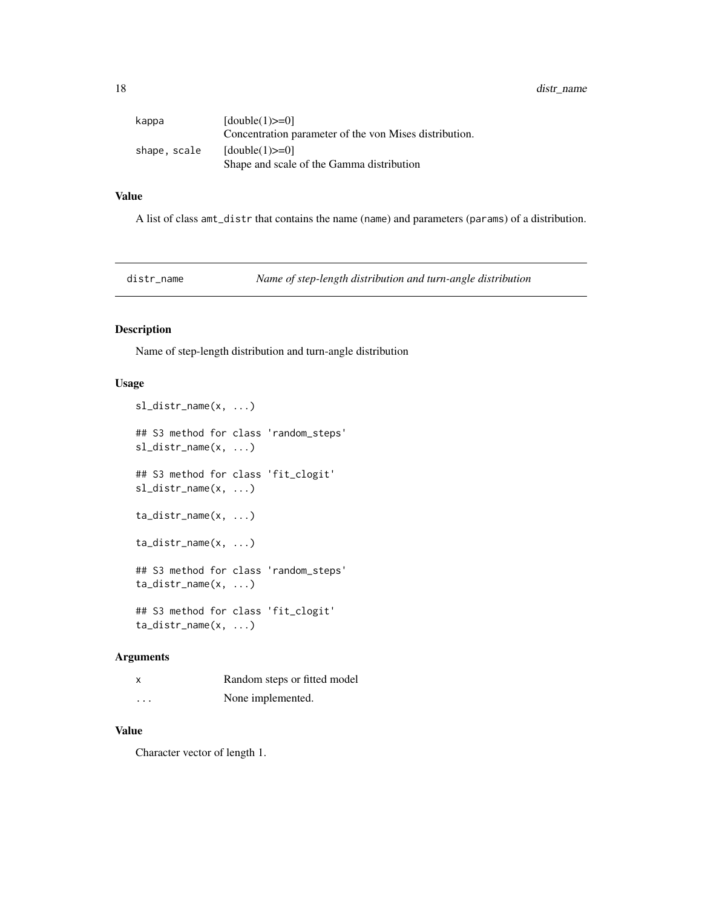| | |
|---|---|
| kappa | [double(1)>=0]<br>Concentration parameter of the von Mises distribution. |
| shape, scale | [double(1)>=0]<br>Shape and scale of the Gamma distribution |

### Value

A list of class amt_distr that contains the name (name) and parameters (params) of a distribution.

---

## distr_name — *Name of step-length distribution and turn-angle distribution*

### Description

Name of step-length distribution and turn-angle distribution

### Usage

```
sl_distr_name(x, ...)

## S3 method for class 'random_steps'
sl_distr_name(x, ...)

## S3 method for class 'fit_clogit'
sl_distr_name(x, ...)

ta_distr_name(x, ...)

ta_distr_name(x, ...)

## S3 method for class 'random_steps'
ta_distr_name(x, ...)

## S3 method for class 'fit_clogit'
ta_distr_name(x, ...)
```

### Arguments

| | |
|---|---|
| x | Random steps or fitted model |
| ... | None implemented. |

### Value

Character vector of length 1.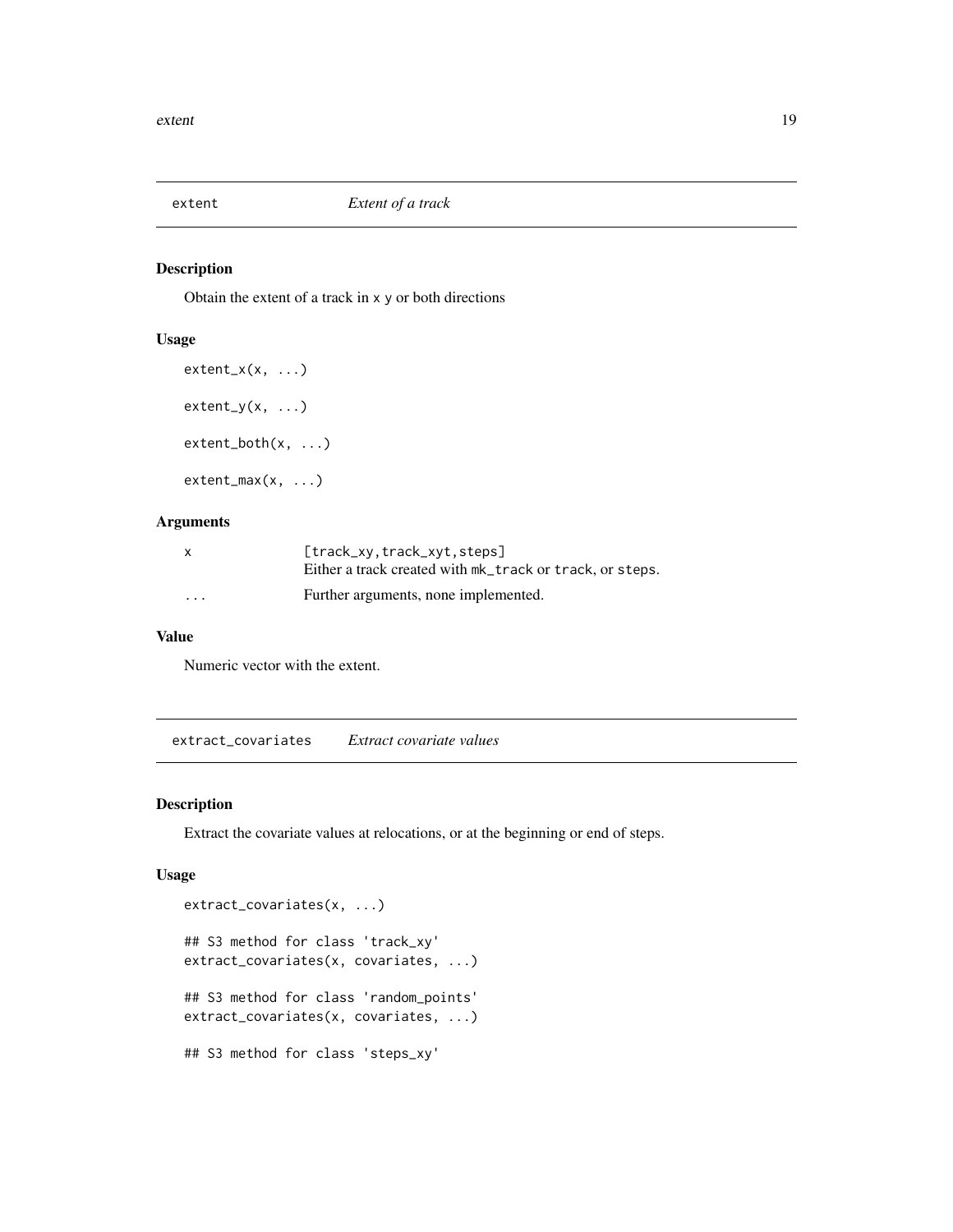## extent *Extent of a track*

### Description

Obtain the extent of a track in x y or both directions

### Usage

```
extent_x(x, ...)

extent_y(x, ...)

extent_both(x, ...)

extent_max(x, ...)
```

### Arguments

| | |
|---|---|
| x | [track_xy,track_xyt,steps] Either a track created with mk_track or track, or steps. |
| ... | Further arguments, none implemented. |

### Value

Numeric vector with the extent.

## extract_covariates *Extract covariate values*

### Description

Extract the covariate values at relocations, or at the beginning or end of steps.

### Usage

```
extract_covariates(x, ...)

## S3 method for class 'track_xy'
extract_covariates(x, covariates, ...)

## S3 method for class 'random_points'
extract_covariates(x, covariates, ...)

## S3 method for class 'steps_xy'
```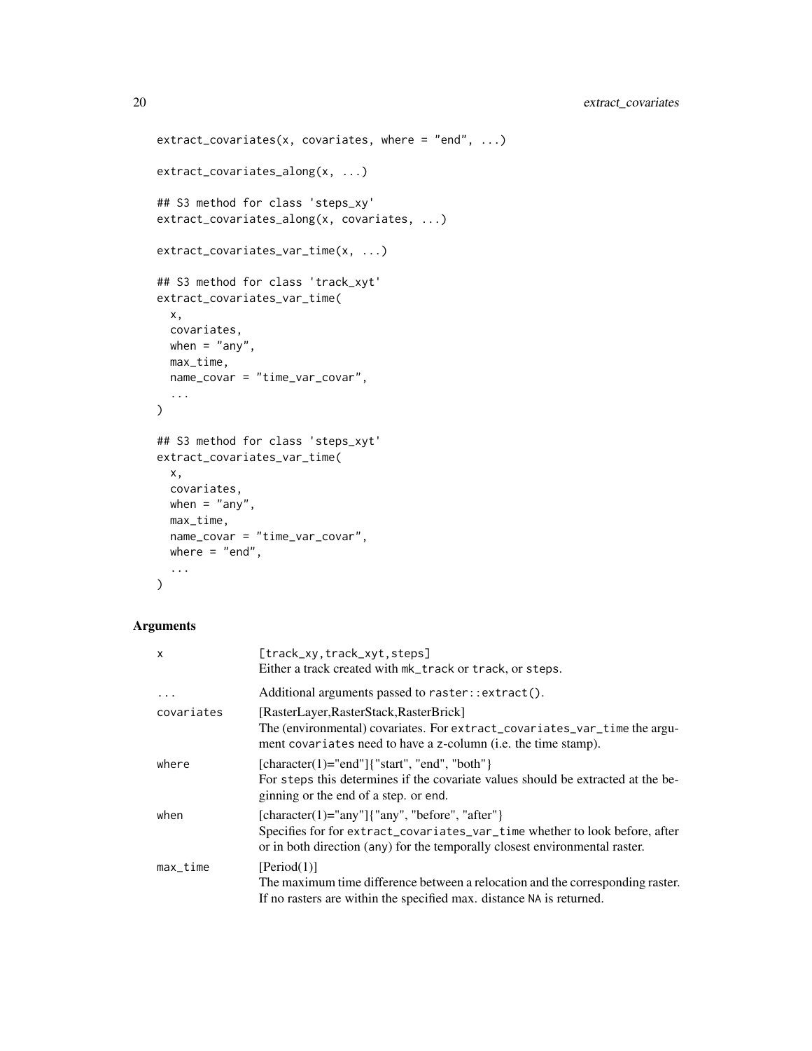```
extract_covariates(x, covariates, where = "end", ...)

extract_covariates_along(x, ...)

## S3 method for class 'steps_xy'
extract_covariates_along(x, covariates, ...)

extract_covariates_var_time(x, ...)

## S3 method for class 'track_xyt'
extract_covariates_var_time(
  x,
  covariates,
  when = "any",
  max_time,
  name_covar = "time_var_covar",
  ...
)

## S3 method for class 'steps_xyt'
extract_covariates_var_time(
  x,
  covariates,
  when = "any",
  max_time,
  name_covar = "time_var_covar",
  where = "end",
  ...
)
```

## Arguments

| | |
|---|---|
| `x` | [track_xy,track_xyt,steps]<br>Either a track created with `mk_track` or `track`, or `steps`. |
| `...` | Additional arguments passed to `raster::extract()`. |
| `covariates` | [RasterLayer,RasterStack,RasterBrick]<br>The (environmental) covariates. For `extract_covariates_var_time` the argument `covariates` need to have a `z`-column (i.e. the time stamp). |
| `where` | [character(1)="end"]{"start", "end", "both"}<br>For `steps` this determines if the covariate values should be extracted at the beginning or the end of a step. or `end`. |
| `when` | [character(1)="any"]{"any", "before", "after"}<br>Specifies for for `extract_covariates_var_time` whether to look before, after or in both direction (`any`) for the temporally closest environmental raster. |
| `max_time` | [Period(1)]<br>The maximum time difference between a relocation and the corresponding raster. If no rasters are within the specified max. distance `NA` is returned. |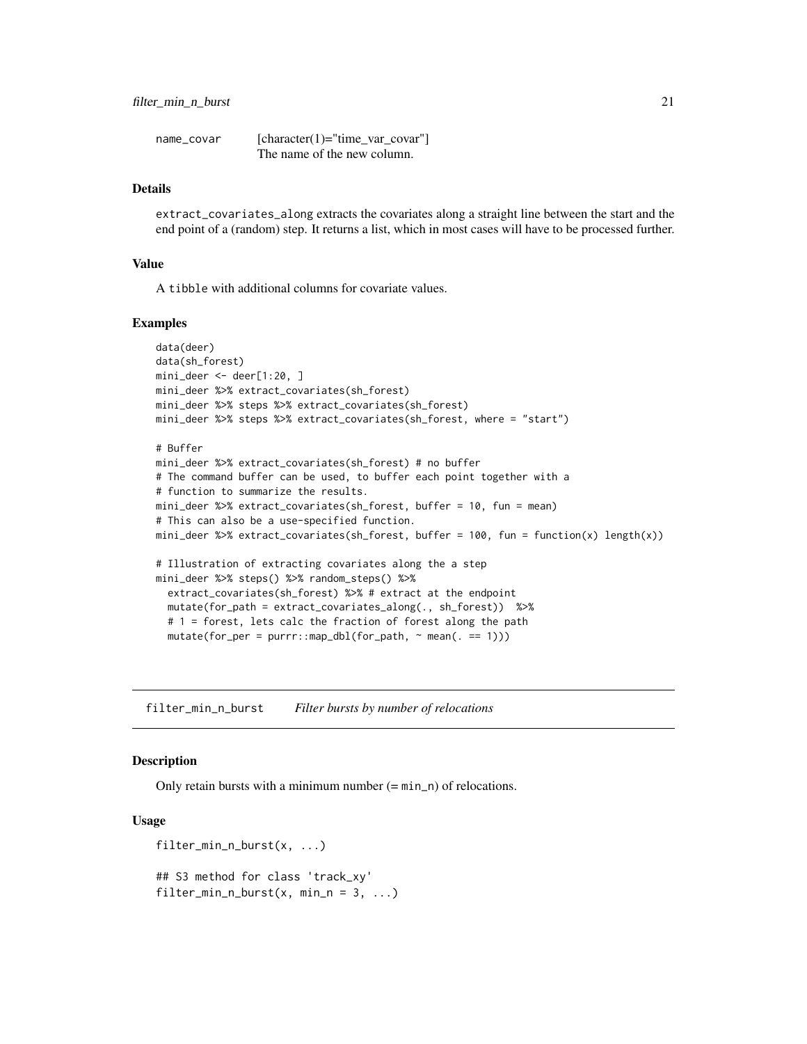name_covar [character(1)="time_var_covar"]
The name of the new column.

### Details

extract_covariates_along extracts the covariates along a straight line between the start and the end point of a (random) step. It returns a list, which in most cases will have to be processed further.

### Value

A tibble with additional columns for covariate values.

### Examples

```
data(deer)
data(sh_forest)
mini_deer <- deer[1:20, ]
mini_deer %>% extract_covariates(sh_forest)
mini_deer %>% steps %>% extract_covariates(sh_forest)
mini_deer %>% steps %>% extract_covariates(sh_forest, where = "start")

# Buffer
mini_deer %>% extract_covariates(sh_forest) # no buffer
# The command buffer can be used, to buffer each point together with a
# function to summarize the results.
mini_deer %>% extract_covariates(sh_forest, buffer = 10, fun = mean)
# This can also be a use-specified function.
mini_deer %>% extract_covariates(sh_forest, buffer = 100, fun = function(x) length(x))

# Illustration of extracting covariates along the a step
mini_deer %>% steps() %>% random_steps() %>%
  extract_covariates(sh_forest) %>% # extract at the endpoint
  mutate(for_path = extract_covariates_along(., sh_forest))  %>%
  # 1 = forest, lets calc the fraction of forest along the path
  mutate(for_per = purrr::map_dbl(for_path, ~ mean(. == 1)))
```

## filter_min_n_burst *Filter bursts by number of relocations*

### Description

Only retain bursts with a minimum number (= min_n) of relocations.

### Usage

```
filter_min_n_burst(x, ...)

## S3 method for class 'track_xy'
filter_min_n_burst(x, min_n = 3, ...)
```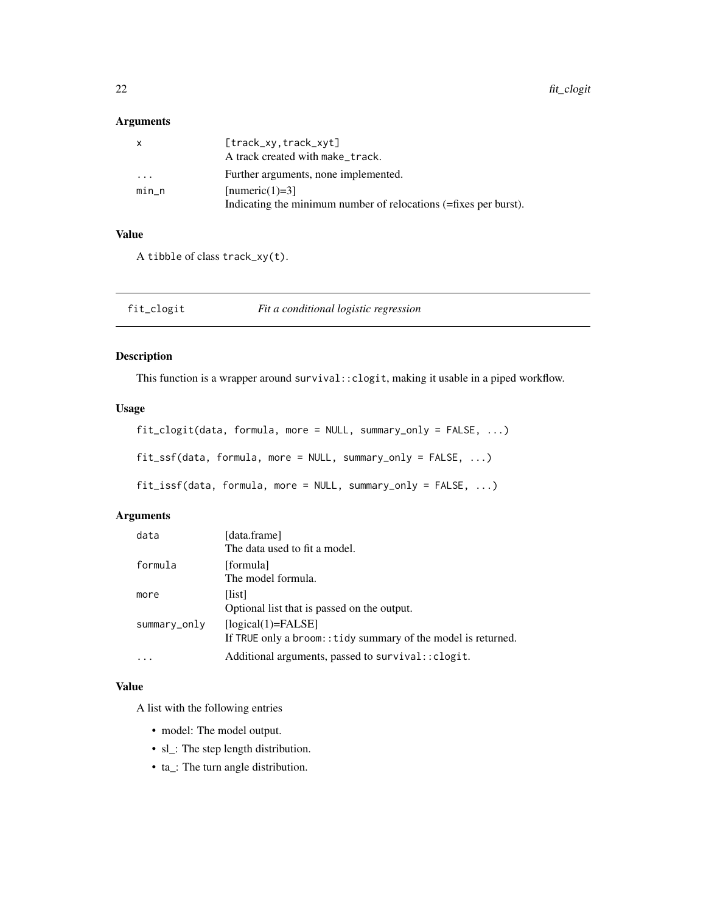### Arguments

| | |
|---|---|
| x | [track_xy,track_xyt]<br>A track created with make_track. |
| ... | Further arguments, none implemented. |
| min_n | [numeric(1)=3]<br>Indicating the minimum number of relocations (=fixes per burst). |

### Value

A tibble of class track_xy(t).

## fit_clogit — *Fit a conditional logistic regression*

### Description

This function is a wrapper around survival::clogit, making it usable in a piped workflow.

### Usage

```
fit_clogit(data, formula, more = NULL, summary_only = FALSE, ...)

fit_ssf(data, formula, more = NULL, summary_only = FALSE, ...)

fit_issf(data, formula, more = NULL, summary_only = FALSE, ...)
```

### Arguments

| | |
|---|---|
| data | [data.frame]<br>The data used to fit a model. |
| formula | [formula]<br>The model formula. |
| more | [list]<br>Optional list that is passed on the output. |
| summary_only | [logical(1)=FALSE]<br>If TRUE only a broom::tidy summary of the model is returned. |
| ... | Additional arguments, passed to survival::clogit. |

### Value

A list with the following entries

- model: The model output.
- sl_: The step length distribution.
- ta_: The turn angle distribution.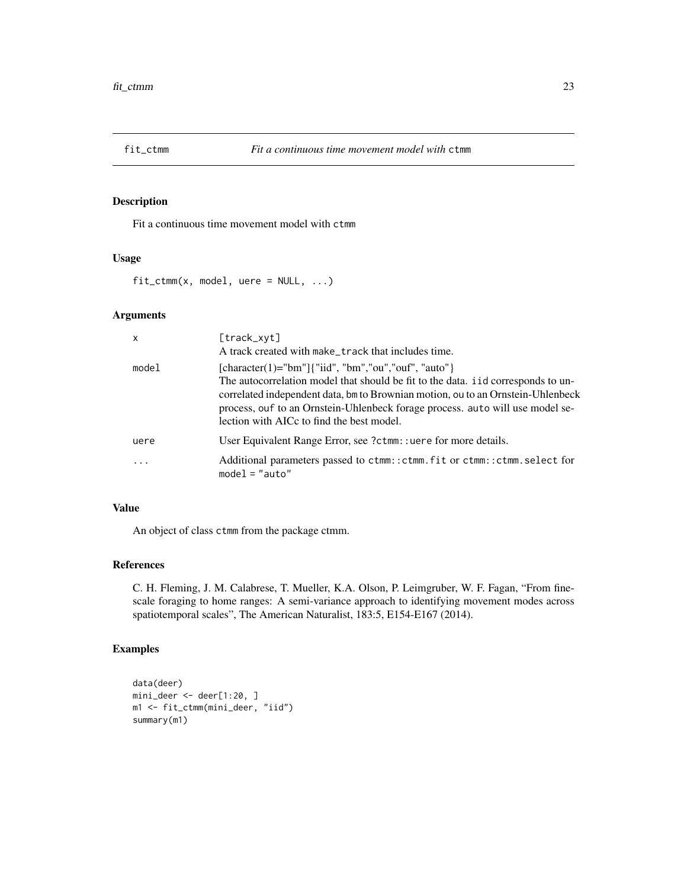## fit_ctmm — *Fit a continuous time movement model with* `ctmm`

### Description

Fit a continuous time movement model with `ctmm`

### Usage

```
fit_ctmm(x, model, uere = NULL, ...)
```

### Arguments

| | |
|---|---|
| `x` | `[track_xyt]`<br>A track created with `make_track` that includes time. |
| `model` | [character(1)="bm"]{"iid", "bm","ou","ouf", "auto"}<br>The autocorrelation model that should be fit to the data. `iid` corresponds to uncorrelated independent data, `bm` to Brownian motion, `ou` to an Ornstein-Uhlenbeck process, `ouf` to an Ornstein-Uhlenbeck forage process. `auto` will use model selection with AICc to find the best model. |
| `uere` | User Equivalent Range Error, see `?ctmm::uere` for more details. |
| `...` | Additional parameters passed to `ctmm::ctmm.fit` or `ctmm::ctmm.select` for `model = "auto"` |

### Value

An object of class `ctmm` from the package ctmm.

### References

C. H. Fleming, J. M. Calabrese, T. Mueller, K.A. Olson, P. Leimgruber, W. F. Fagan, "From fine-scale foraging to home ranges: A semi-variance approach to identifying movement modes across spatiotemporal scales", The American Naturalist, 183:5, E154-E167 (2014).

### Examples

```
data(deer)
mini_deer <- deer[1:20, ]
m1 <- fit_ctmm(mini_deer, "iid")
summary(m1)
```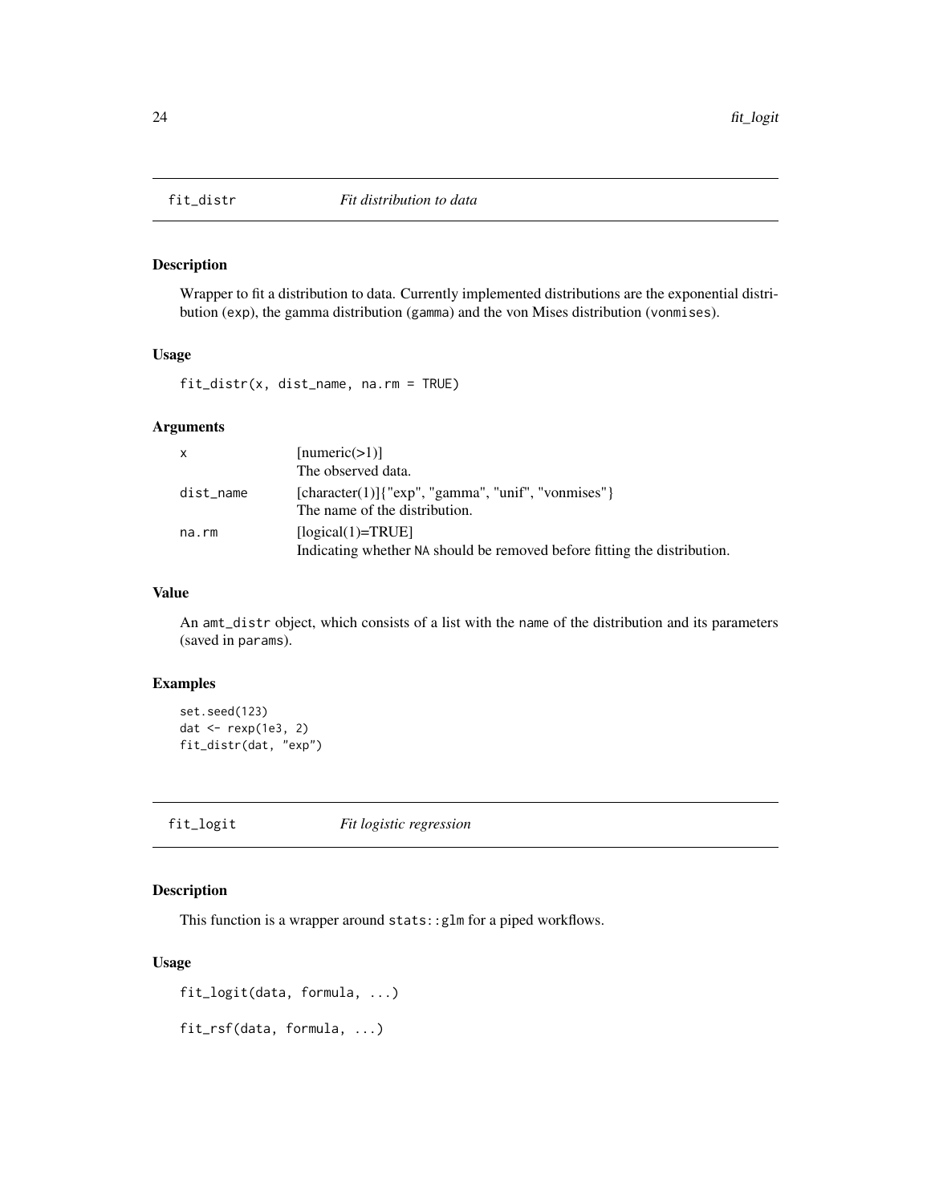## fit_distr *Fit distribution to data*

### Description

Wrapper to fit a distribution to data. Currently implemented distributions are the exponential distribution (`exp`), the gamma distribution (`gamma`) and the von Mises distribution (`vonmises`).

### Usage

```
fit_distr(x, dist_name, na.rm = TRUE)
```

### Arguments

| | |
|---|---|
| `x` | [numeric(>1)]<br>The observed data. |
| `dist_name` | [character(1)]{"exp", "gamma", "unif", "vonmises"}<br>The name of the distribution. |
| `na.rm` | [logical(1)=TRUE]<br>Indicating whether `NA` should be removed before fitting the distribution. |

### Value

An `amt_distr` object, which consists of a list with the `name` of the distribution and its parameters (saved in `params`).

### Examples

```
set.seed(123)
dat <- rexp(1e3, 2)
fit_distr(dat, "exp")
```

## fit_logit *Fit logistic regression*

### Description

This function is a wrapper around `stats::glm` for a piped workflows.

### Usage

```
fit_logit(data, formula, ...)

fit_rsf(data, formula, ...)
```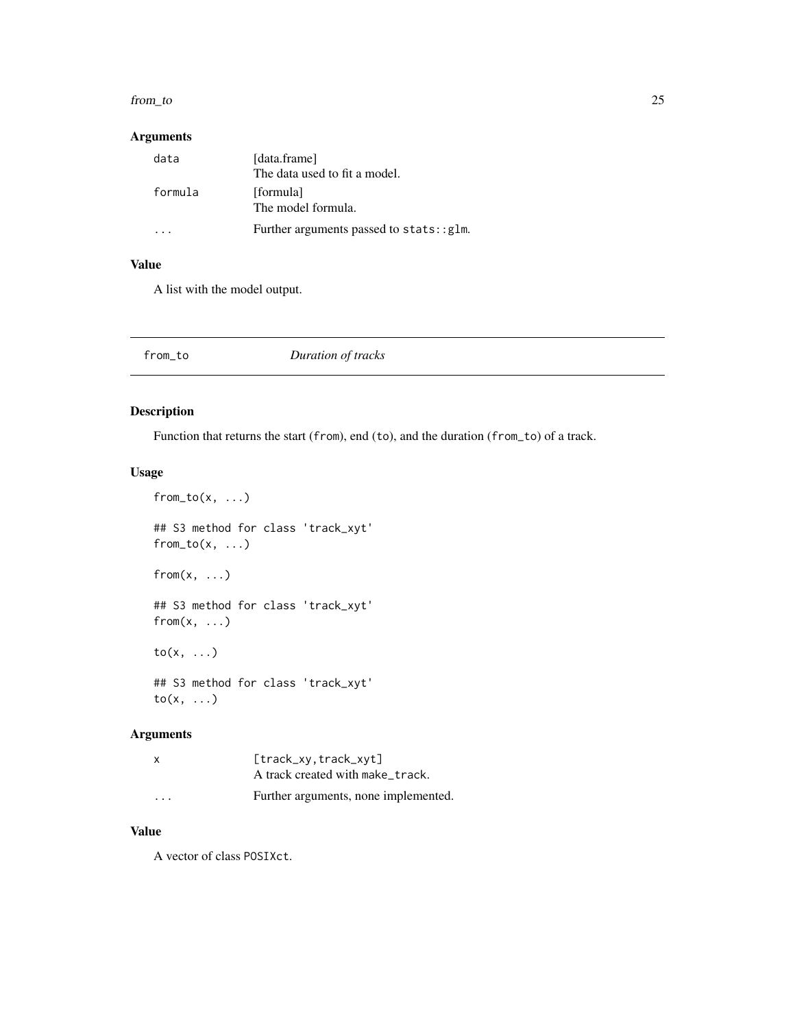## Arguments

| | |
|---|---|
| `data` | [data.frame]<br>The data used to fit a model. |
| `formula` | [formula]<br>The model formula. |
| `...` | Further arguments passed to `stats::glm`. |

## Value

A list with the model output.

---

# from_to — *Duration of tracks*

## Description

Function that returns the start (`from`), end (`to`), and the duration (`from_to`) of a track.

## Usage

```
from_to(x, ...)

## S3 method for class 'track_xyt'
from_to(x, ...)

from(x, ...)

## S3 method for class 'track_xyt'
from(x, ...)

to(x, ...)

## S3 method for class 'track_xyt'
to(x, ...)
```

## Arguments

| | |
|---|---|
| `x` | `[track_xy,track_xyt]`<br>A track created with `make_track`. |
| `...` | Further arguments, none implemented. |

## Value

A vector of class `POSIXct`.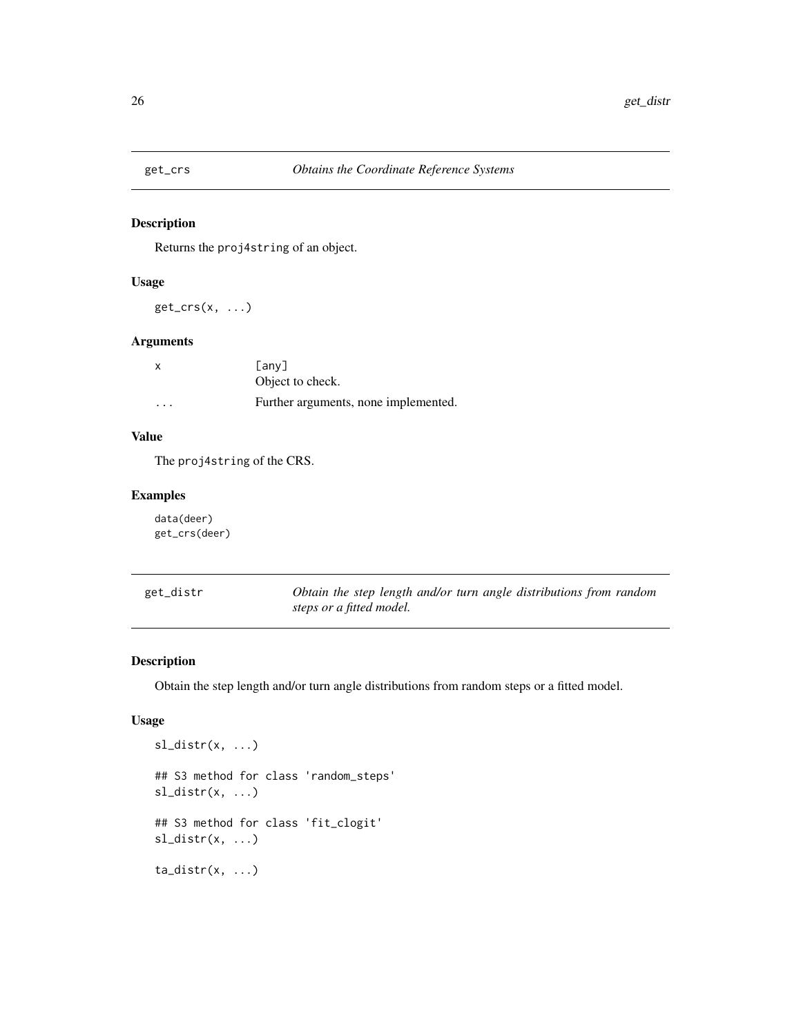## get_crs *Obtains the Coordinate Reference Systems*

### Description

Returns the proj4string of an object.

### Usage

```
get_crs(x, ...)
```

### Arguments

| | |
|---|---|
| x | [any] Object to check. |
| ... | Further arguments, none implemented. |

### Value

The proj4string of the CRS.

### Examples

```
data(deer)
get_crs(deer)
```

## get_distr *Obtain the step length and/or turn angle distributions from random steps or a fitted model.*

### Description

Obtain the step length and/or turn angle distributions from random steps or a fitted model.

### Usage

```
sl_distr(x, ...)

## S3 method for class 'random_steps'
sl_distr(x, ...)

## S3 method for class 'fit_clogit'
sl_distr(x, ...)

ta_distr(x, ...)
```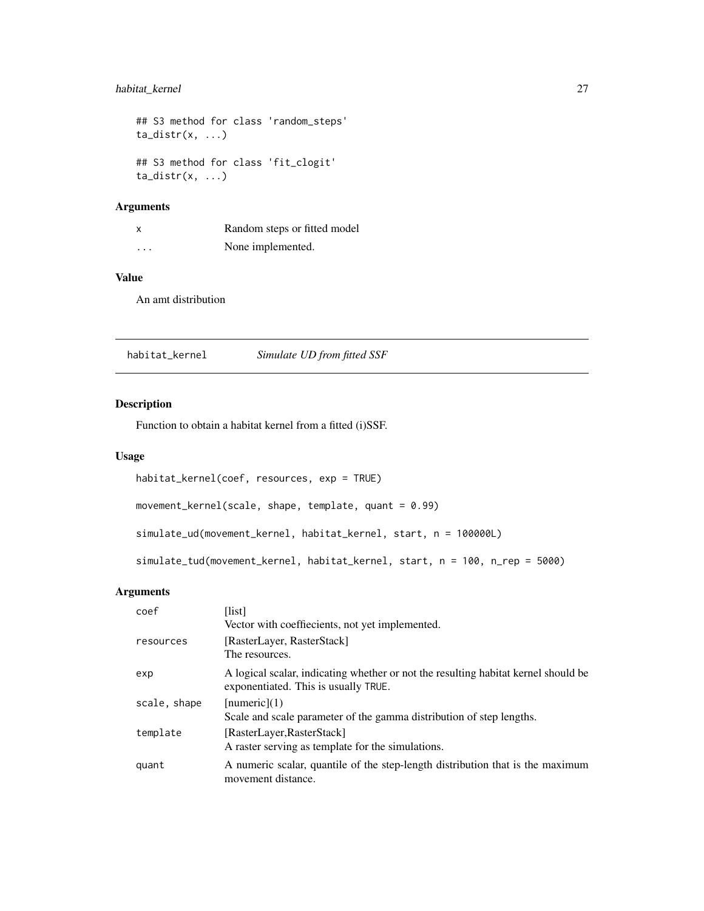```
## S3 method for class 'random_steps'
ta_distr(x, ...)

## S3 method for class 'fit_clogit'
ta_distr(x, ...)
```

### Arguments

| | |
|---|---|
| x | Random steps or fitted model |
| ... | None implemented. |

### Value

An amt distribution

---

## habitat_kernel — *Simulate UD from fitted SSF*

---

### Description

Function to obtain a habitat kernel from a fitted (i)SSF.

### Usage

```
habitat_kernel(coef, resources, exp = TRUE)

movement_kernel(scale, shape, template, quant = 0.99)

simulate_ud(movement_kernel, habitat_kernel, start, n = 100000L)

simulate_tud(movement_kernel, habitat_kernel, start, n = 100, n_rep = 5000)
```

### Arguments

| | |
|---|---|
| coef | [list] <br> Vector with coeffiecients, not yet implemented. |
| resources | [RasterLayer, RasterStack] <br> The resources. |
| exp | A logical scalar, indicating whether or not the resulting habitat kernel should be exponentiated. This is usually TRUE. |
| scale, shape | [numeric](1) <br> Scale and scale parameter of the gamma distribution of step lengths. |
| template | [RasterLayer,RasterStack] <br> A raster serving as template for the simulations. |
| quant | A numeric scalar, quantile of the step-length distribution that is the maximum movement distance. |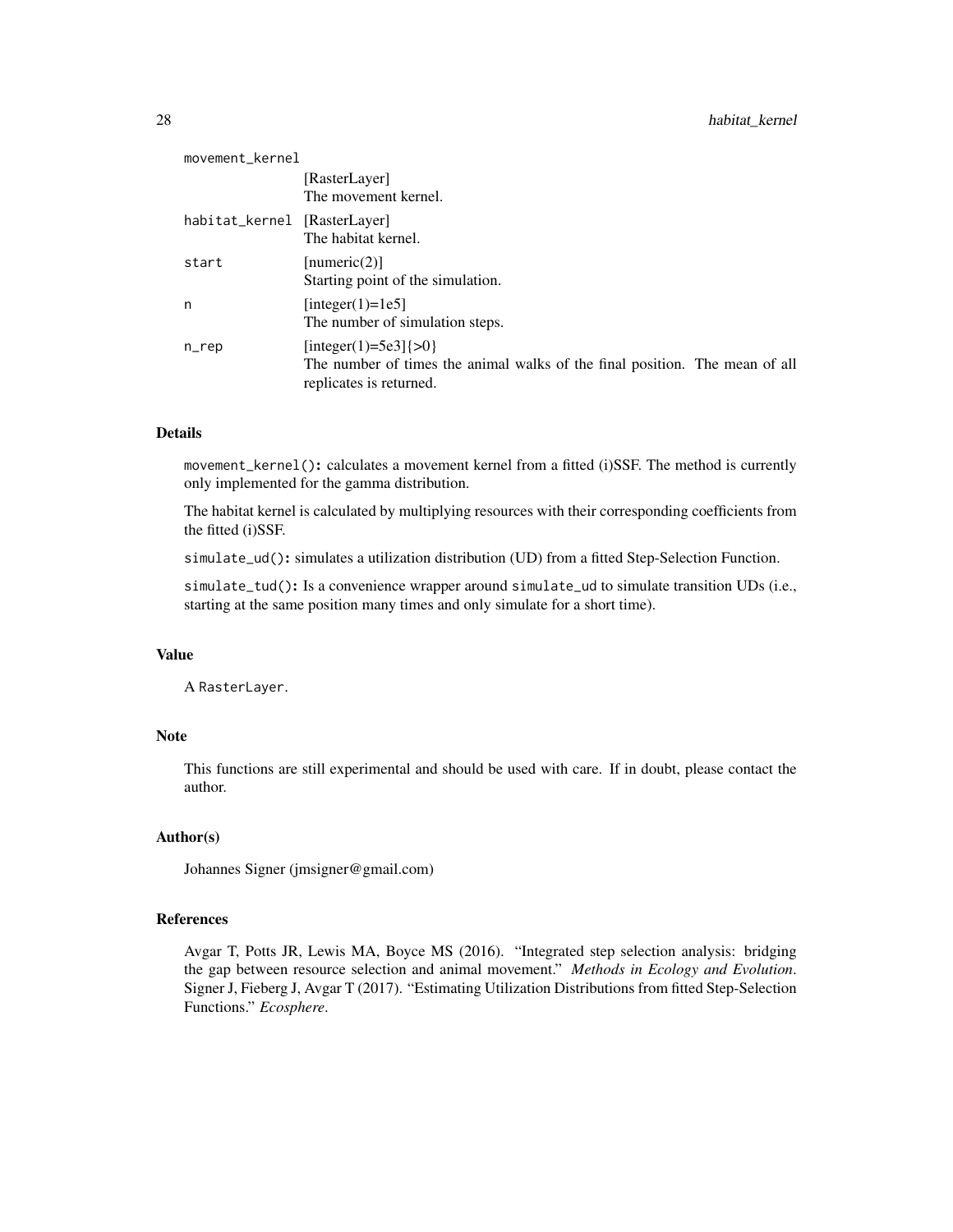| | |
|---|---|
| movement_kernel | [RasterLayer] The movement kernel. |
| habitat_kernel | [RasterLayer] The habitat kernel. |
| start | [numeric(2)] Starting point of the simulation. |
| n | [integer(1)=1e5] The number of simulation steps. |
| n_rep | [integer(1)=5e3]{>0} The number of times the animal walks of the final position. The mean of all replicates is returned. |

### Details

`movement_kernel()`: calculates a movement kernel from a fitted (i)SSF. The method is currently only implemented for the gamma distribution.

The habitat kernel is calculated by multiplying resources with their corresponding coefficients from the fitted (i)SSF.

`simulate_ud()`: simulates a utilization distribution (UD) from a fitted Step-Selection Function.

`simulate_tud()`: Is a convenience wrapper around `simulate_ud` to simulate transition UDs (i.e., starting at the same position many times and only simulate for a short time).

### Value

A `RasterLayer`.

### Note

This functions are still experimental and should be used with care. If in doubt, please contact the author.

### Author(s)

Johannes Signer (jmsigner@gmail.com)

### References

Avgar T, Potts JR, Lewis MA, Boyce MS (2016). "Integrated step selection analysis: bridging the gap between resource selection and animal movement." *Methods in Ecology and Evolution*. Signer J, Fieberg J, Avgar T (2017). "Estimating Utilization Distributions from fitted Step-Selection Functions." *Ecosphere*.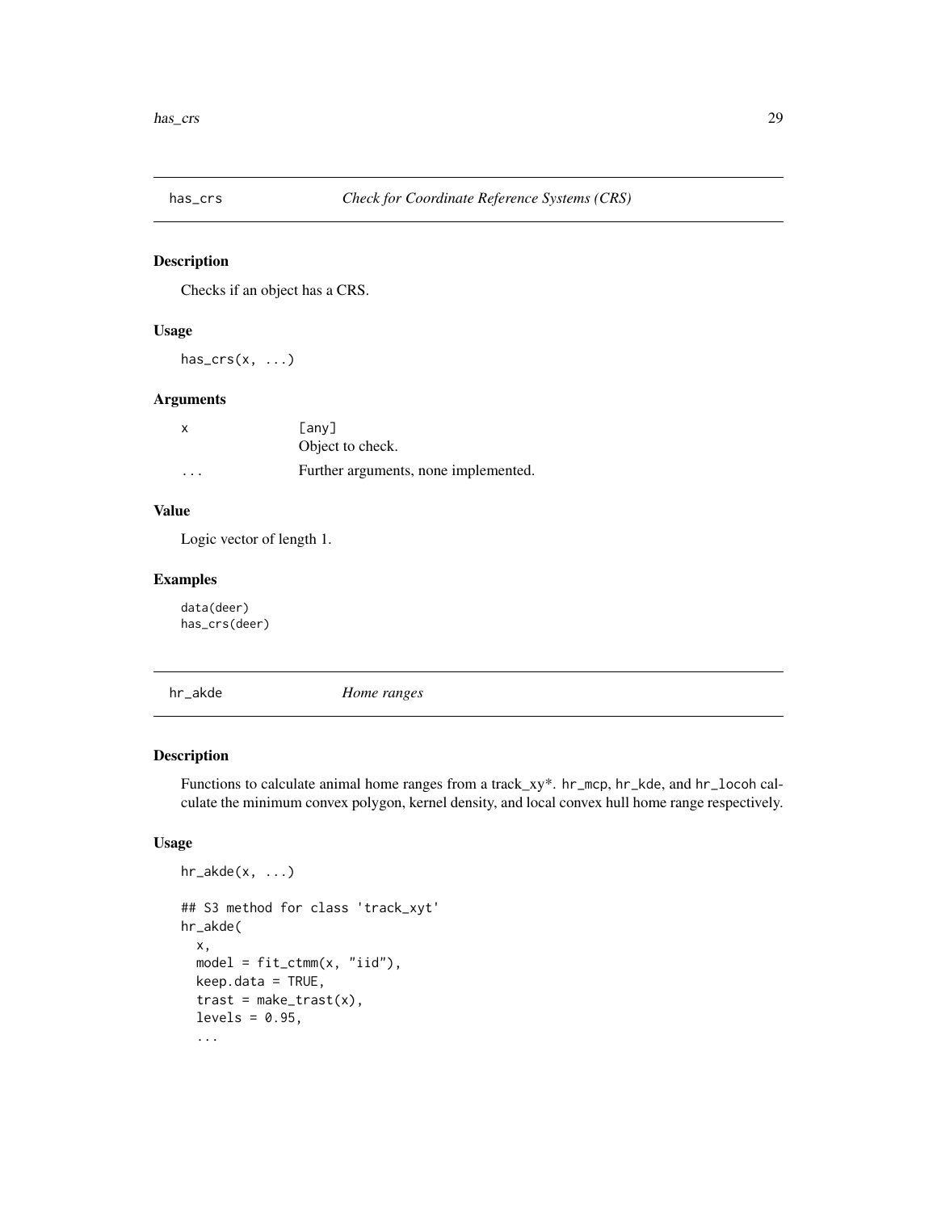## has_crs *Check for Coordinate Reference Systems (CRS)*

### Description

Checks if an object has a CRS.

### Usage

```
has_crs(x, ...)
```

### Arguments

| | |
|---|---|
| x | [any] Object to check. |
| ... | Further arguments, none implemented. |

### Value

Logic vector of length 1.

### Examples

```
data(deer)
has_crs(deer)
```

## hr_akde *Home ranges*

### Description

Functions to calculate animal home ranges from a track_xy*. `hr_mcp`, `hr_kde`, and `hr_locoh` calculate the minimum convex polygon, kernel density, and local convex hull home range respectively.

### Usage

```
hr_akde(x, ...)

## S3 method for class 'track_xyt'
hr_akde(
  x,
  model = fit_ctmm(x, "iid"),
  keep.data = TRUE,
  trast = make_trast(x),
  levels = 0.95,
  ...
```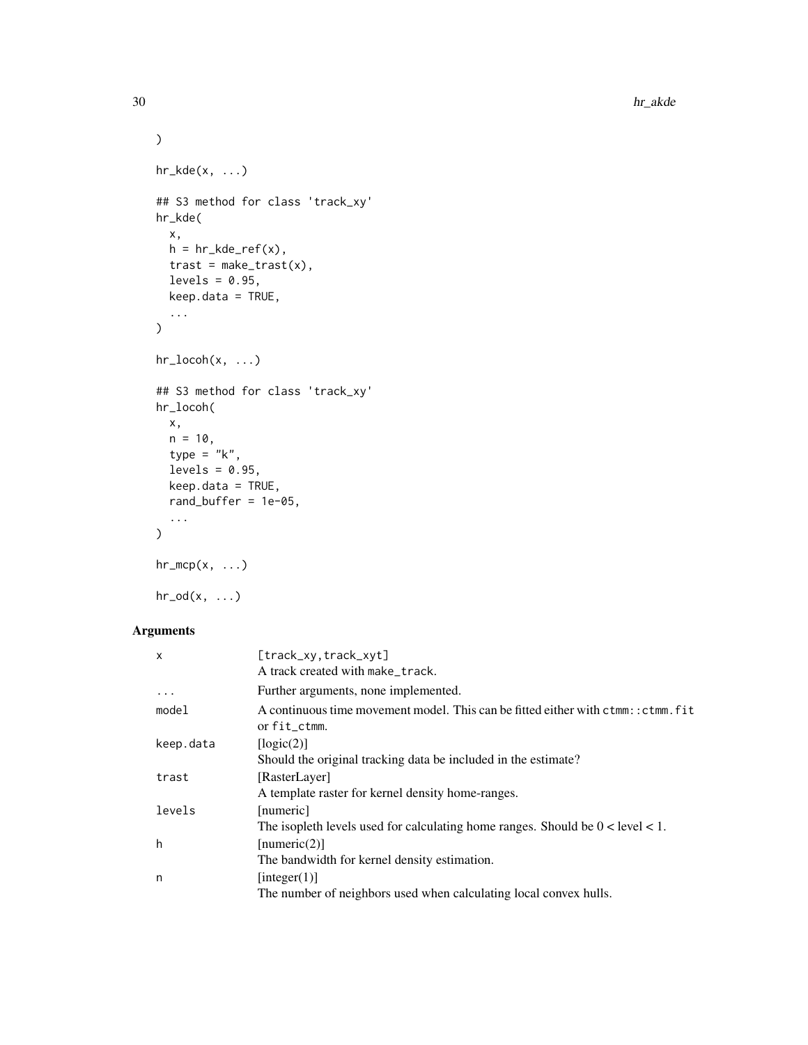```
)

hr_kde(x, ...)

## S3 method for class 'track_xy'
hr_kde(
  x,
  h = hr_kde_ref(x),
  trast = make_trast(x),
  levels = 0.95,
  keep.data = TRUE,
  ...
)

hr_locoh(x, ...)

## S3 method for class 'track_xy'
hr_locoh(
  x,
  n = 10,
  type = "k",
  levels = 0.95,
  keep.data = TRUE,
  rand_buffer = 1e-05,
  ...
)

hr_mcp(x, ...)

hr_od(x, ...)
```

## Arguments

| | |
|---|---|
| `x` | [track_xy,track_xyt]<br>A track created with `make_track`. |
| `...` | Further arguments, none implemented. |
| `model` | A continuous time movement model. This can be fitted either with `ctmm::ctmm.fit` or `fit_ctmm`. |
| `keep.data` | [logic(2)]<br>Should the original tracking data be included in the estimate? |
| `trast` | [RasterLayer]<br>A template raster for kernel density home-ranges. |
| `levels` | [numeric]<br>The isopleth levels used for calculating home ranges. Should be 0 < level < 1. |
| `h` | [numeric(2)]<br>The bandwidth for kernel density estimation. |
| `n` | [integer(1)]<br>The number of neighbors used when calculating local convex hulls. |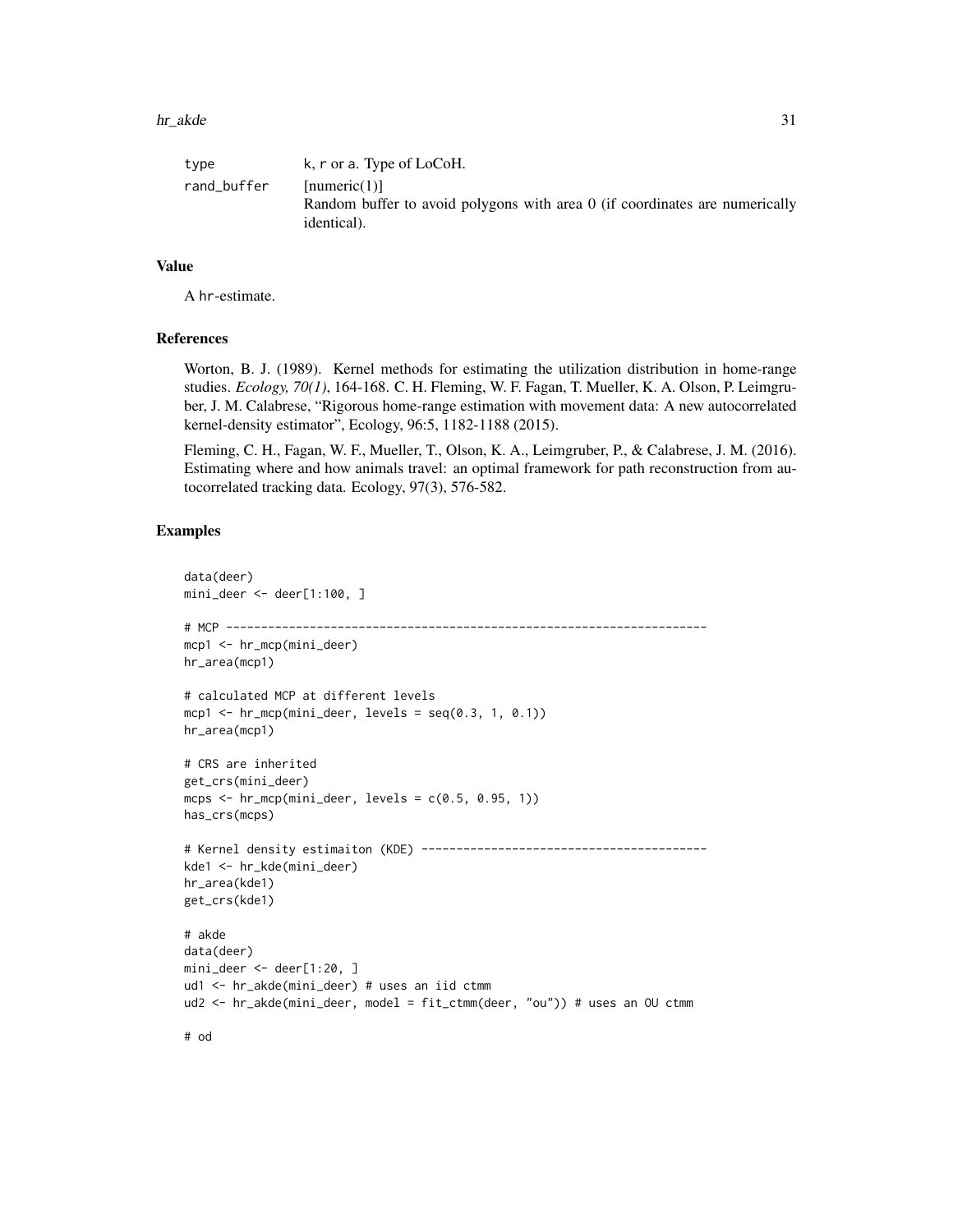| | |
|---|---|
| type | k, r or a. Type of LoCoH. |
| rand_buffer | [numeric(1)]<br>Random buffer to avoid polygons with area 0 (if coordinates are numerically identical). |

## Value

A hr-estimate.

## References

Worton, B. J. (1989). Kernel methods for estimating the utilization distribution in home-range studies. *Ecology, 70(1)*, 164-168. C. H. Fleming, W. F. Fagan, T. Mueller, K. A. Olson, P. Leimgruber, J. M. Calabrese, "Rigorous home-range estimation with movement data: A new autocorrelated kernel-density estimator", Ecology, 96:5, 1182-1188 (2015).

Fleming, C. H., Fagan, W. F., Mueller, T., Olson, K. A., Leimgruber, P., & Calabrese, J. M. (2016). Estimating where and how animals travel: an optimal framework for path reconstruction from autocorrelated tracking data. Ecology, 97(3), 576-582.

## Examples

```
data(deer)
mini_deer <- deer[1:100, ]

# MCP ---------------------------------------------------------------------
mcp1 <- hr_mcp(mini_deer)
hr_area(mcp1)

# calculated MCP at different levels
mcp1 <- hr_mcp(mini_deer, levels = seq(0.3, 1, 0.1))
hr_area(mcp1)

# CRS are inherited
get_crs(mini_deer)
mcps <- hr_mcp(mini_deer, levels = c(0.5, 0.95, 1))
has_crs(mcps)

# Kernel density estimaiton (KDE) -----------------------------------------
kde1 <- hr_kde(mini_deer)
hr_area(kde1)
get_crs(kde1)

# akde
data(deer)
mini_deer <- deer[1:20, ]
ud1 <- hr_akde(mini_deer) # uses an iid ctmm
ud2 <- hr_akde(mini_deer, model = fit_ctmm(deer, "ou")) # uses an OU ctmm

# od
```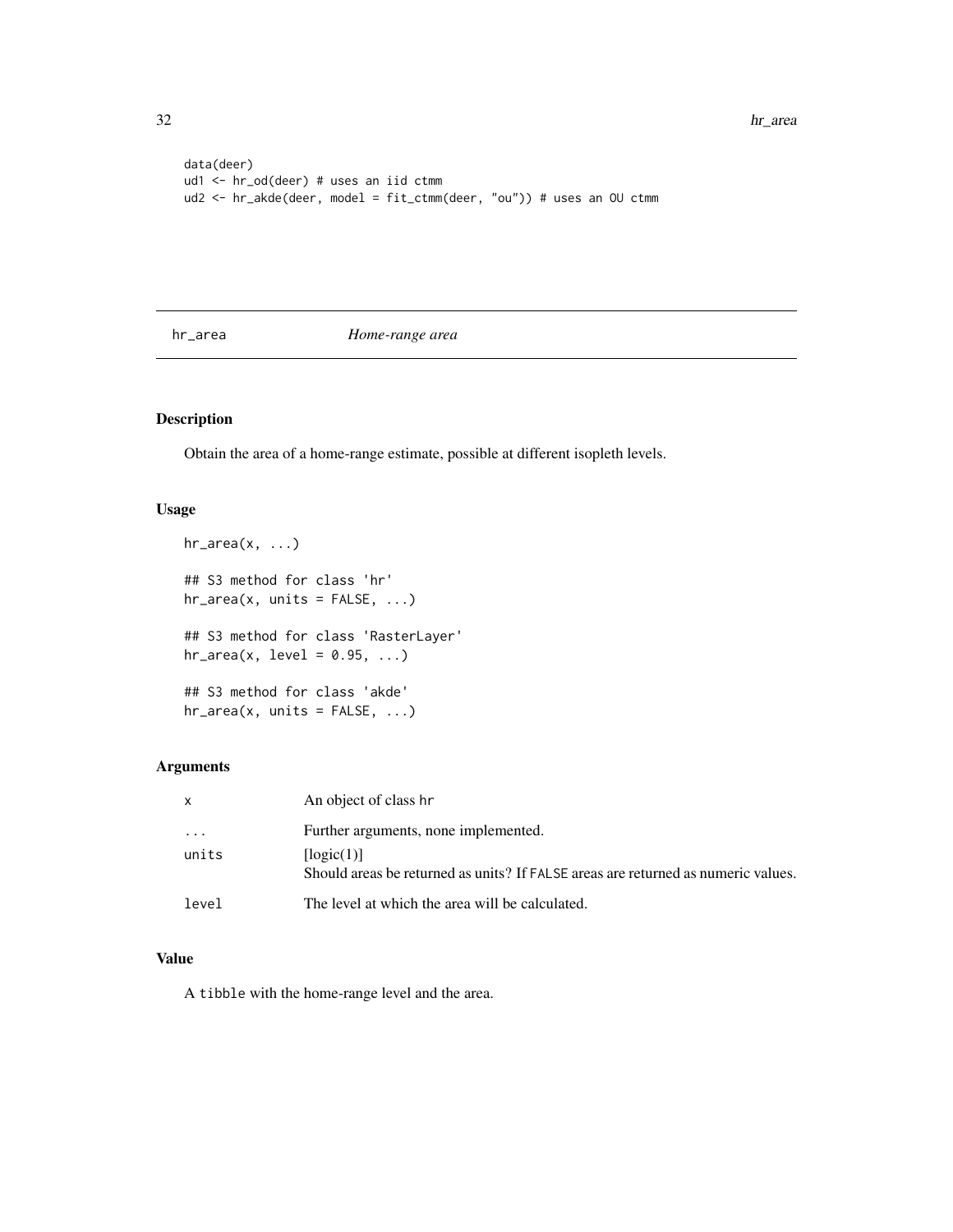```
data(deer)
ud1 <- hr_od(deer) # uses an iid ctmm
ud2 <- hr_akde(deer, model = fit_ctmm(deer, "ou")) # uses an OU ctmm
```

## hr_area *Home-range area*

### Description

Obtain the area of a home-range estimate, possible at different isopleth levels.

### Usage

```
hr_area(x, ...)

## S3 method for class 'hr'
hr_area(x, units = FALSE, ...)

## S3 method for class 'RasterLayer'
hr_area(x, level = 0.95, ...)

## S3 method for class 'akde'
hr_area(x, units = FALSE, ...)
```

### Arguments

| | |
|---|---|
| `x` | An object of class `hr` |
| `...` | Further arguments, none implemented. |
| `units` | [logic(1)]<br>Should areas be returned as units? If `FALSE` areas are returned as numeric values. |
| `level` | The level at which the area will be calculated. |

### Value

A `tibble` with the home-range level and the area.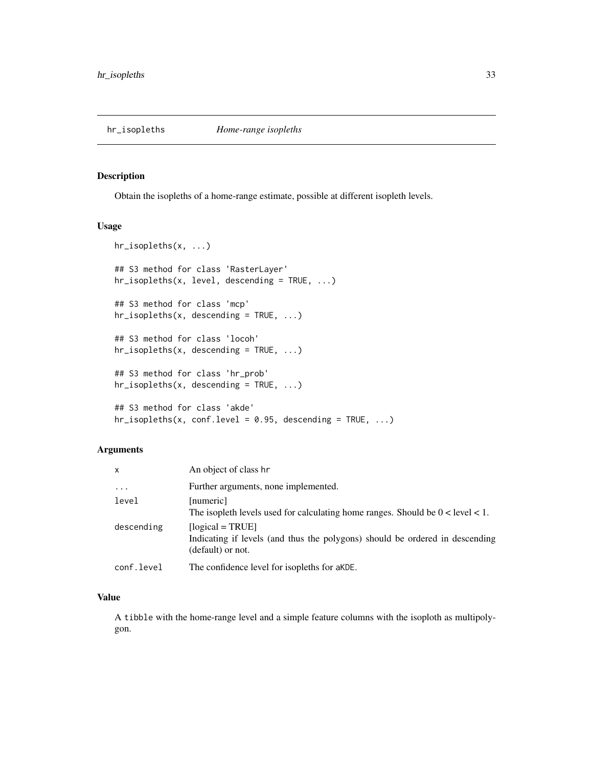# hr_isopleths *Home-range isopleths*

## Description

Obtain the isopleths of a home-range estimate, possible at different isopleth levels.

## Usage

```
hr_isopleths(x, ...)

## S3 method for class 'RasterLayer'
hr_isopleths(x, level, descending = TRUE, ...)

## S3 method for class 'mcp'
hr_isopleths(x, descending = TRUE, ...)

## S3 method for class 'locoh'
hr_isopleths(x, descending = TRUE, ...)

## S3 method for class 'hr_prob'
hr_isopleths(x, descending = TRUE, ...)

## S3 method for class 'akde'
hr_isopleths(x, conf.level = 0.95, descending = TRUE, ...)
```

## Arguments

| | |
|---|---|
| `x` | An object of class `hr` |
| `...` | Further arguments, none implemented. |
| `level` | [numeric]<br>The isopleth levels used for calculating home ranges. Should be 0 < level < 1. |
| `descending` | [logical = TRUE]<br>Indicating if levels (and thus the polygons) should be ordered in descending (default) or not. |
| `conf.level` | The confidence level for isopleths for `aKDE`. |

## Value

A `tibble` with the home-range level and a simple feature columns with the isoploth as multipolygon.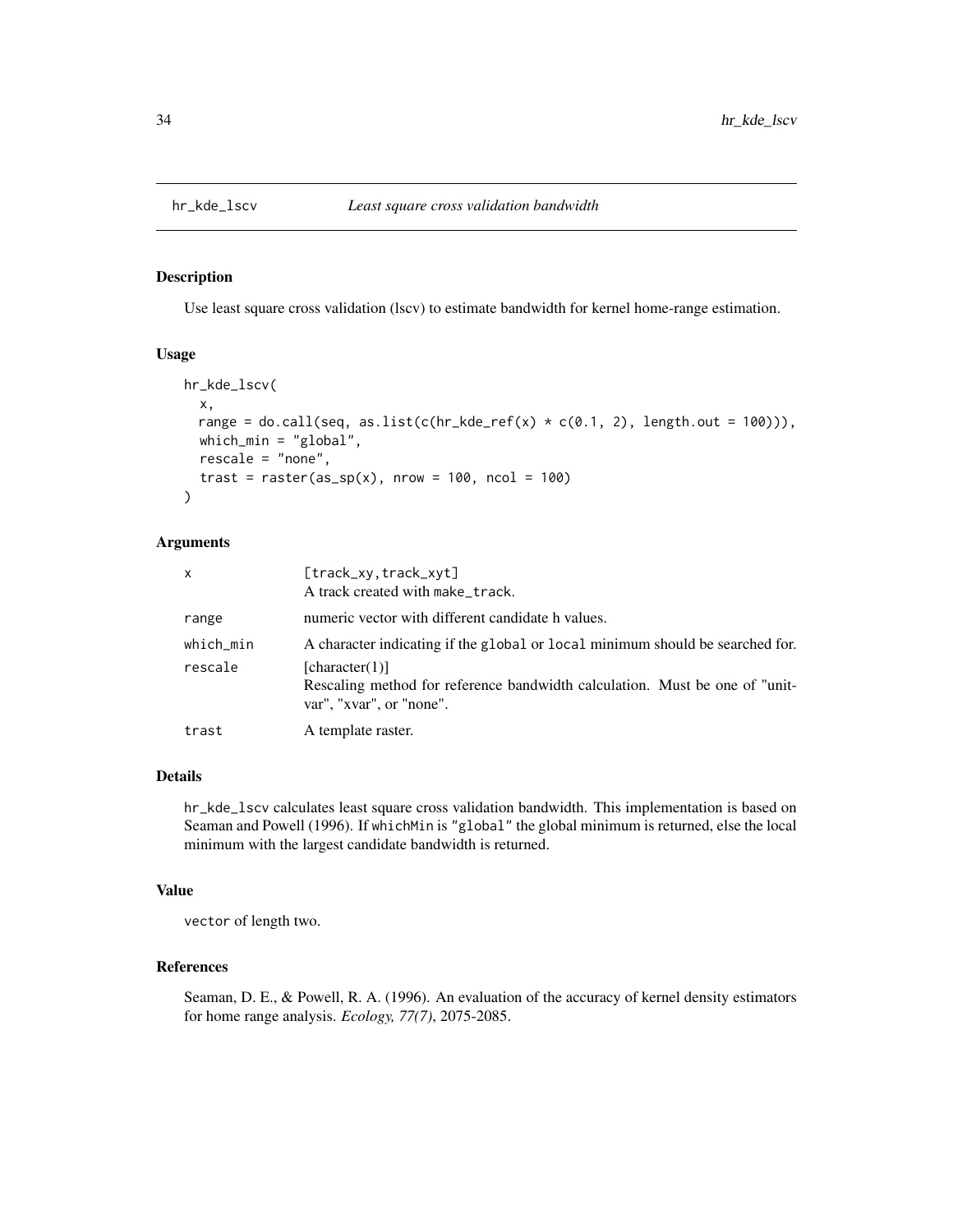## hr_kde_lscv — *Least square cross validation bandwidth*

### Description

Use least square cross validation (lscv) to estimate bandwidth for kernel home-range estimation.

### Usage

```
hr_kde_lscv(
  x,
  range = do.call(seq, as.list(c(hr_kde_ref(x) * c(0.1, 2), length.out = 100))),
  which_min = "global",
  rescale = "none",
  trast = raster(as_sp(x), nrow = 100, ncol = 100)
)
```

### Arguments

| | |
|---|---|
| `x` | [track_xy,track_xyt]<br>A track created with `make_track`. |
| `range` | numeric vector with different candidate h values. |
| `which_min` | A character indicating if the `global` or `local` minimum should be searched for. |
| `rescale` | [character(1)]<br>Rescaling method for reference bandwidth calculation. Must be one of "unitvar", "xvar", or "none". |
| `trast` | A template raster. |

### Details

`hr_kde_lscv` calculates least square cross validation bandwidth. This implementation is based on Seaman and Powell (1996). If `whichMin` is `"global"` the global minimum is returned, else the local minimum with the largest candidate bandwidth is returned.

### Value

`vector` of length two.

### References

Seaman, D. E., & Powell, R. A. (1996). An evaluation of the accuracy of kernel density estimators for home range analysis. *Ecology, 77(7)*, 2075-2085.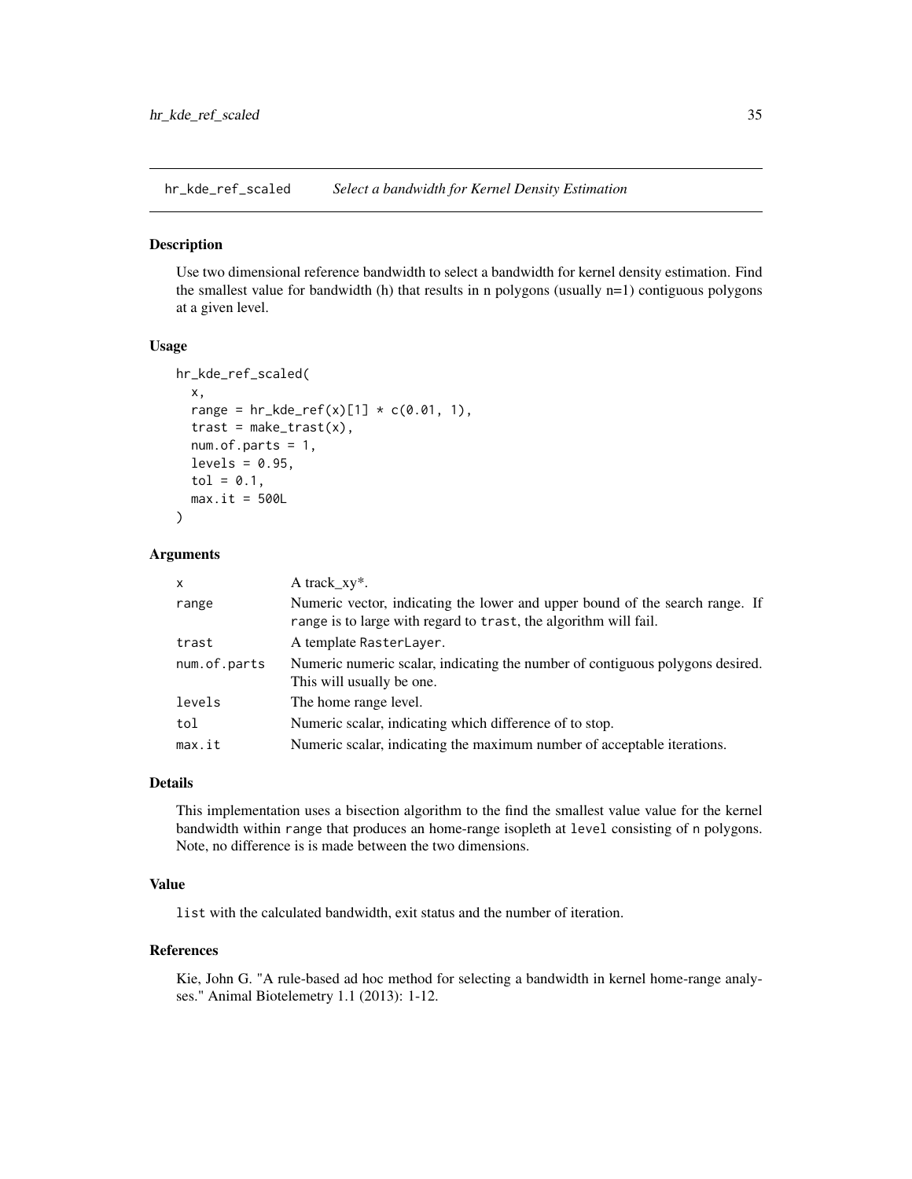## hr_kde_ref_scaled — *Select a bandwidth for Kernel Density Estimation*

### Description

Use two dimensional reference bandwidth to select a bandwidth for kernel density estimation. Find the smallest value for bandwidth (h) that results in n polygons (usually n=1) contiguous polygons at a given level.

### Usage

```
hr_kde_ref_scaled(
  x,
  range = hr_kde_ref(x)[1] * c(0.01, 1),
  trast = make_trast(x),
  num.of.parts = 1,
  levels = 0.95,
  tol = 0.1,
  max.it = 500L
)
```

### Arguments

| | |
|---|---|
| `x` | A track_xy*. |
| `range` | Numeric vector, indicating the lower and upper bound of the search range. If `range` is to large with regard to `trast`, the algorithm will fail. |
| `trast` | A template `RasterLayer`. |
| `num.of.parts` | Numeric numeric scalar, indicating the number of contiguous polygons desired. This will usually be one. |
| `levels` | The home range level. |
| `tol` | Numeric scalar, indicating which difference of to stop. |
| `max.it` | Numeric scalar, indicating the maximum number of acceptable iterations. |

### Details

This implementation uses a bisection algorithm to the find the smallest value value for the kernel bandwidth within `range` that produces an home-range isopleth at `level` consisting of `n` polygons. Note, no difference is is made between the two dimensions.

### Value

`list` with the calculated bandwidth, exit status and the number of iteration.

### References

Kie, John G. "A rule-based ad hoc method for selecting a bandwidth in kernel home-range analyses." Animal Biotelemetry 1.1 (2013): 1-12.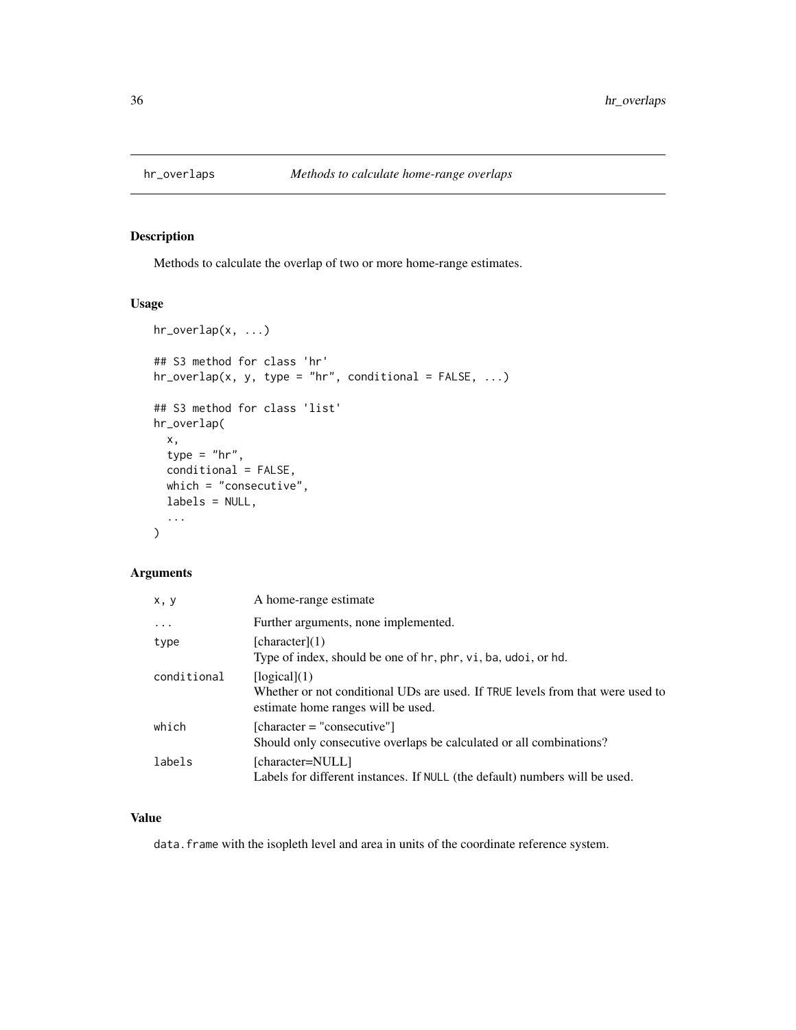# hr_overlaps — *Methods to calculate home-range overlaps*

## Description

Methods to calculate the overlap of two or more home-range estimates.

## Usage

```
hr_overlap(x, ...)

## S3 method for class 'hr'
hr_overlap(x, y, type = "hr", conditional = FALSE, ...)

## S3 method for class 'list'
hr_overlap(
  x,
  type = "hr",
  conditional = FALSE,
  which = "consecutive",
  labels = NULL,
  ...
)
```

## Arguments

| | |
|---|---|
| `x, y` | A home-range estimate |
| `...` | Further arguments, none implemented. |
| `type` | [character](1)<br>Type of index, should be one of `hr`, `phr`, `vi`, `ba`, `udoi`, or `hd`. |
| `conditional` | [logical](1)<br>Whether or not conditional UDs are used. If `TRUE` levels from that were used to estimate home ranges will be used. |
| `which` | [character = "consecutive"]<br>Should only consecutive overlaps be calculated or all combinations? |
| `labels` | [character=NULL]<br>Labels for different instances. If `NULL` (the default) numbers will be used. |

## Value

`data.frame` with the isopleth level and area in units of the coordinate reference system.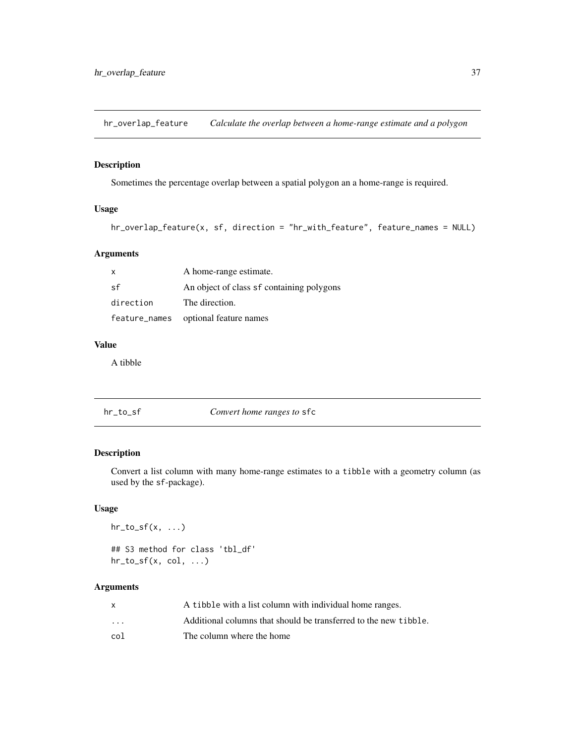## hr_overlap_feature — *Calculate the overlap between a home-range estimate and a polygon*

### Description

Sometimes the percentage overlap between a spatial polygon an a home-range is required.

### Usage

```
hr_overlap_feature(x, sf, direction = "hr_with_feature", feature_names = NULL)
```

### Arguments

| | |
|---|---|
| `x` | A home-range estimate. |
| `sf` | An object of class `sf` containing polygons |
| `direction` | The direction. |
| `feature_names` | optional feature names |

### Value

A tibble

## hr_to_sf — *Convert home ranges to* `sfc`

### Description

Convert a list column with many home-range estimates to a `tibble` with a geometry column (as used by the `sf`-package).

### Usage

```
hr_to_sf(x, ...)

## S3 method for class 'tbl_df'
hr_to_sf(x, col, ...)
```

### Arguments

| | |
|---|---|
| `x` | A `tibble` with a list column with individual home ranges. |
| `...` | Additional columns that should be transferred to the new `tibble`. |
| `col` | The column where the home |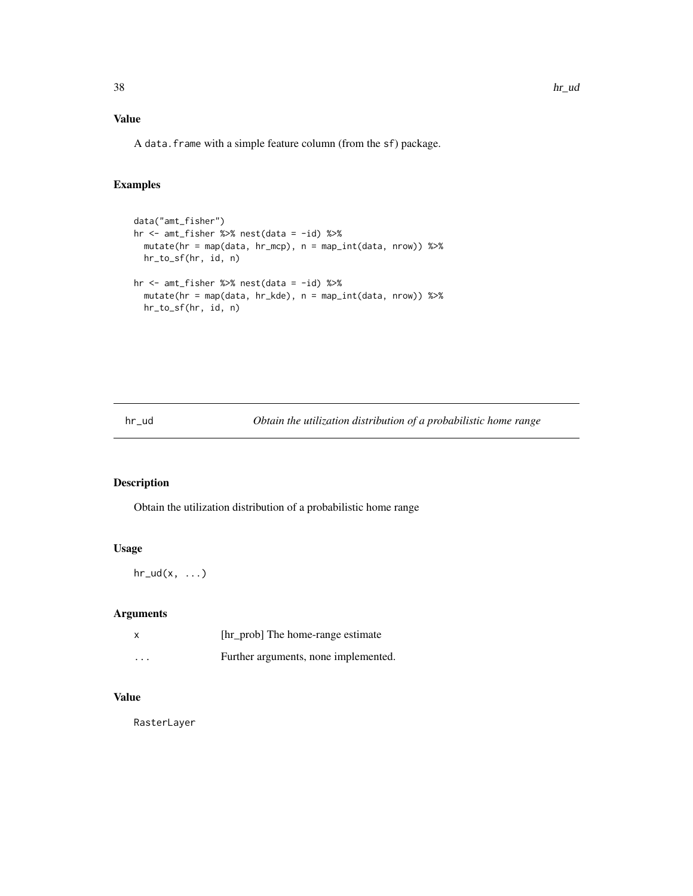### Value

A `data.frame` with a simple feature column (from the `sf`) package.

### Examples

```
data("amt_fisher")
hr <- amt_fisher %>% nest(data = -id) %>%
  mutate(hr = map(data, hr_mcp), n = map_int(data, nrow)) %>%
  hr_to_sf(hr, id, n)

hr <- amt_fisher %>% nest(data = -id) %>%
  mutate(hr = map(data, hr_kde), n = map_int(data, nrow)) %>%
  hr_to_sf(hr, id, n)
```

---

## hr_ud — *Obtain the utilization distribution of a probabilistic home range*

### Description

Obtain the utilization distribution of a probabilistic home range

### Usage

```
hr_ud(x, ...)
```

### Arguments

| | |
|---|---|
| `x` | [hr_prob] The home-range estimate |
| `...` | Further arguments, none implemented. |

### Value

`RasterLayer`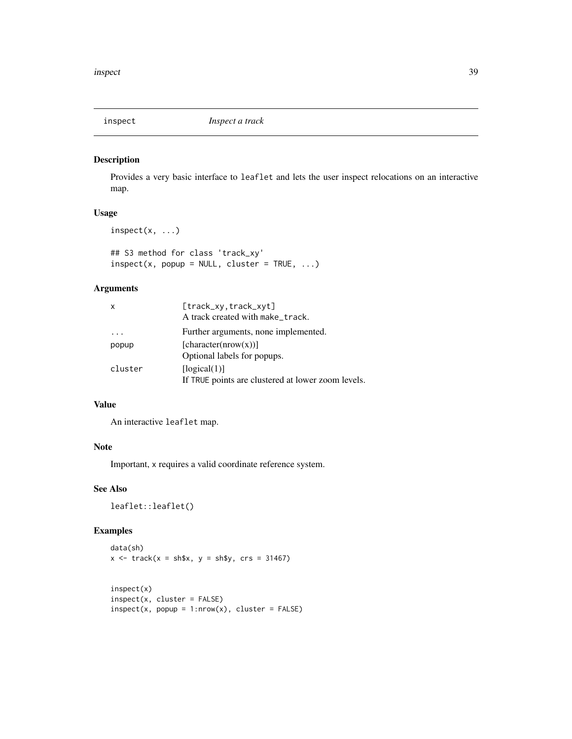## inspect *Inspect a track*

### Description

Provides a very basic interface to leaflet and lets the user inspect relocations on an interactive map.

### Usage

```
inspect(x, ...)

## S3 method for class 'track_xy'
inspect(x, popup = NULL, cluster = TRUE, ...)
```

### Arguments

| | |
|---|---|
| x | [track_xy,track_xyt]<br>A track created with make_track. |
| ... | Further arguments, none implemented. |
| popup | [character(nrow(x))]<br>Optional labels for popups. |
| cluster | [logical(1)]<br>If TRUE points are clustered at lower zoom levels. |

### Value

An interactive leaflet map.

### Note

Important, x requires a valid coordinate reference system.

### See Also

leaflet::leaflet()

### Examples

```
data(sh)
x <- track(x = sh$x, y = sh$y, crs = 31467)


inspect(x)
inspect(x, cluster = FALSE)
inspect(x, popup = 1:nrow(x), cluster = FALSE)
```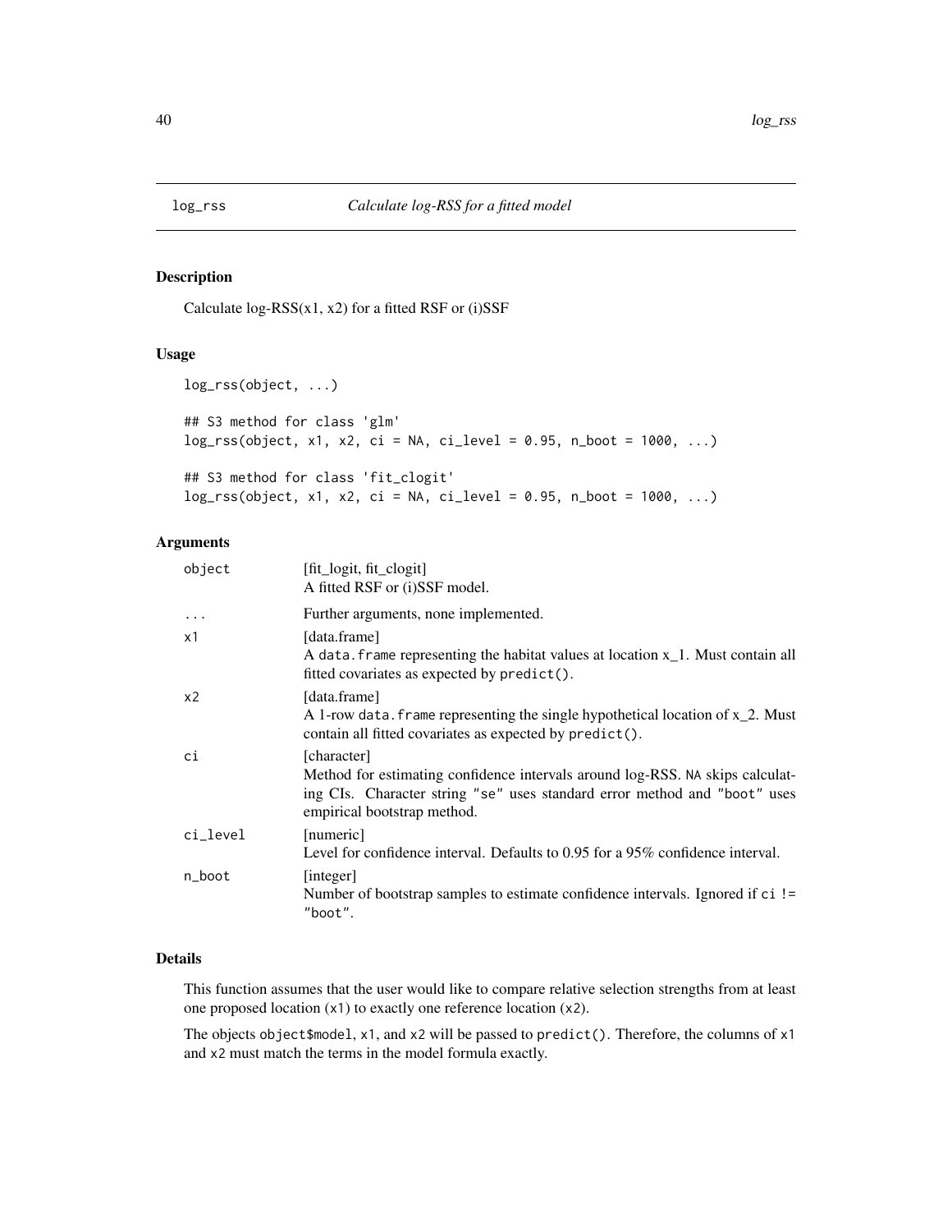# log_rss — *Calculate log-RSS for a fitted model*

## Description

Calculate log-RSS(x1, x2) for a fitted RSF or (i)SSF

## Usage

```
log_rss(object, ...)

## S3 method for class 'glm'
log_rss(object, x1, x2, ci = NA, ci_level = 0.95, n_boot = 1000, ...)

## S3 method for class 'fit_clogit'
log_rss(object, x1, x2, ci = NA, ci_level = 0.95, n_boot = 1000, ...)
```

## Arguments

| | |
|---|---|
| `object` | [fit_logit, fit_clogit]<br>A fitted RSF or (i)SSF model. |
| `...` | Further arguments, none implemented. |
| `x1` | [data.frame]<br>A `data.frame` representing the habitat values at location x_1. Must contain all fitted covariates as expected by `predict()`. |
| `x2` | [data.frame]<br>A 1-row `data.frame` representing the single hypothetical location of x_2. Must contain all fitted covariates as expected by `predict()`. |
| `ci` | [character]<br>Method for estimating confidence intervals around log-RSS. `NA` skips calculating CIs. Character string `"se"` uses standard error method and `"boot"` uses empirical bootstrap method. |
| `ci_level` | [numeric]<br>Level for confidence interval. Defaults to 0.95 for a 95% confidence interval. |
| `n_boot` | [integer]<br>Number of bootstrap samples to estimate confidence intervals. Ignored if `ci != "boot"`. |

## Details

This function assumes that the user would like to compare relative selection strengths from at least one proposed location (`x1`) to exactly one reference location (`x2`).

The objects `object$model`, `x1`, and `x2` will be passed to `predict()`. Therefore, the columns of `x1` and `x2` must match the terms in the model formula exactly.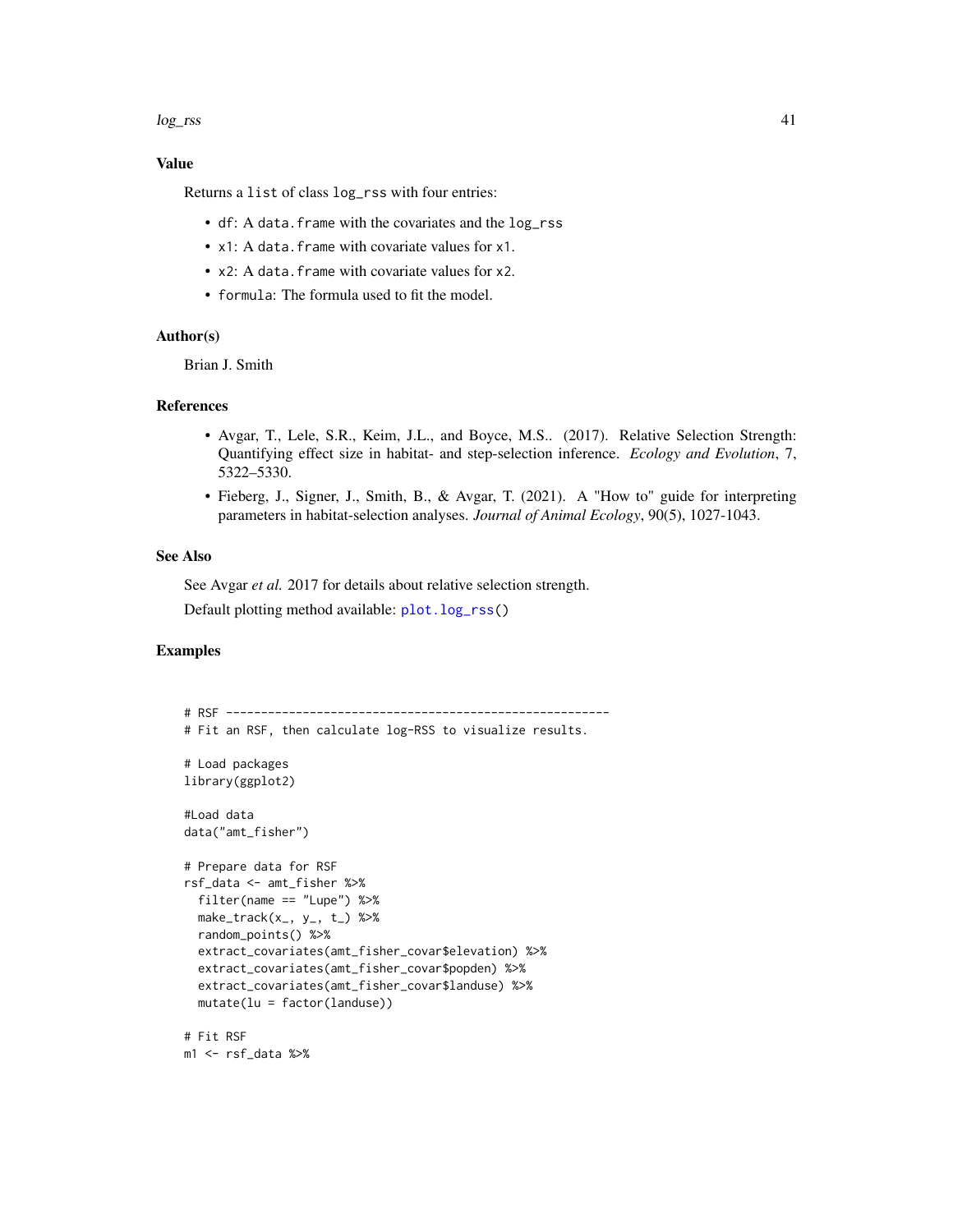### Value

Returns a `list` of class `log_rss` with four entries:

- `df`: A `data.frame` with the covariates and the `log_rss`
- `x1`: A `data.frame` with covariate values for `x1`.
- `x2`: A `data.frame` with covariate values for `x2`.
- `formula`: The formula used to fit the model.

### Author(s)

Brian J. Smith

### References

- Avgar, T., Lele, S.R., Keim, J.L., and Boyce, M.S.. (2017). Relative Selection Strength: Quantifying effect size in habitat- and step-selection inference. *Ecology and Evolution*, 7, 5322–5330.
- Fieberg, J., Signer, J., Smith, B., & Avgar, T. (2021). A "How to" guide for interpreting parameters in habitat-selection analyses. *Journal of Animal Ecology*, 90(5), 1027-1043.

### See Also

See Avgar *et al.* 2017 for details about relative selection strength.

Default plotting method available: `plot.log_rss()`

### Examples

```
# RSF -------------------------------------------------------
# Fit an RSF, then calculate log-RSS to visualize results.

# Load packages
library(ggplot2)

#Load data
data("amt_fisher")

# Prepare data for RSF
rsf_data <- amt_fisher %>%
  filter(name == "Lupe") %>%
  make_track(x_, y_, t_) %>%
  random_points() %>%
  extract_covariates(amt_fisher_covar$elevation) %>%
  extract_covariates(amt_fisher_covar$popden) %>%
  extract_covariates(amt_fisher_covar$landuse) %>%
  mutate(lu = factor(landuse))

# Fit RSF
m1 <- rsf_data %>%
```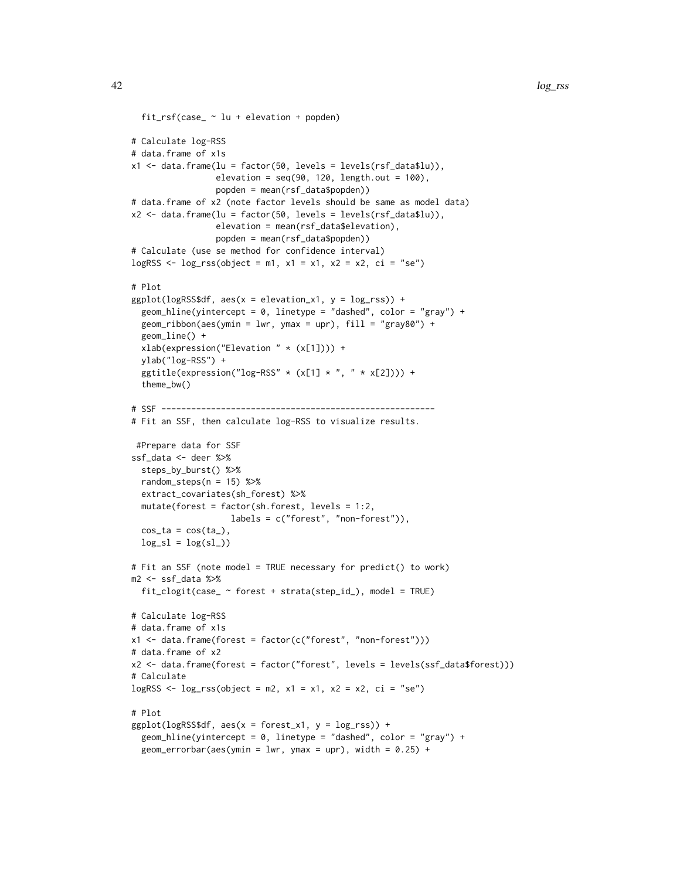```
  fit_rsf(case_ ~ lu + elevation + popden)

# Calculate log-RSS
# data.frame of x1s
x1 <- data.frame(lu = factor(50, levels = levels(rsf_data$lu)),
                 elevation = seq(90, 120, length.out = 100),
                 popden = mean(rsf_data$popden))
# data.frame of x2 (note factor levels should be same as model data)
x2 <- data.frame(lu = factor(50, levels = levels(rsf_data$lu)),
                 elevation = mean(rsf_data$elevation),
                 popden = mean(rsf_data$popden))
# Calculate (use se method for confidence interval)
logRSS <- log_rss(object = m1, x1 = x1, x2 = x2, ci = "se")

# Plot
ggplot(logRSS$df, aes(x = elevation_x1, y = log_rss)) +
  geom_hline(yintercept = 0, linetype = "dashed", color = "gray") +
  geom_ribbon(aes(ymin = lwr, ymax = upr), fill = "gray80") +
  geom_line() +
  xlab(expression("Elevation " * (x[1]))) +
  ylab("log-RSS") +
  ggtitle(expression("log-RSS" * (x[1] * ", " * x[2]))) +
  theme_bw()

# SSF -------------------------------------------------------
# Fit an SSF, then calculate log-RSS to visualize results.

 #Prepare data for SSF
ssf_data <- deer %>%
  steps_by_burst() %>%
  random_steps(n = 15) %>%
  extract_covariates(sh_forest) %>%
  mutate(forest = factor(sh.forest, levels = 1:2,
                    labels = c("forest", "non-forest")),
  cos_ta = cos(ta_),
  log_sl = log(sl_))

# Fit an SSF (note model = TRUE necessary for predict() to work)
m2 <- ssf_data %>%
  fit_clogit(case_ ~ forest + strata(step_id_), model = TRUE)

# Calculate log-RSS
# data.frame of x1s
x1 <- data.frame(forest = factor(c("forest", "non-forest")))
# data.frame of x2
x2 <- data.frame(forest = factor("forest", levels = levels(ssf_data$forest)))
# Calculate
logRSS <- log_rss(object = m2, x1 = x1, x2 = x2, ci = "se")

# Plot
ggplot(logRSS$df, aes(x = forest_x1, y = log_rss)) +
  geom_hline(yintercept = 0, linetype = "dashed", color = "gray") +
  geom_errorbar(aes(ymin = lwr, ymax = upr), width = 0.25) +
```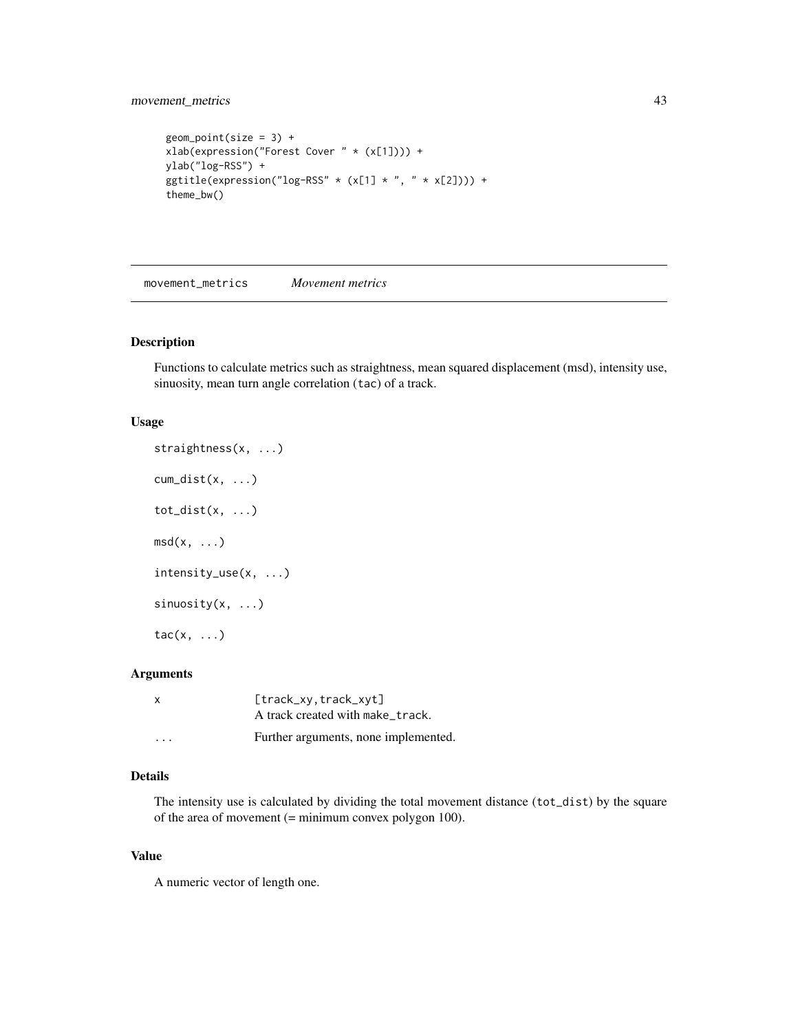```
geom_point(size = 3) +
xlab(expression("Forest Cover " * (x[1]))) +
ylab("log-RSS") +
ggtitle(expression("log-RSS" * (x[1] * ", " * x[2]))) +
theme_bw()
```

## movement_metrics *Movement metrics*

### Description

Functions to calculate metrics such as straightness, mean squared displacement (msd), intensity use, sinuosity, mean turn angle correlation (tac) of a track.

### Usage

```
straightness(x, ...)

cum_dist(x, ...)

tot_dist(x, ...)

msd(x, ...)

intensity_use(x, ...)

sinuosity(x, ...)

tac(x, ...)
```

### Arguments

| | |
|---|---|
| x | [track_xy,track_xyt]<br>A track created with make_track. |
| ... | Further arguments, none implemented. |

### Details

The intensity use is calculated by dividing the total movement distance (tot_dist) by the square of the area of movement (= minimum convex polygon 100).

### Value

A numeric vector of length one.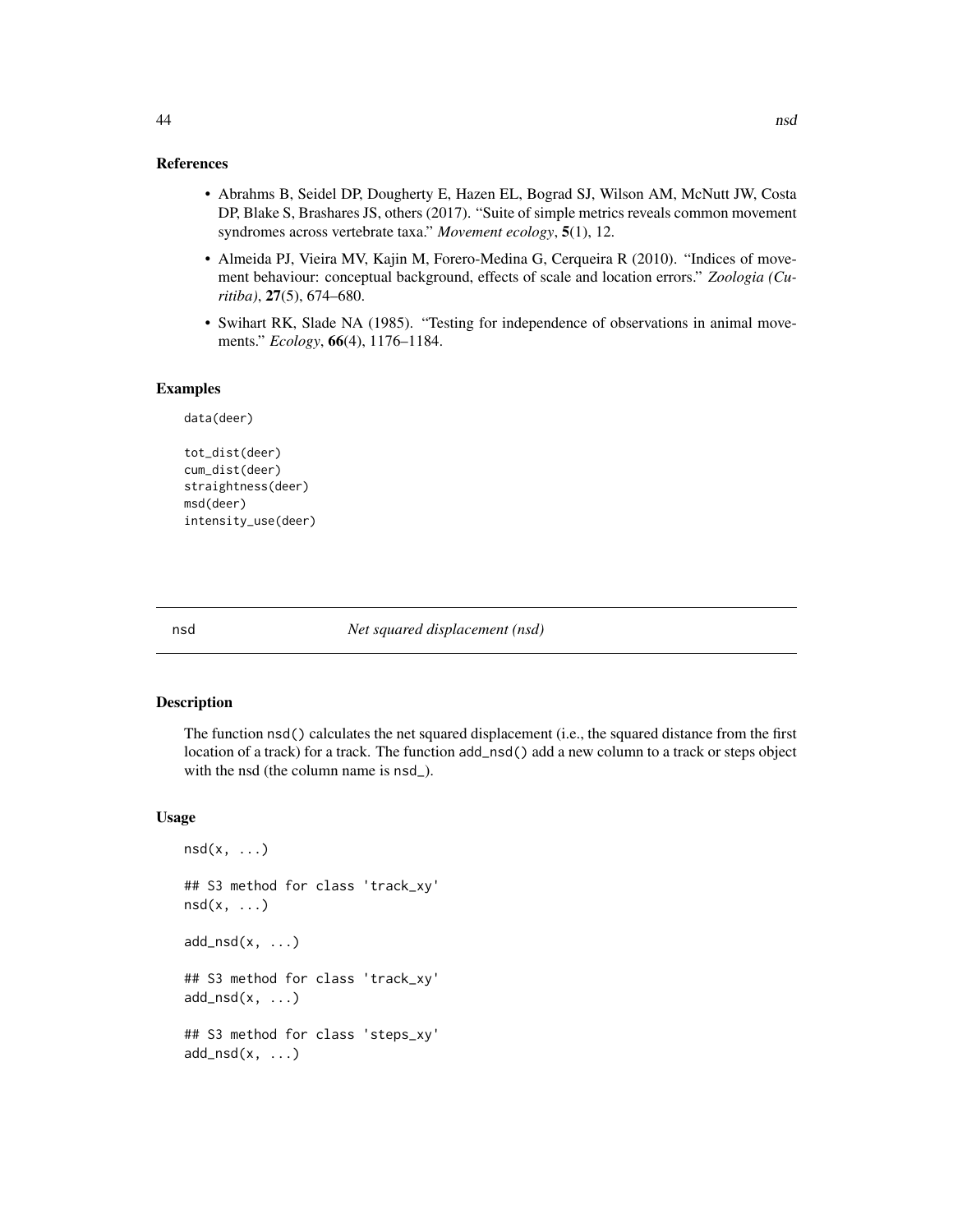### References

- Abrahms B, Seidel DP, Dougherty E, Hazen EL, Bograd SJ, Wilson AM, McNutt JW, Costa DP, Blake S, Brashares JS, others (2017). "Suite of simple metrics reveals common movement syndromes across vertebrate taxa." *Movement ecology*, **5**(1), 12.
- Almeida PJ, Vieira MV, Kajin M, Forero-Medina G, Cerqueira R (2010). "Indices of movement behaviour: conceptual background, effects of scale and location errors." *Zoologia (Curitiba)*, **27**(5), 674–680.
- Swihart RK, Slade NA (1985). "Testing for independence of observations in animal movements." *Ecology*, **66**(4), 1176–1184.

### Examples

```
data(deer)

tot_dist(deer)
cum_dist(deer)
straightness(deer)
msd(deer)
intensity_use(deer)
```

---

## nsd — *Net squared displacement (nsd)*

### Description

The function nsd() calculates the net squared displacement (i.e., the squared distance from the first location of a track) for a track. The function add_nsd() add a new column to a track or steps object with the nsd (the column name is nsd_).

### Usage

```
nsd(x, ...)

## S3 method for class 'track_xy'
nsd(x, ...)

add_nsd(x, ...)

## S3 method for class 'track_xy'
add_nsd(x, ...)

## S3 method for class 'steps_xy'
add_nsd(x, ...)
```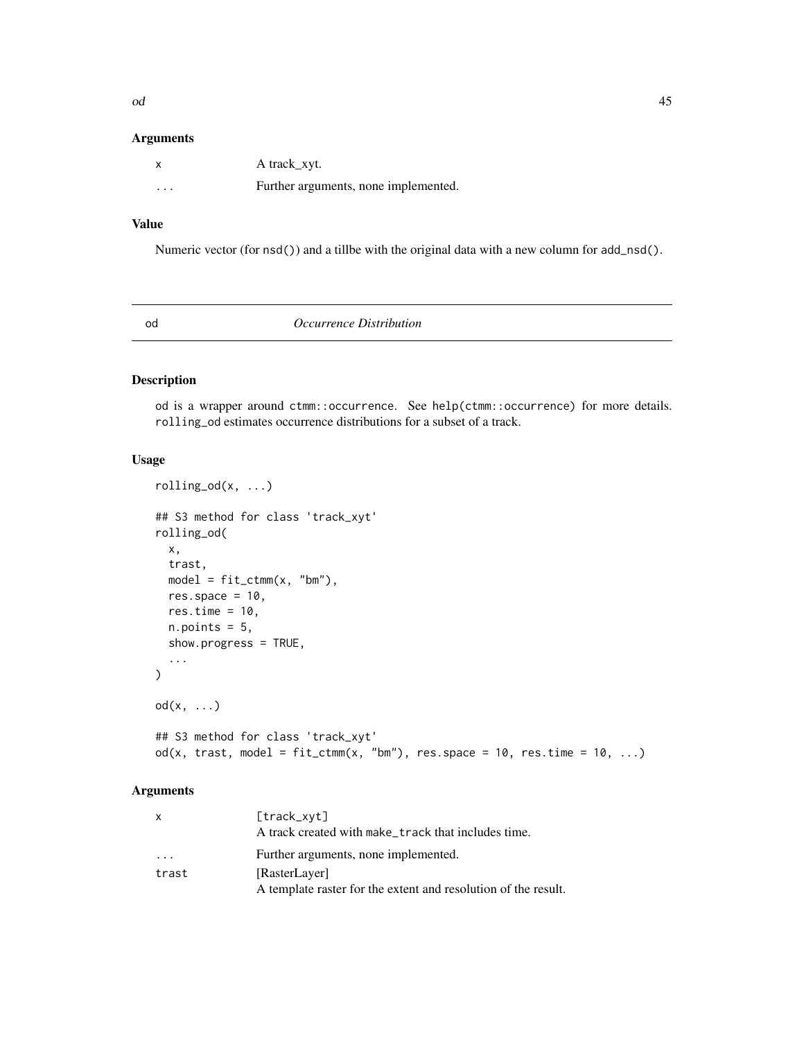## Arguments

| | |
|---|---|
| x | A track_xyt. |
| ... | Further arguments, none implemented. |

## Value

Numeric vector (for nsd()) and a tillbe with the original data with a new column for add_nsd().

# od — *Occurrence Distribution*

## Description

od is a wrapper around ctmm::occurrence. See help(ctmm::occurrence) for more details. rolling_od estimates occurrence distributions for a subset of a track.

## Usage

```
rolling_od(x, ...)

## S3 method for class 'track_xyt'
rolling_od(
  x,
  trast,
  model = fit_ctmm(x, "bm"),
  res.space = 10,
  res.time = 10,
  n.points = 5,
  show.progress = TRUE,
  ...
)

od(x, ...)

## S3 method for class 'track_xyt'
od(x, trast, model = fit_ctmm(x, "bm"), res.space = 10, res.time = 10, ...)
```

## Arguments

| | |
|---|---|
| x | [track_xyt]<br>A track created with make_track that includes time. |
| ... | Further arguments, none implemented. |
| trast | [RasterLayer]<br>A template raster for the extent and resolution of the result. |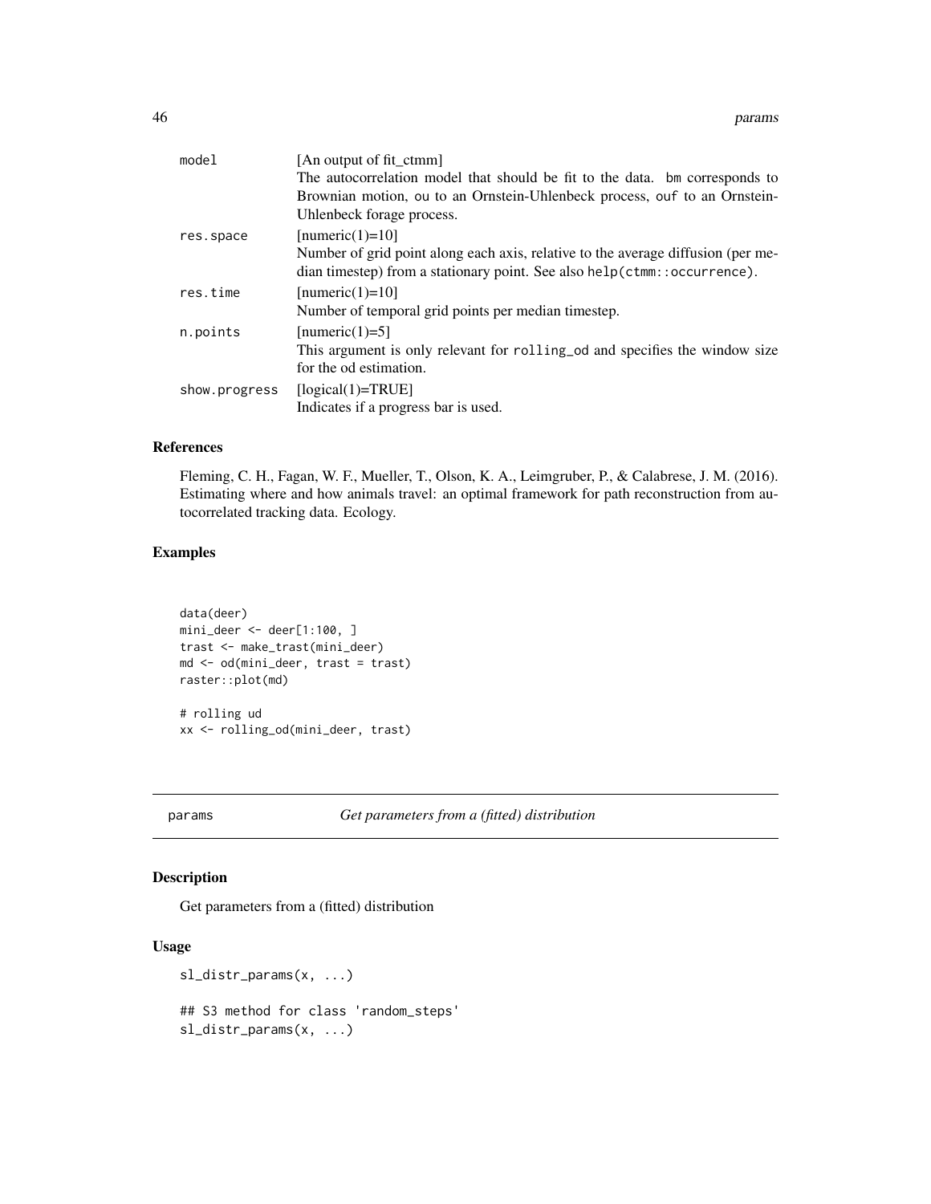| | |
|---|---|
| model | [An output of fit_ctmm]<br>The autocorrelation model that should be fit to the data. bm corresponds to Brownian motion, ou to an Ornstein-Uhlenbeck process, ouf to an Ornstein-Uhlenbeck forage process. |
| res.space | [numeric(1)=10]<br>Number of grid point along each axis, relative to the average diffusion (per median timestep) from a stationary point. See also help(ctmm::occurrence). |
| res.time | [numeric(1)=10]<br>Number of temporal grid points per median timestep. |
| n.points | [numeric(1)=5]<br>This argument is only relevant for rolling_od and specifies the window size for the od estimation. |
| show.progress | [logical(1)=TRUE]<br>Indicates if a progress bar is used. |

## References

Fleming, C. H., Fagan, W. F., Mueller, T., Olson, K. A., Leimgruber, P., & Calabrese, J. M. (2016). Estimating where and how animals travel: an optimal framework for path reconstruction from autocorrelated tracking data. Ecology.

## Examples

```
data(deer)
mini_deer <- deer[1:100, ]
trast <- make_trast(mini_deer)
md <- od(mini_deer, trast = trast)
raster::plot(md)

# rolling ud
xx <- rolling_od(mini_deer, trast)
```

---

# params — *Get parameters from a (fitted) distribution*

## Description

Get parameters from a (fitted) distribution

## Usage

```
sl_distr_params(x, ...)

## S3 method for class 'random_steps'
sl_distr_params(x, ...)
```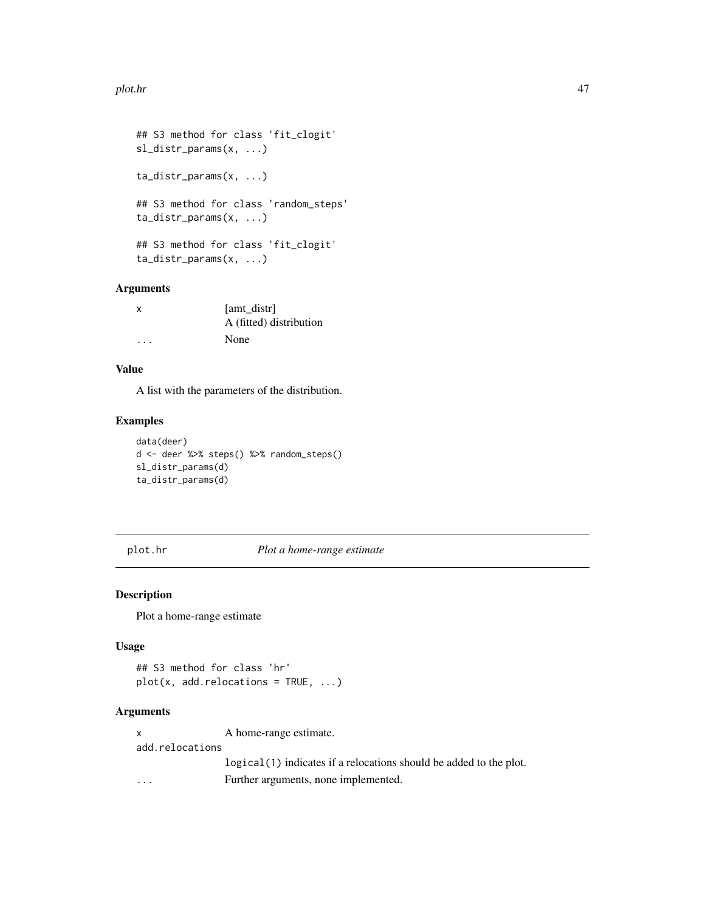```
## S3 method for class 'fit_clogit'
sl_distr_params(x, ...)

ta_distr_params(x, ...)

## S3 method for class 'random_steps'
ta_distr_params(x, ...)

## S3 method for class 'fit_clogit'
ta_distr_params(x, ...)
```

### Arguments

| | |
|---|---|
| x | [amt_distr] A (fitted) distribution |
| ... | None |

### Value

A list with the parameters of the distribution.

### Examples

```
data(deer)
d <- deer %>% steps() %>% random_steps()
sl_distr_params(d)
ta_distr_params(d)
```

---

## plot.hr *Plot a home-range estimate*

### Description

Plot a home-range estimate

### Usage

```
## S3 method for class 'hr'
plot(x, add.relocations = TRUE, ...)
```

### Arguments

| | |
|---|---|
| x | A home-range estimate. |
| add.relocations | `logical(1)` indicates if a relocations should be added to the plot. |
| ... | Further arguments, none implemented. |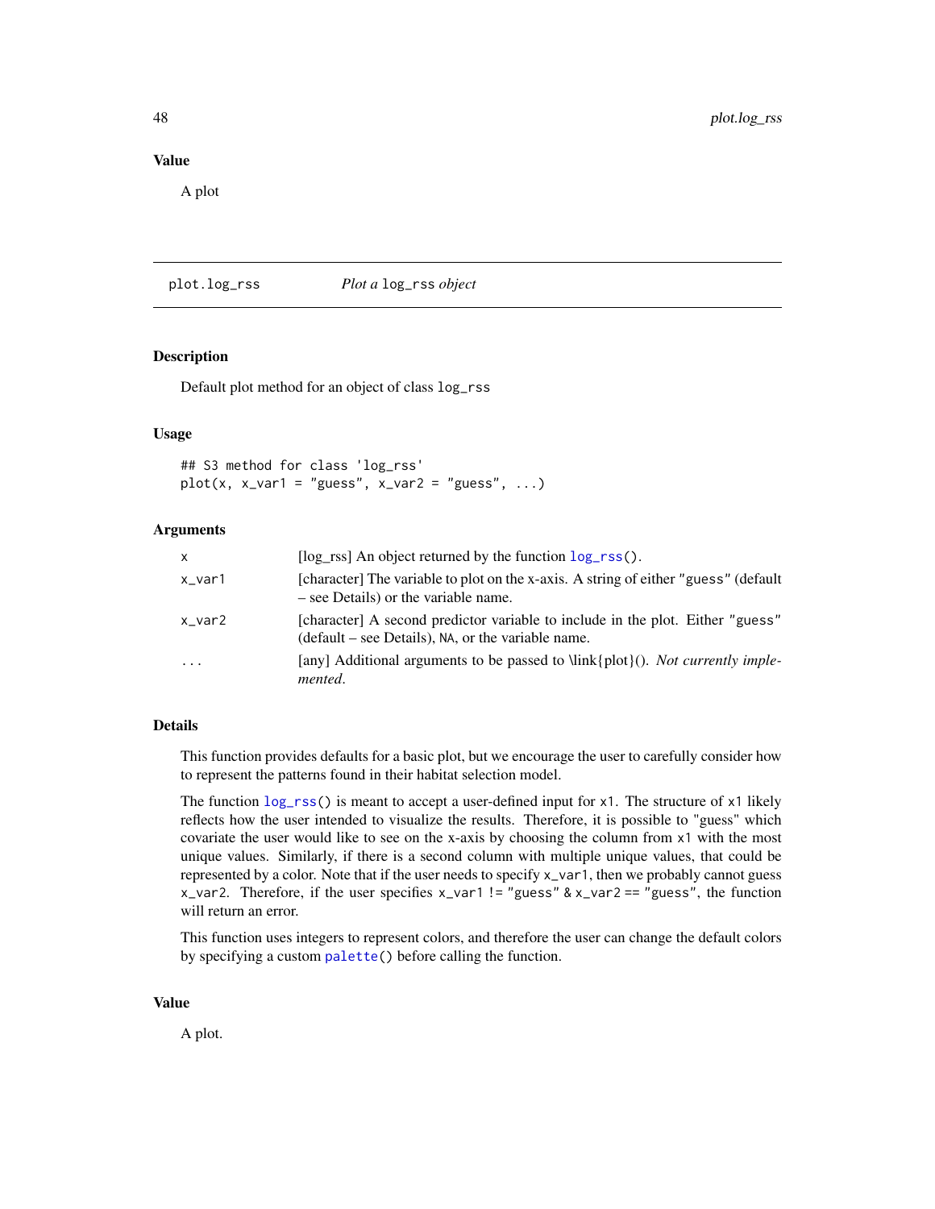## Value

A plot

---

## plot.log_rss — *Plot a* log_rss *object*

### Description

Default plot method for an object of class log_rss

### Usage

```
## S3 method for class 'log_rss'
plot(x, x_var1 = "guess", x_var2 = "guess", ...)
```

### Arguments

| | |
|---|---|
| x | [log_rss] An object returned by the function log_rss(). |
| x_var1 | [character] The variable to plot on the x-axis. A string of either "guess" (default – see Details) or the variable name. |
| x_var2 | [character] A second predictor variable to include in the plot. Either "guess" (default – see Details), NA, or the variable name. |
| ... | [any] Additional arguments to be passed to \link{plot}(). *Not currently implemented.* |

### Details

This function provides defaults for a basic plot, but we encourage the user to carefully consider how to represent the patterns found in their habitat selection model.

The function log_rss() is meant to accept a user-defined input for x1. The structure of x1 likely reflects how the user intended to visualize the results. Therefore, it is possible to "guess" which covariate the user would like to see on the x-axis by choosing the column from x1 with the most unique values. Similarly, if there is a second column with multiple unique values, that could be represented by a color. Note that if the user needs to specify x_var1, then we probably cannot guess x_var2. Therefore, if the user specifies x_var1 != "guess" & x_var2 == "guess", the function will return an error.

This function uses integers to represent colors, and therefore the user can change the default colors by specifying a custom palette() before calling the function.

### Value

A plot.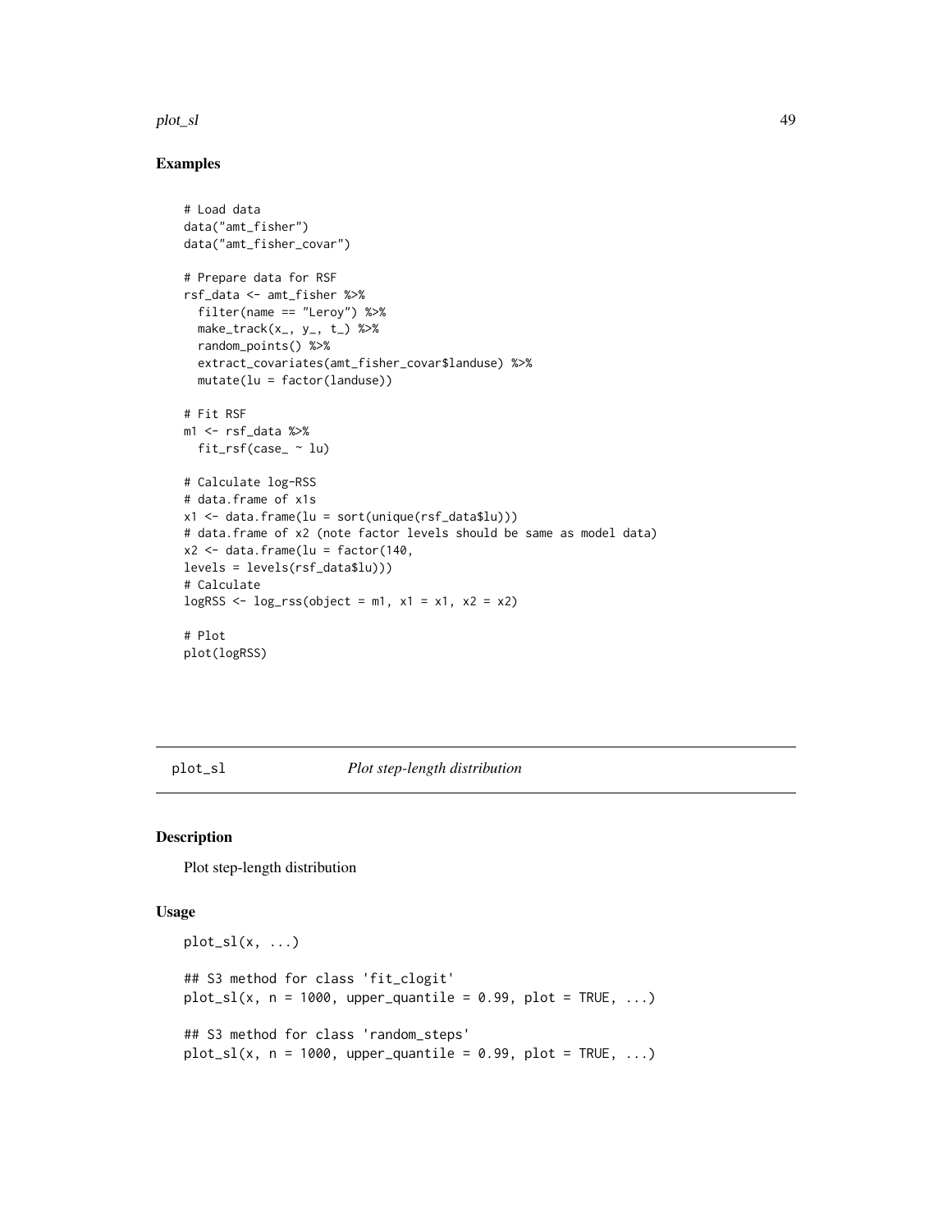### Examples

```
# Load data
data("amt_fisher")
data("amt_fisher_covar")

# Prepare data for RSF
rsf_data <- amt_fisher %>%
  filter(name == "Leroy") %>%
  make_track(x_, y_, t_) %>%
  random_points() %>%
  extract_covariates(amt_fisher_covar$landuse) %>%
  mutate(lu = factor(landuse))

# Fit RSF
m1 <- rsf_data %>%
  fit_rsf(case_ ~ lu)

# Calculate log-RSS
# data.frame of x1s
x1 <- data.frame(lu = sort(unique(rsf_data$lu)))
# data.frame of x2 (note factor levels should be same as model data)
x2 <- data.frame(lu = factor(140,
levels = levels(rsf_data$lu)))
# Calculate
logRSS <- log_rss(object = m1, x1 = x1, x2 = x2)

# Plot
plot(logRSS)
```

---

## plot_sl *Plot step-length distribution*

### Description

Plot step-length distribution

### Usage

```
plot_sl(x, ...)

## S3 method for class 'fit_clogit'
plot_sl(x, n = 1000, upper_quantile = 0.99, plot = TRUE, ...)

## S3 method for class 'random_steps'
plot_sl(x, n = 1000, upper_quantile = 0.99, plot = TRUE, ...)
```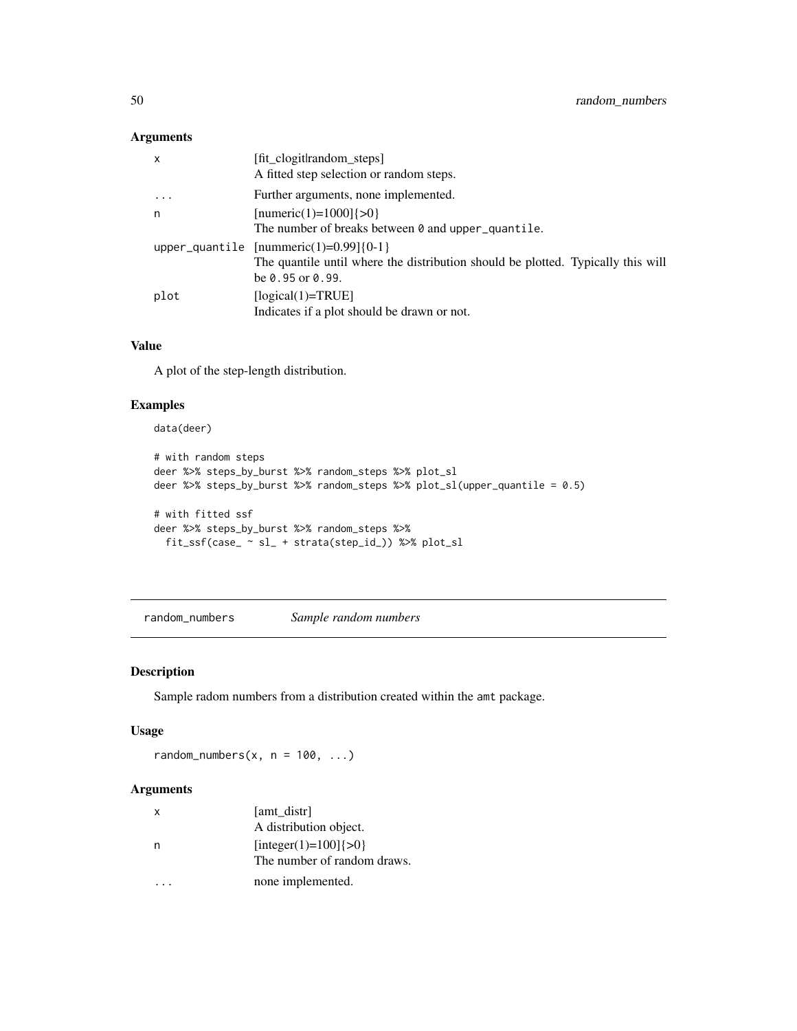### Arguments

| | |
|---|---|
| x | [fit_clogit\|random_steps]<br>A fitted step selection or random steps. |
| ... | Further arguments, none implemented. |
| n | [numeric(1)=1000]{>0}<br>The number of breaks between `0` and `upper_quantile`. |
| upper_quantile | [nummeric(1)=0.99]{0-1}<br>The quantile until where the distribution should be plotted. Typically this will be `0.95` or `0.99`. |
| plot | [logical(1)=TRUE]<br>Indicates if a plot should be drawn or not. |

### Value

A plot of the step-length distribution.

### Examples

```
data(deer)

# with random steps
deer %>% steps_by_burst %>% random_steps %>% plot_sl
deer %>% steps_by_burst %>% random_steps %>% plot_sl(upper_quantile = 0.5)

# with fitted ssf
deer %>% steps_by_burst %>% random_steps %>%
  fit_ssf(case_ ~ sl_ + strata(step_id_)) %>% plot_sl
```

---

## random_numbers *Sample random numbers*

### Description

Sample radom numbers from a distribution created within the `amt` package.

### Usage

```
random_numbers(x, n = 100, ...)
```

### Arguments

| | |
|---|---|
| x | [amt_distr]<br>A distribution object. |
| n | [integer(1)=100]{>0}<br>The number of random draws. |
| ... | none implemented. |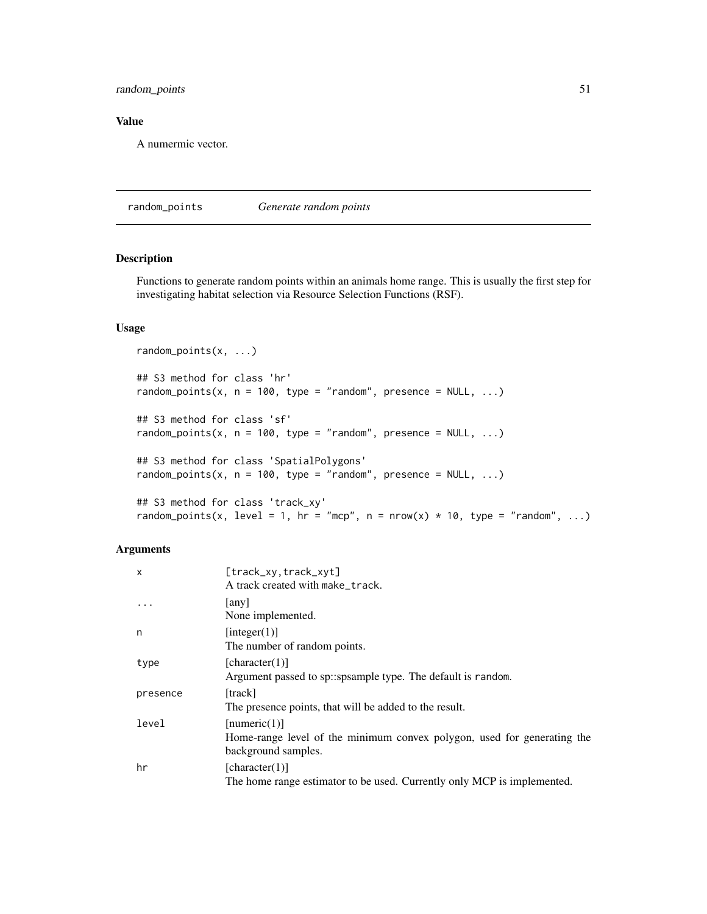## Value

A numermic vector.

---

## random_points — *Generate random points*

### Description

Functions to generate random points within an animals home range. This is usually the first step for investigating habitat selection via Resource Selection Functions (RSF).

### Usage

```
random_points(x, ...)

## S3 method for class 'hr'
random_points(x, n = 100, type = "random", presence = NULL, ...)

## S3 method for class 'sf'
random_points(x, n = 100, type = "random", presence = NULL, ...)

## S3 method for class 'SpatialPolygons'
random_points(x, n = 100, type = "random", presence = NULL, ...)

## S3 method for class 'track_xy'
random_points(x, level = 1, hr = "mcp", n = nrow(x) * 10, type = "random", ...)
```

### Arguments

| Argument | Description |
|---|---|
| `x` | [track_xy,track_xyt] A track created with `make_track`. |
| `...` | [any] None implemented. |
| `n` | [integer(1)] The number of random points. |
| `type` | [character(1)] Argument passed to sp::spsample type. The default is `random`. |
| `presence` | [track] The presence points, that will be added to the result. |
| `level` | [numeric(1)] Home-range level of the minimum convex polygon, used for generating the background samples. |
| `hr` | [character(1)] The home range estimator to be used. Currently only MCP is implemented. |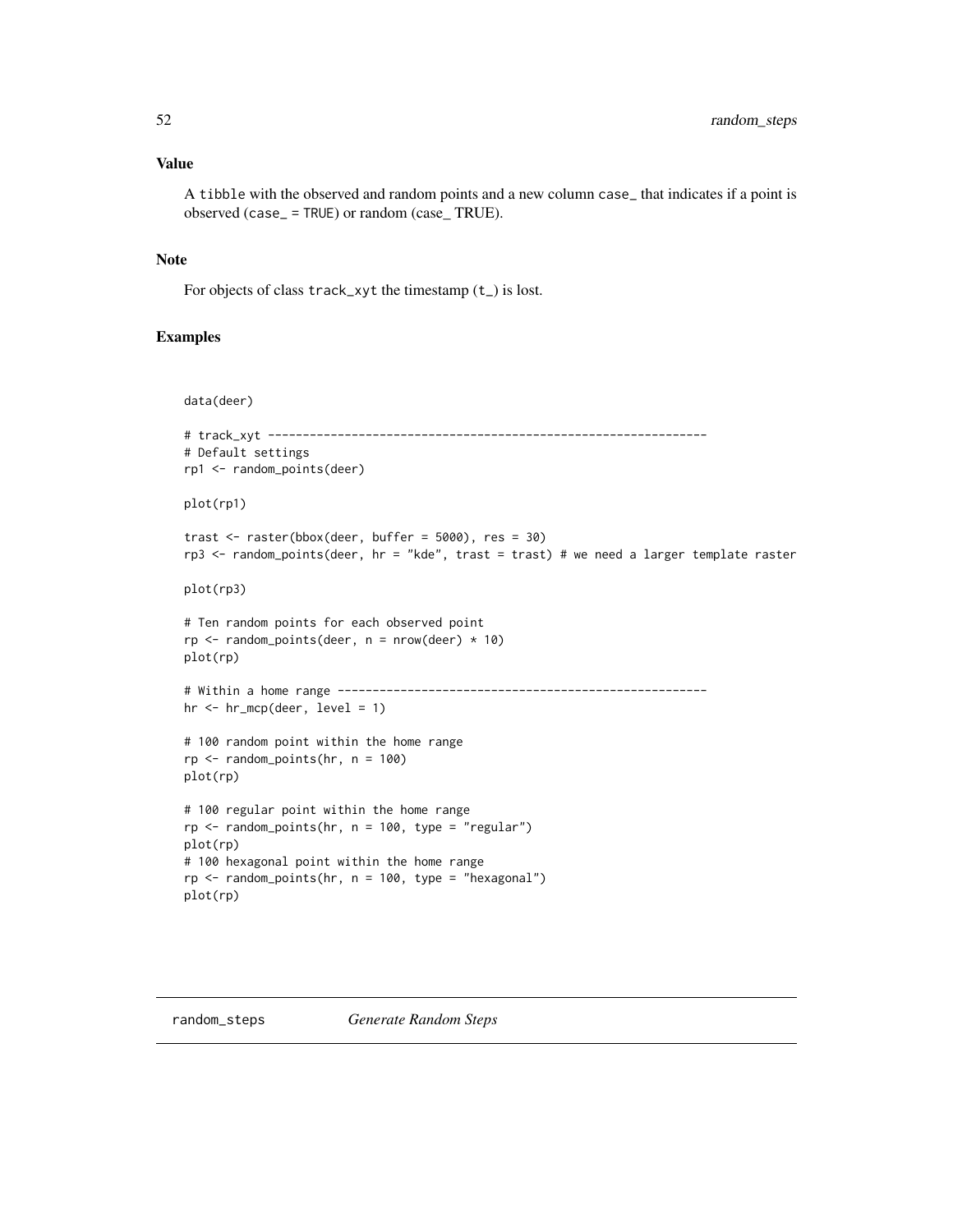### Value

A tibble with the observed and random points and a new column case_ that indicates if a point is observed (case_ = TRUE) or random (case_ TRUE).

### Note

For objects of class track_xyt the timestamp (t_) is lost.

### Examples

```
data(deer)

# track_xyt ---------------------------------------------------------------
# Default settings
rp1 <- random_points(deer)

plot(rp1)

trast <- raster(bbox(deer, buffer = 5000), res = 30)
rp3 <- random_points(deer, hr = "kde", trast = trast) # we need a larger template raster

plot(rp3)

# Ten random points for each observed point
rp <- random_points(deer, n = nrow(deer) * 10)
plot(rp)

# Within a home range -----------------------------------------------------
hr <- hr_mcp(deer, level = 1)

# 100 random point within the home range
rp <- random_points(hr, n = 100)
plot(rp)

# 100 regular point within the home range
rp <- random_points(hr, n = 100, type = "regular")
plot(rp)
# 100 hexagonal point within the home range
rp <- random_points(hr, n = 100, type = "hexagonal")
plot(rp)
```

## random_steps    *Generate Random Steps*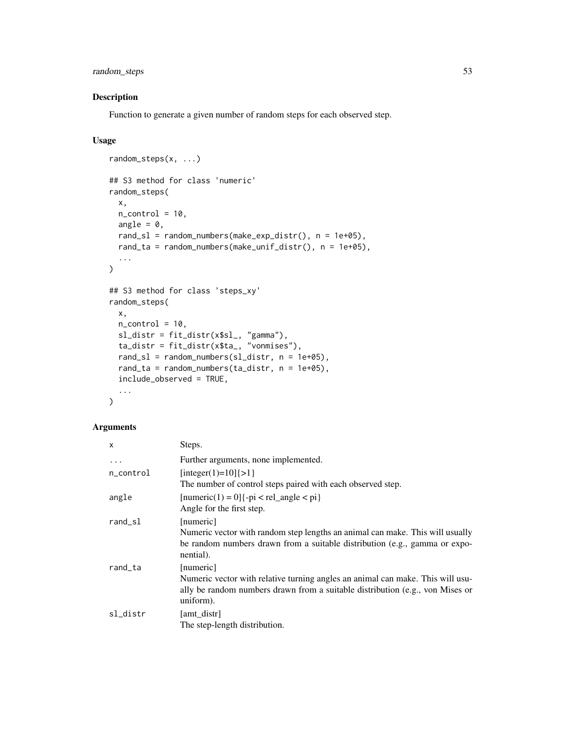## Description

Function to generate a given number of random steps for each observed step.

## Usage

```
random_steps(x, ...)

## S3 method for class 'numeric'
random_steps(
  x,
  n_control = 10,
  angle = 0,
  rand_sl = random_numbers(make_exp_distr(), n = 1e+05),
  rand_ta = random_numbers(make_unif_distr(), n = 1e+05),
  ...
)

## S3 method for class 'steps_xy'
random_steps(
  x,
  n_control = 10,
  sl_distr = fit_distr(x$sl_, "gamma"),
  ta_distr = fit_distr(x$ta_, "vonmises"),
  rand_sl = random_numbers(sl_distr, n = 1e+05),
  rand_ta = random_numbers(ta_distr, n = 1e+05),
  include_observed = TRUE,
  ...
)
```

## Arguments

| | |
|---|---|
| `x` | Steps. |
| `...` | Further arguments, none implemented. |
| `n_control` | [integer(1)=10]{>1}<br>The number of control steps paired with each observed step. |
| `angle` | [numeric(1) = 0]{-pi < rel_angle < pi}<br>Angle for the first step. |
| `rand_sl` | [numeric]<br>Numeric vector with random step lengths an animal can make. This will usually be random numbers drawn from a suitable distribution (e.g., gamma or exponential). |
| `rand_ta` | [numeric]<br>Numeric vector with relative turning angles an animal can make. This will usually be random numbers drawn from a suitable distribution (e.g., von Mises or uniform). |
| `sl_distr` | [amt_distr]<br>The step-length distribution. |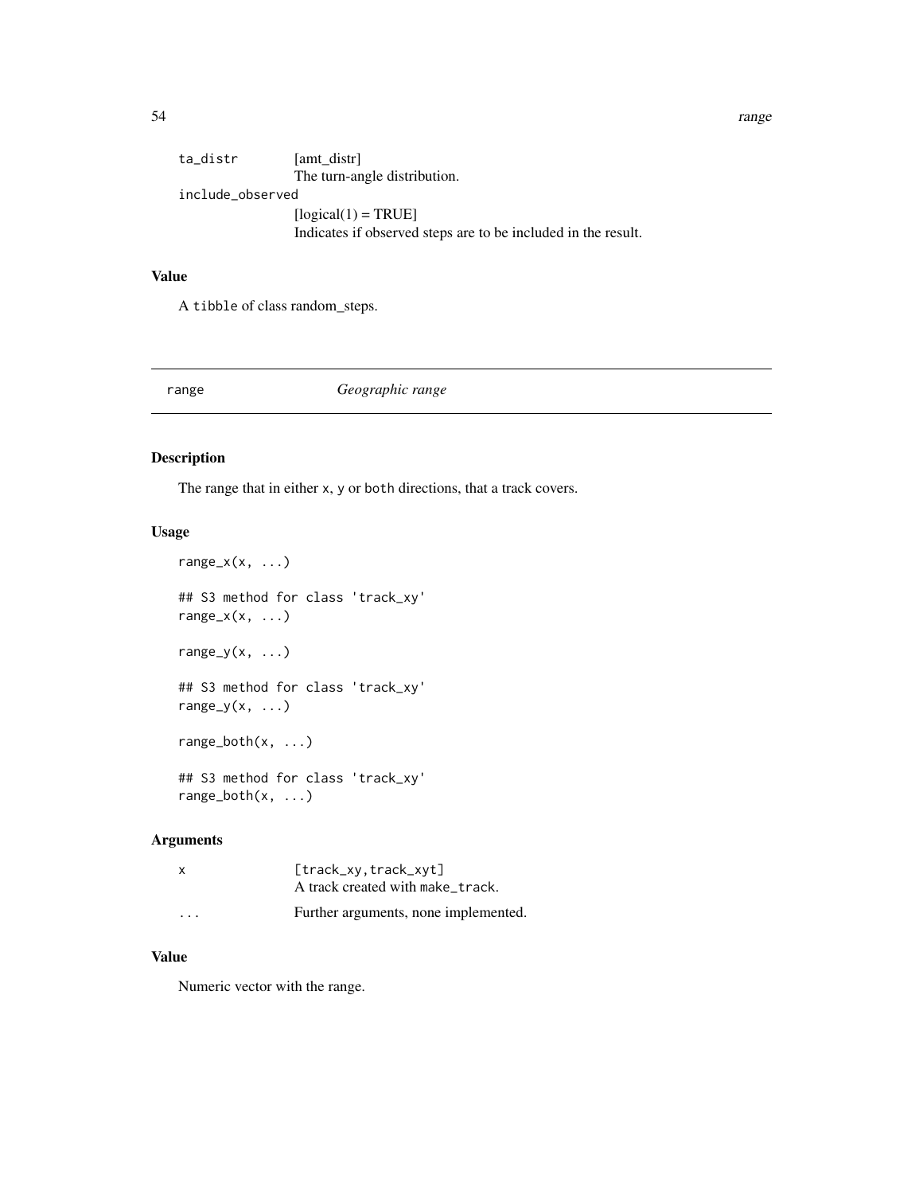| | |
|---|---|
| ta_distr | [amt_distr] The turn-angle distribution. |
| include_observed | [logical(1) = TRUE] Indicates if observed steps are to be included in the result. |

### Value

A tibble of class random_steps.

## range — *Geographic range*

### Description

The range that in either x, y or both directions, that a track covers.

### Usage

```
range_x(x, ...)

## S3 method for class 'track_xy'
range_x(x, ...)

range_y(x, ...)

## S3 method for class 'track_xy'
range_y(x, ...)

range_both(x, ...)

## S3 method for class 'track_xy'
range_both(x, ...)
```

### Arguments

| | |
|---|---|
| x | [track_xy,track_xyt] A track created with make_track. |
| ... | Further arguments, none implemented. |

### Value

Numeric vector with the range.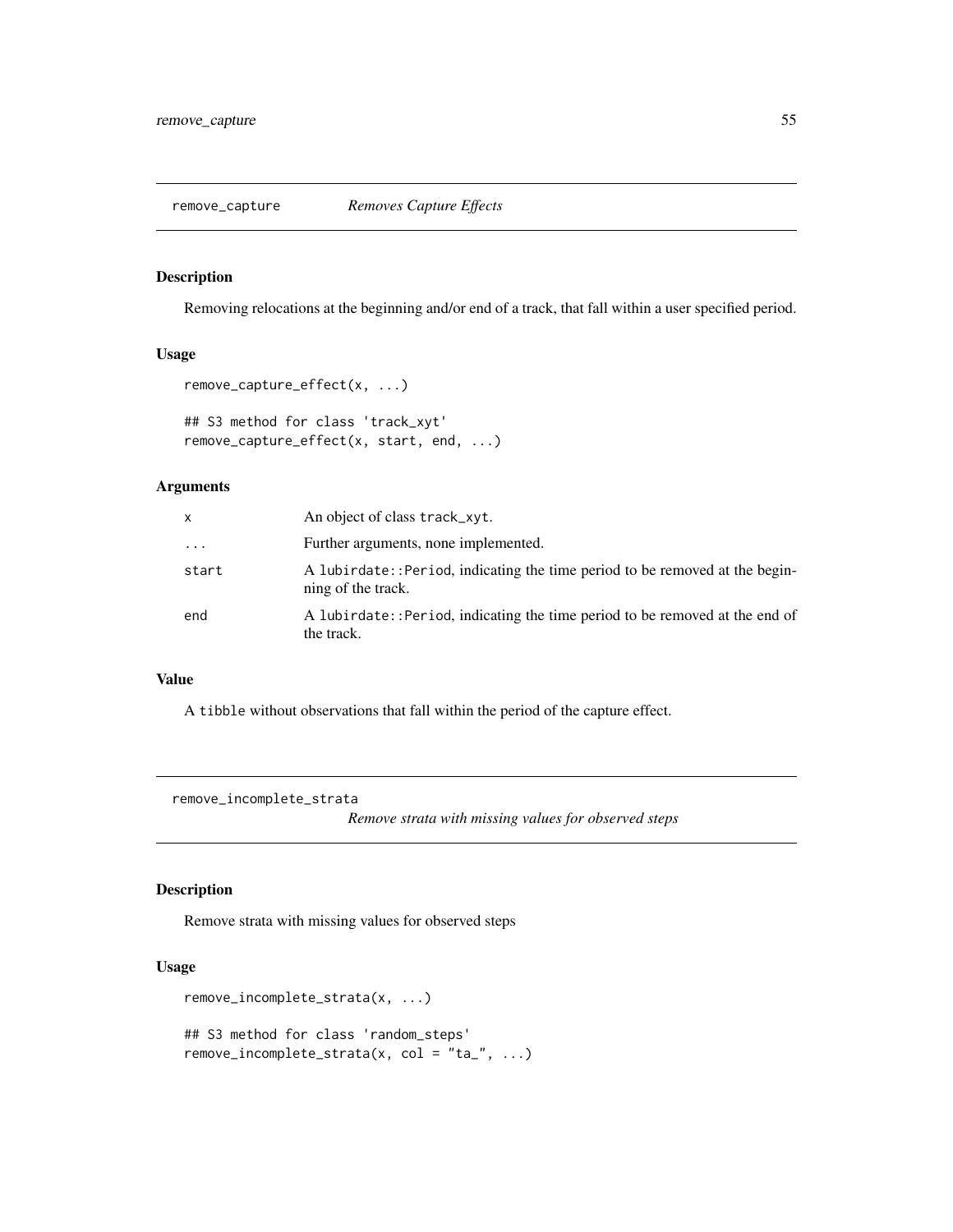## remove_capture — *Removes Capture Effects*

### Description

Removing relocations at the beginning and/or end of a track, that fall within a user specified period.

### Usage

```
remove_capture_effect(x, ...)

## S3 method for class 'track_xyt'
remove_capture_effect(x, start, end, ...)
```

### Arguments

| | |
|---|---|
| x | An object of class `track_xyt`. |
| ... | Further arguments, none implemented. |
| start | A `lubirdate::Period`, indicating the time period to be removed at the beginning of the track. |
| end | A `lubirdate::Period`, indicating the time period to be removed at the end of the track. |

### Value

A `tibble` without observations that fall within the period of the capture effect.

## remove_incomplete_strata — *Remove strata with missing values for observed steps*

### Description

Remove strata with missing values for observed steps

### Usage

```
remove_incomplete_strata(x, ...)

## S3 method for class 'random_steps'
remove_incomplete_strata(x, col = "ta_", ...)
```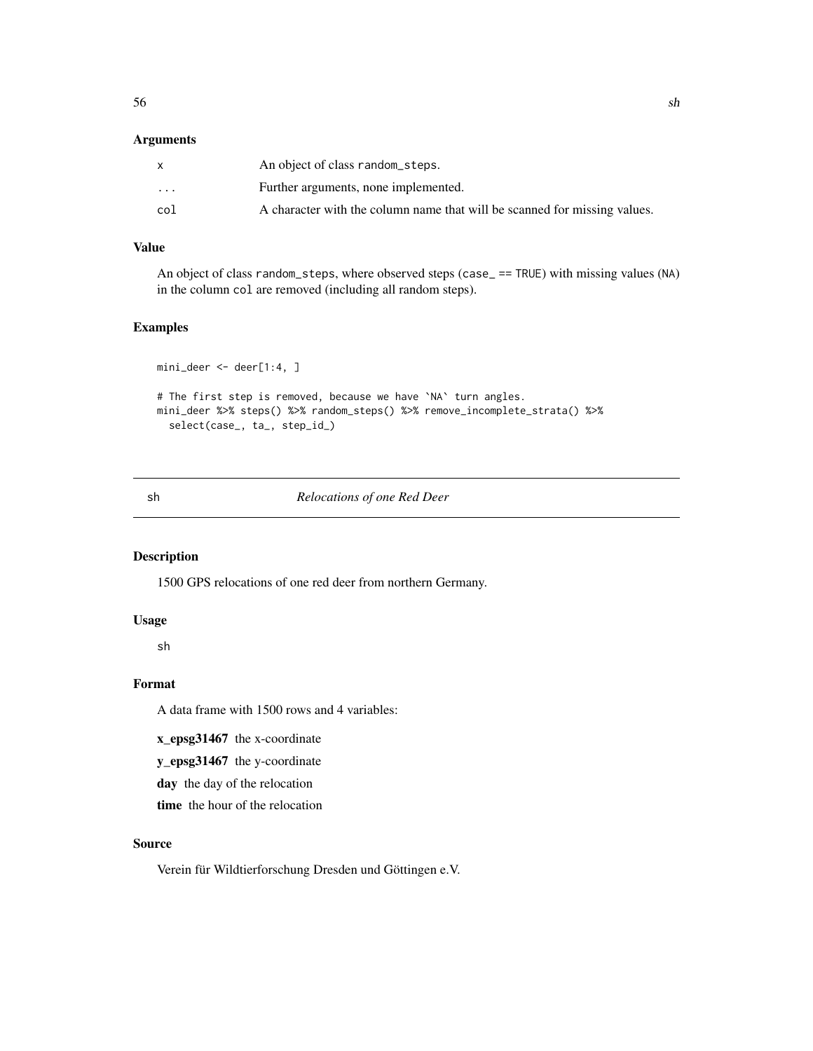### Arguments

| | |
|---|---|
| x | An object of class random_steps. |
| ... | Further arguments, none implemented. |
| col | A character with the column name that will be scanned for missing values. |

### Value

An object of class random_steps, where observed steps (case_ == TRUE) with missing values (NA) in the column col are removed (including all random steps).

### Examples

```
mini_deer <- deer[1:4, ]

# The first step is removed, because we have `NA` turn angles.
mini_deer %>% steps() %>% random_steps() %>% remove_incomplete_strata() %>%
  select(case_, ta_, step_id_)
```

---

## sh — *Relocations of one Red Deer*

### Description

1500 GPS relocations of one red deer from northern Germany.

### Usage

sh

### Format

A data frame with 1500 rows and 4 variables:

**x_epsg31467** the x-coordinate

**y_epsg31467** the y-coordinate

**day** the day of the relocation

**time** the hour of the relocation

### Source

Verein für Wildtierforschung Dresden und Göttingen e.V.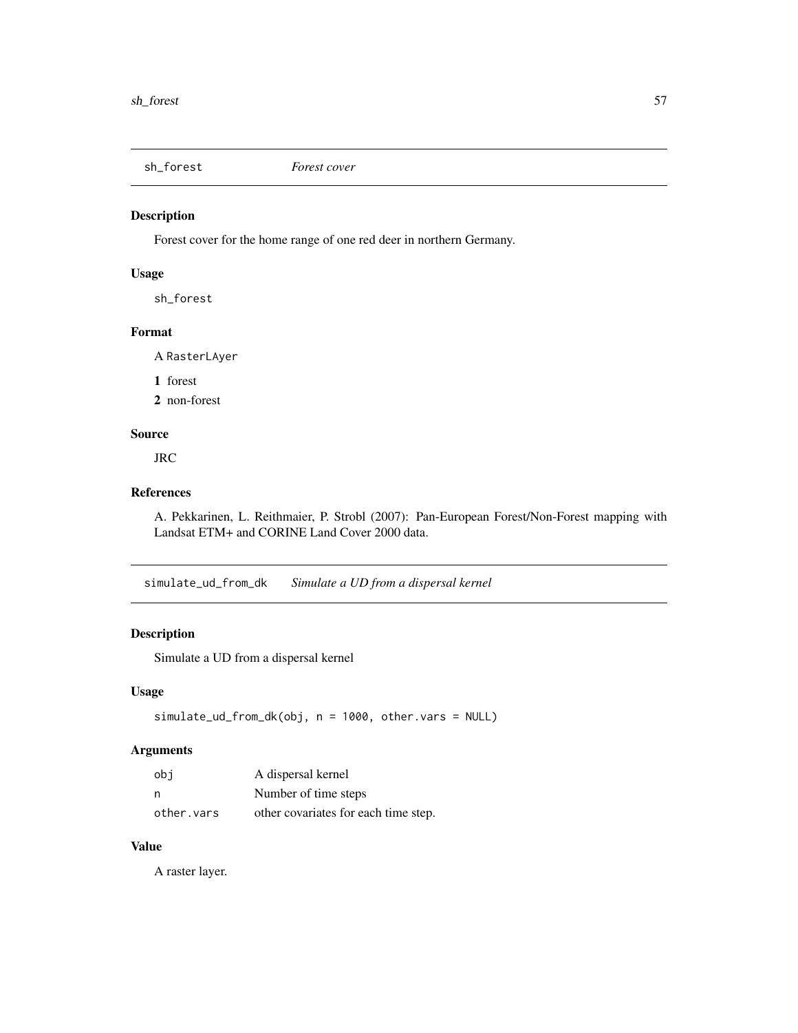## sh_forest *Forest cover*

### Description

Forest cover for the home range of one red deer in northern Germany.

### Usage

```
sh_forest
```

### Format

A RasterLAyer

**1** forest

**2** non-forest

### Source

JRC

### References

A. Pekkarinen, L. Reithmaier, P. Strobl (2007): Pan-European Forest/Non-Forest mapping with Landsat ETM+ and CORINE Land Cover 2000 data.

## simulate_ud_from_dk *Simulate a UD from a dispersal kernel*

### Description

Simulate a UD from a dispersal kernel

### Usage

```
simulate_ud_from_dk(obj, n = 1000, other.vars = NULL)
```

### Arguments

| | |
|---|---|
| obj | A dispersal kernel |
| n | Number of time steps |
| other.vars | other covariates for each time step. |

### Value

A raster layer.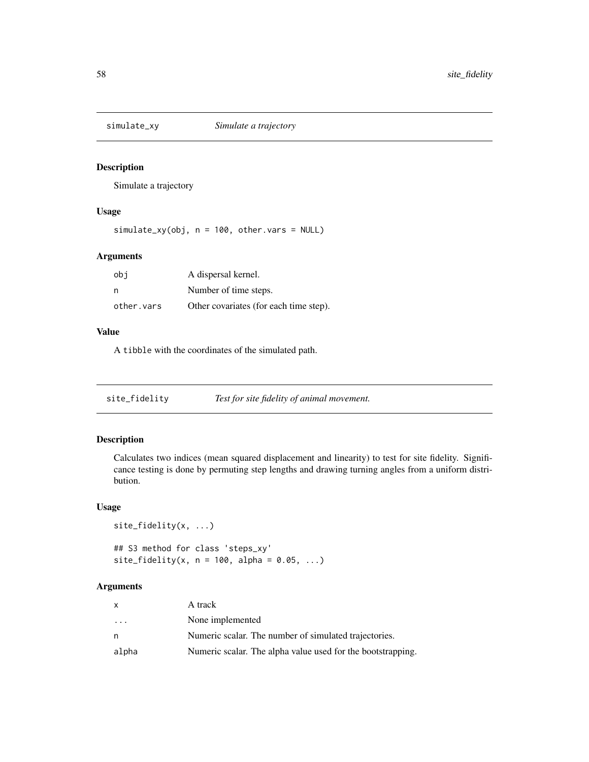## simulate_xy *Simulate a trajectory*

### Description

Simulate a trajectory

### Usage

```
simulate_xy(obj, n = 100, other.vars = NULL)
```

### Arguments

| | |
|---|---|
| obj | A dispersal kernel. |
| n | Number of time steps. |
| other.vars | Other covariates (for each time step). |

### Value

A tibble with the coordinates of the simulated path.

## site_fidelity *Test for site fidelity of animal movement.*

### Description

Calculates two indices (mean squared displacement and linearity) to test for site fidelity. Significance testing is done by permuting step lengths and drawing turning angles from a uniform distribution.

### Usage

```
site_fidelity(x, ...)

## S3 method for class 'steps_xy'
site_fidelity(x, n = 100, alpha = 0.05, ...)
```

### Arguments

| | |
|---|---|
| x | A track |
| ... | None implemented |
| n | Numeric scalar. The number of simulated trajectories. |
| alpha | Numeric scalar. The alpha value used for the bootstrapping. |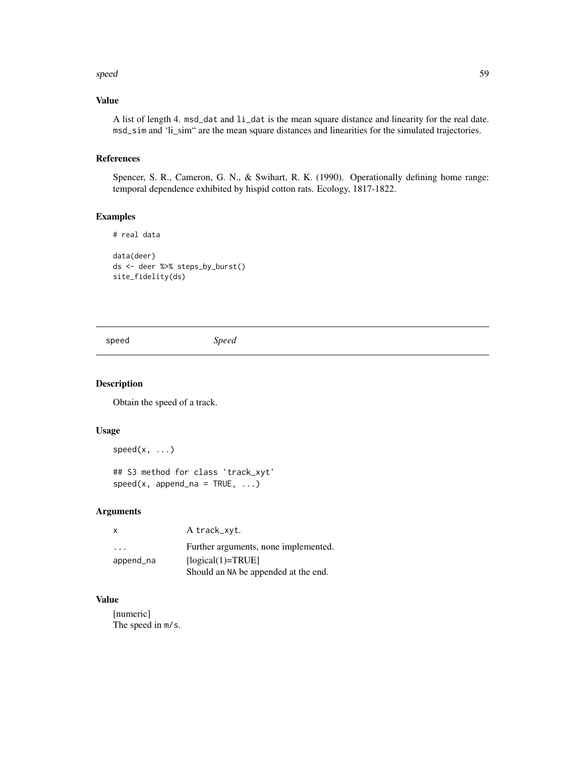### Value

A list of length 4. `msd_dat` and `li_dat` is the mean square distance and linearity for the real date. `msd_sim` and 'li_sim" are the mean square distances and linearities for the simulated trajectories.

### References

Spencer, S. R., Cameron, G. N., & Swihart, R. K. (1990). Operationally defining home range: temporal dependence exhibited by hispid cotton rats. Ecology, 1817-1822.

### Examples

```
# real data

data(deer)
ds <- deer %>% steps_by_burst()
site_fidelity(ds)
```

---

## speed — *Speed*

---

### Description

Obtain the speed of a track.

### Usage

```
speed(x, ...)

## S3 method for class 'track_xyt'
speed(x, append_na = TRUE, ...)
```

### Arguments

| | |
|---|---|
| `x` | A `track_xyt`. |
| `...` | Further arguments, none implemented. |
| `append_na` | [logical(1)=TRUE]<br>Should an `NA` be appended at the end. |

### Value

[numeric]
The speed in `m/s`.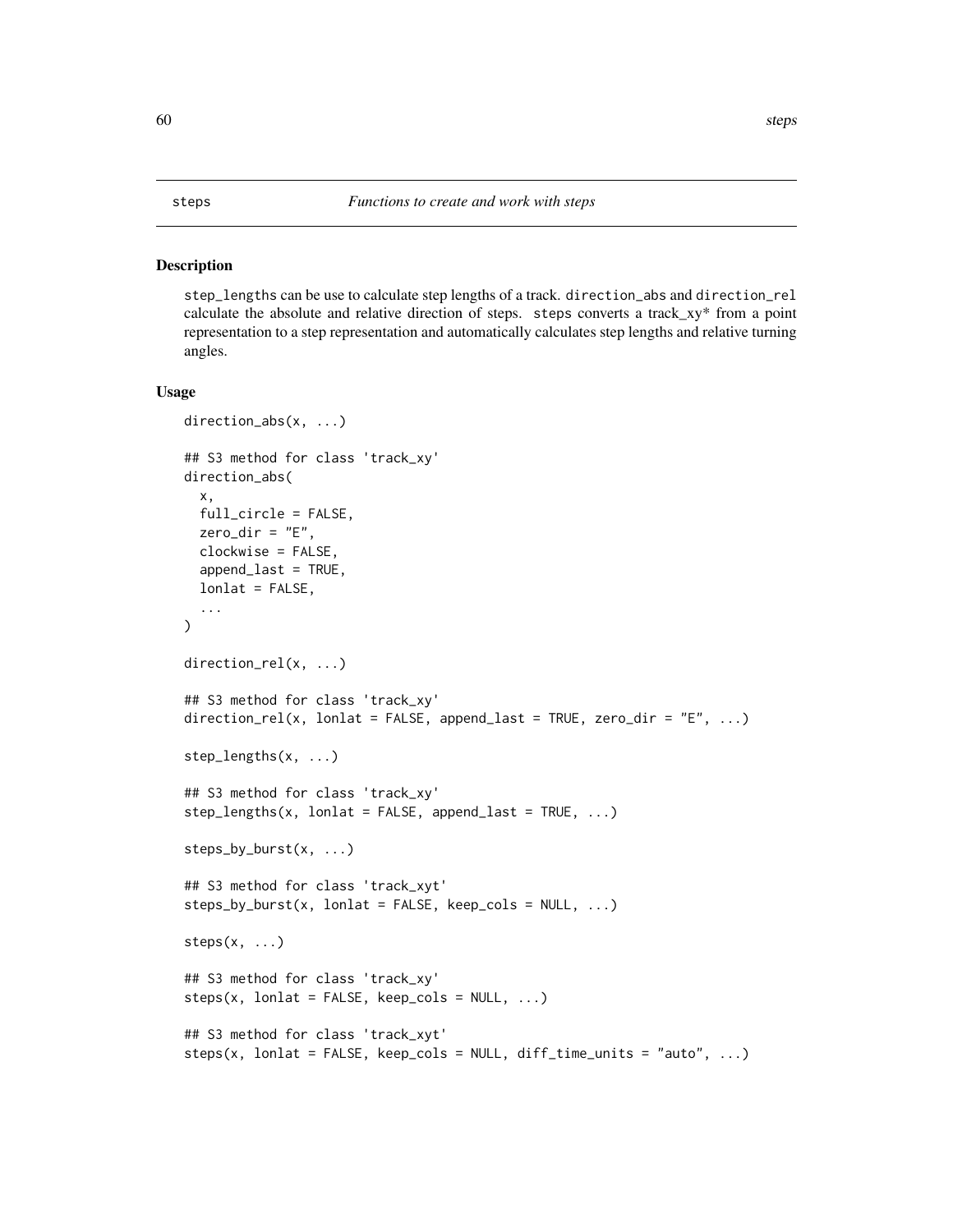# steps — *Functions to create and work with steps*

## Description

step_lengths can be use to calculate step lengths of a track. direction_abs and direction_rel calculate the absolute and relative direction of steps. steps converts a track_xy* from a point representation to a step representation and automatically calculates step lengths and relative turning angles.

## Usage

```
direction_abs(x, ...)

## S3 method for class 'track_xy'
direction_abs(
  x,
  full_circle = FALSE,
  zero_dir = "E",
  clockwise = FALSE,
  append_last = TRUE,
  lonlat = FALSE,
  ...
)

direction_rel(x, ...)

## S3 method for class 'track_xy'
direction_rel(x, lonlat = FALSE, append_last = TRUE, zero_dir = "E", ...)

step_lengths(x, ...)

## S3 method for class 'track_xy'
step_lengths(x, lonlat = FALSE, append_last = TRUE, ...)

steps_by_burst(x, ...)

## S3 method for class 'track_xyt'
steps_by_burst(x, lonlat = FALSE, keep_cols = NULL, ...)

steps(x, ...)

## S3 method for class 'track_xy'
steps(x, lonlat = FALSE, keep_cols = NULL, ...)

## S3 method for class 'track_xyt'
steps(x, lonlat = FALSE, keep_cols = NULL, diff_time_units = "auto", ...)
```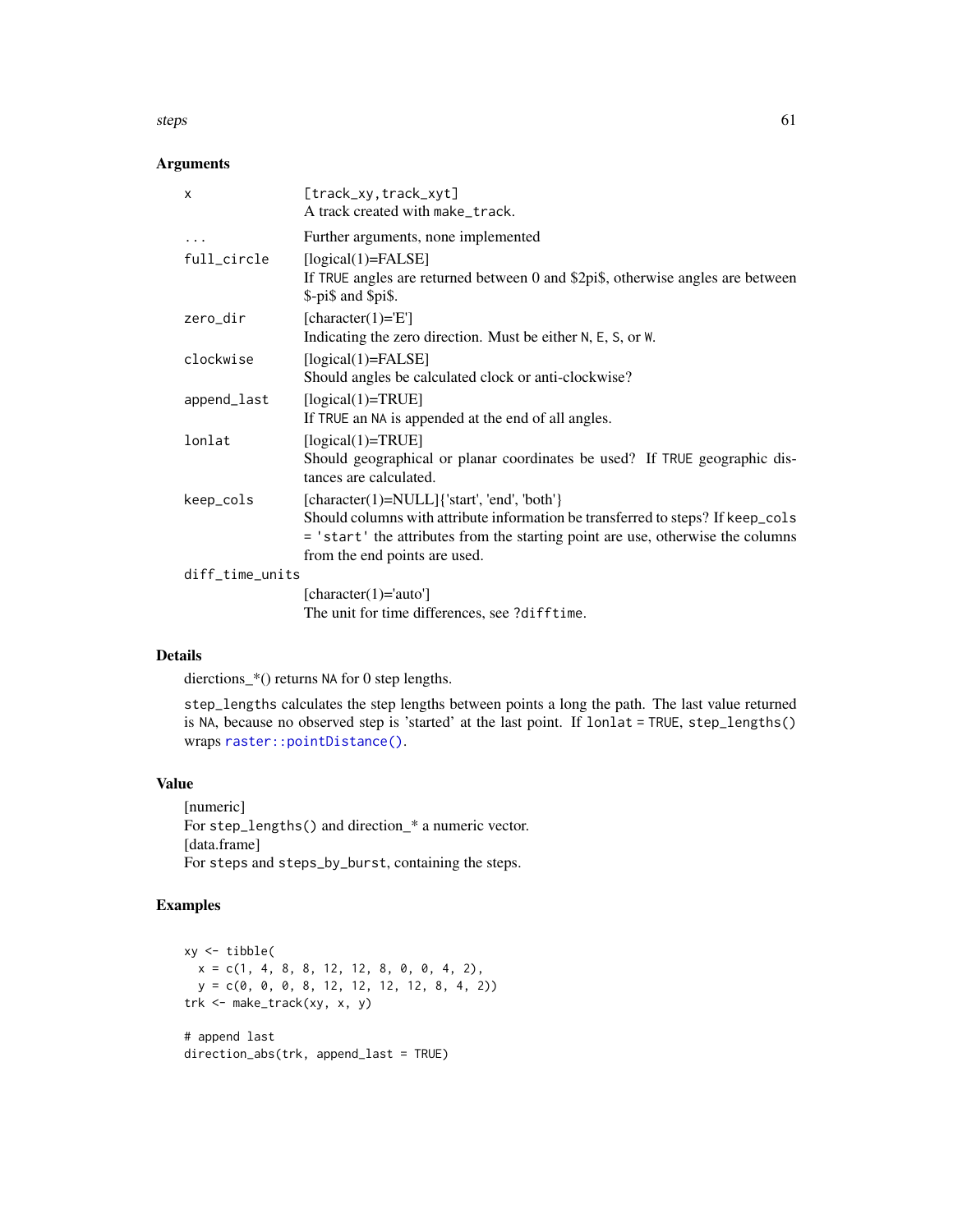## Arguments

| | |
|---|---|
| `x` | `[track_xy,track_xyt]` A track created with `make_track`. |
| `...` | Further arguments, none implemented |
| `full_circle` | [logical(1)=FALSE] If `TRUE` angles are returned between 0 and $2pi$, otherwise angles are between $-pi$ and $pi$. |
| `zero_dir` | [character(1)='E'] Indicating the zero direction. Must be either `N`, `E`, `S`, or `W`. |
| `clockwise` | [logical(1)=FALSE] Should angles be calculated clock or anti-clockwise? |
| `append_last` | [logical(1)=TRUE] If `TRUE` an `NA` is appended at the end of all angles. |
| `lonlat` | [logical(1)=TRUE] Should geographical or planar coordinates be used? If `TRUE` geographic distances are calculated. |
| `keep_cols` | [character(1)=NULL]{'start', 'end', 'both'} Should columns with attribute information be transferred to steps? If `keep_cols = 'start'` the attributes from the starting point are use, otherwise the columns from the end points are used. |
| `diff_time_units` | [character(1)='auto'] The unit for time differences, see `?difftime`. |

## Details

dierctions_*() returns `NA` for 0 step lengths.

`step_lengths` calculates the step lengths between points a long the path. The last value returned is `NA`, because no observed step is 'started' at the last point. If `lonlat = TRUE`, `step_lengths()` wraps `raster::pointDistance()`.

## Value

[numeric]
For `step_lengths()` and direction_* a numeric vector.
[data.frame]
For `steps` and `steps_by_burst`, containing the steps.

## Examples

```
xy <- tibble(
  x = c(1, 4, 8, 8, 12, 12, 8, 0, 0, 4, 2),
  y = c(0, 0, 0, 8, 12, 12, 12, 12, 8, 4, 2))
trk <- make_track(xy, x, y)

# append last
direction_abs(trk, append_last = TRUE)
```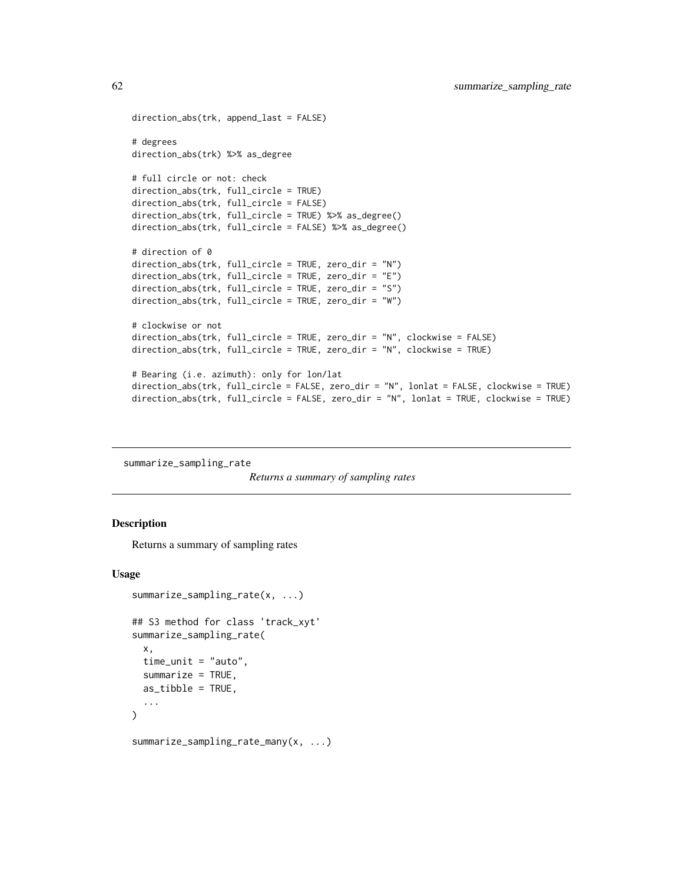```
direction_abs(trk, append_last = FALSE)

# degrees
direction_abs(trk) %>% as_degree

# full circle or not: check
direction_abs(trk, full_circle = TRUE)
direction_abs(trk, full_circle = FALSE)
direction_abs(trk, full_circle = TRUE) %>% as_degree()
direction_abs(trk, full_circle = FALSE) %>% as_degree()

# direction of 0
direction_abs(trk, full_circle = TRUE, zero_dir = "N")
direction_abs(trk, full_circle = TRUE, zero_dir = "E")
direction_abs(trk, full_circle = TRUE, zero_dir = "S")
direction_abs(trk, full_circle = TRUE, zero_dir = "W")

# clockwise or not
direction_abs(trk, full_circle = TRUE, zero_dir = "N", clockwise = FALSE)
direction_abs(trk, full_circle = TRUE, zero_dir = "N", clockwise = TRUE)

# Bearing (i.e. azimuth): only for lon/lat
direction_abs(trk, full_circle = FALSE, zero_dir = "N", lonlat = FALSE, clockwise = TRUE)
direction_abs(trk, full_circle = FALSE, zero_dir = "N", lonlat = TRUE, clockwise = TRUE)
```

---

summarize_sampling_rate

*Returns a summary of sampling rates*

---

## Description

Returns a summary of sampling rates

## Usage

```
summarize_sampling_rate(x, ...)

## S3 method for class 'track_xyt'
summarize_sampling_rate(
  x,
  time_unit = "auto",
  summarize = TRUE,
  as_tibble = TRUE,
  ...
)

summarize_sampling_rate_many(x, ...)
```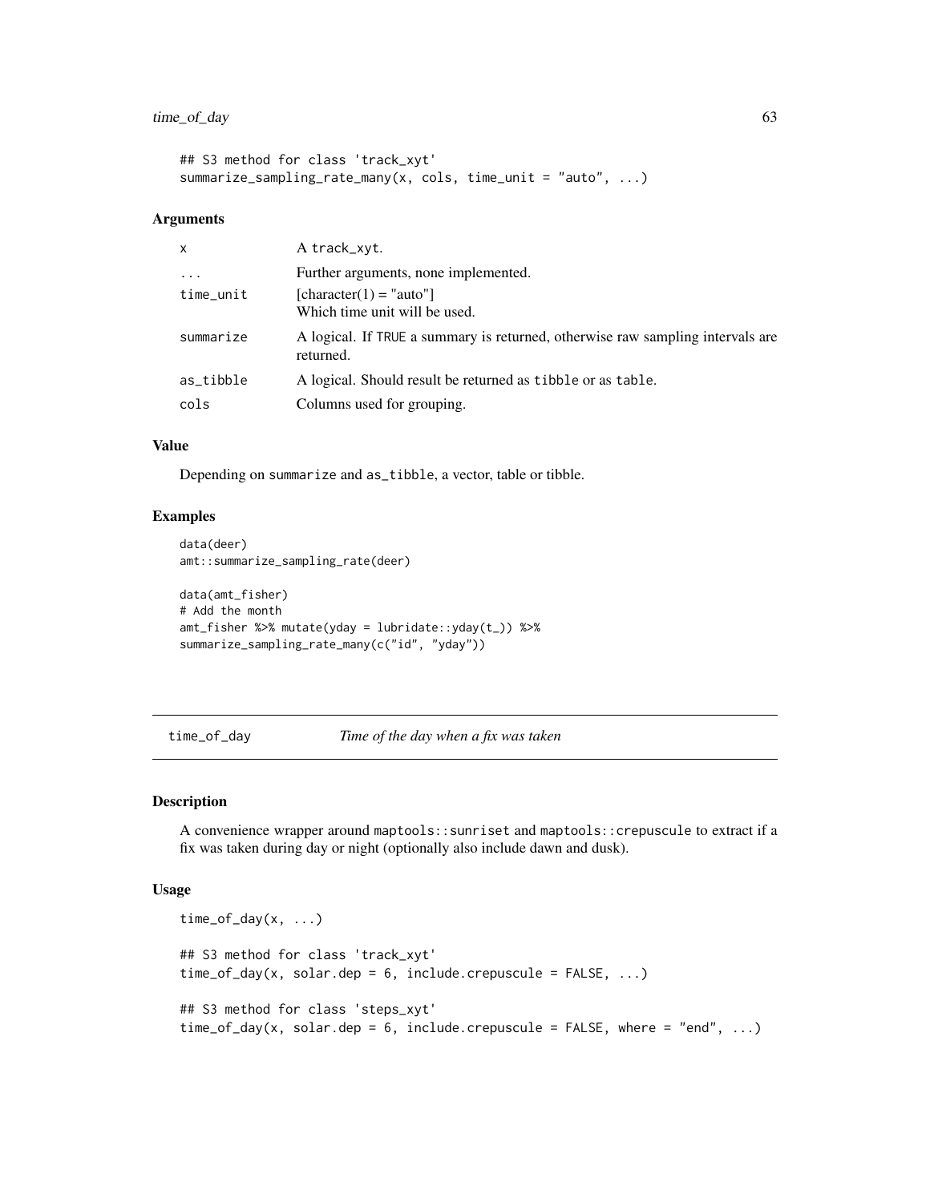```
## S3 method for class 'track_xyt'
summarize_sampling_rate_many(x, cols, time_unit = "auto", ...)
```

### Arguments

| | |
|---|---|
| x | A track_xyt. |
| ... | Further arguments, none implemented. |
| time_unit | [character(1) = "auto"] Which time unit will be used. |
| summarize | A logical. If TRUE a summary is returned, otherwise raw sampling intervals are returned. |
| as_tibble | A logical. Should result be returned as tibble or as table. |
| cols | Columns used for grouping. |

### Value

Depending on summarize and as_tibble, a vector, table or tibble.

### Examples

```
data(deer)
amt::summarize_sampling_rate(deer)

data(amt_fisher)
# Add the month
amt_fisher %>% mutate(yday = lubridate::yday(t_)) %>%
summarize_sampling_rate_many(c("id", "yday"))
```

## time_of_day *Time of the day when a fix was taken*

### Description

A convenience wrapper around maptools::sunriset and maptools::crepuscule to extract if a fix was taken during day or night (optionally also include dawn and dusk).

### Usage

```
time_of_day(x, ...)

## S3 method for class 'track_xyt'
time_of_day(x, solar.dep = 6, include.crepuscule = FALSE, ...)

## S3 method for class 'steps_xyt'
time_of_day(x, solar.dep = 6, include.crepuscule = FALSE, where = "end", ...)
```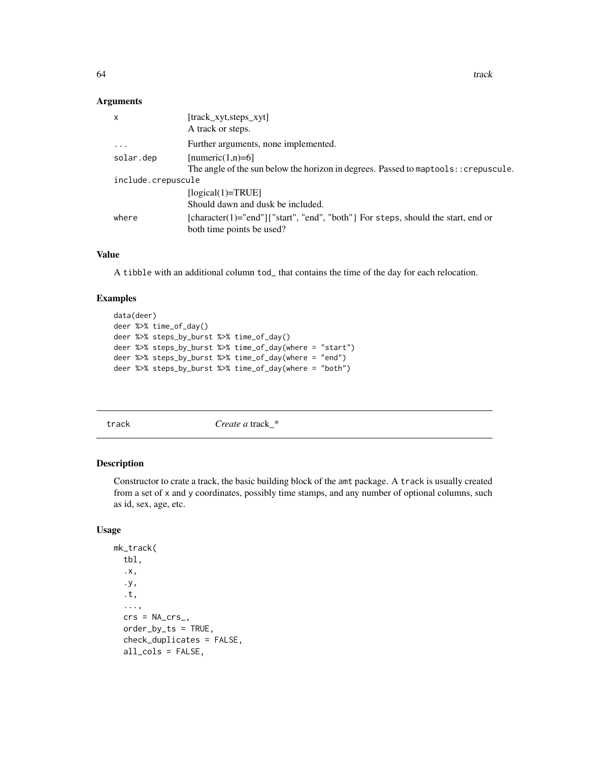### Arguments

| | |
|---|---|
| `x` | [track_xyt,steps_xyt]<br>A track or steps. |
| `...` | Further arguments, none implemented. |
| `solar.dep` | [numeric(1,n)=6]<br>The angle of the sun below the horizon in degrees. Passed to `maptools::crepuscule`. |
| `include.crepuscule` | [logical(1)=TRUE]<br>Should dawn and dusk be included. |
| `where` | [character(1)="end"]{"start", "end", "both"} For `steps`, should the start, end or both time points be used? |

### Value

A `tibble` with an additional column `tod_` that contains the time of the day for each relocation.

### Examples

```
data(deer)
deer %>% time_of_day()
deer %>% steps_by_burst %>% time_of_day()
deer %>% steps_by_burst %>% time_of_day(where = "start")
deer %>% steps_by_burst %>% time_of_day(where = "end")
deer %>% steps_by_burst %>% time_of_day(where = "both")
```

---

## track — *Create a* track_*

### Description

Constructor to crate a track, the basic building block of the `amt` package. A `track` is usually created from a set of `x` and `y` coordinates, possibly time stamps, and any number of optional columns, such as id, sex, age, etc.

### Usage

```
mk_track(
  tbl,
  .x,
  .y,
  .t,
  ...,
  crs = NA_crs_,
  order_by_ts = TRUE,
  check_duplicates = FALSE,
  all_cols = FALSE,
```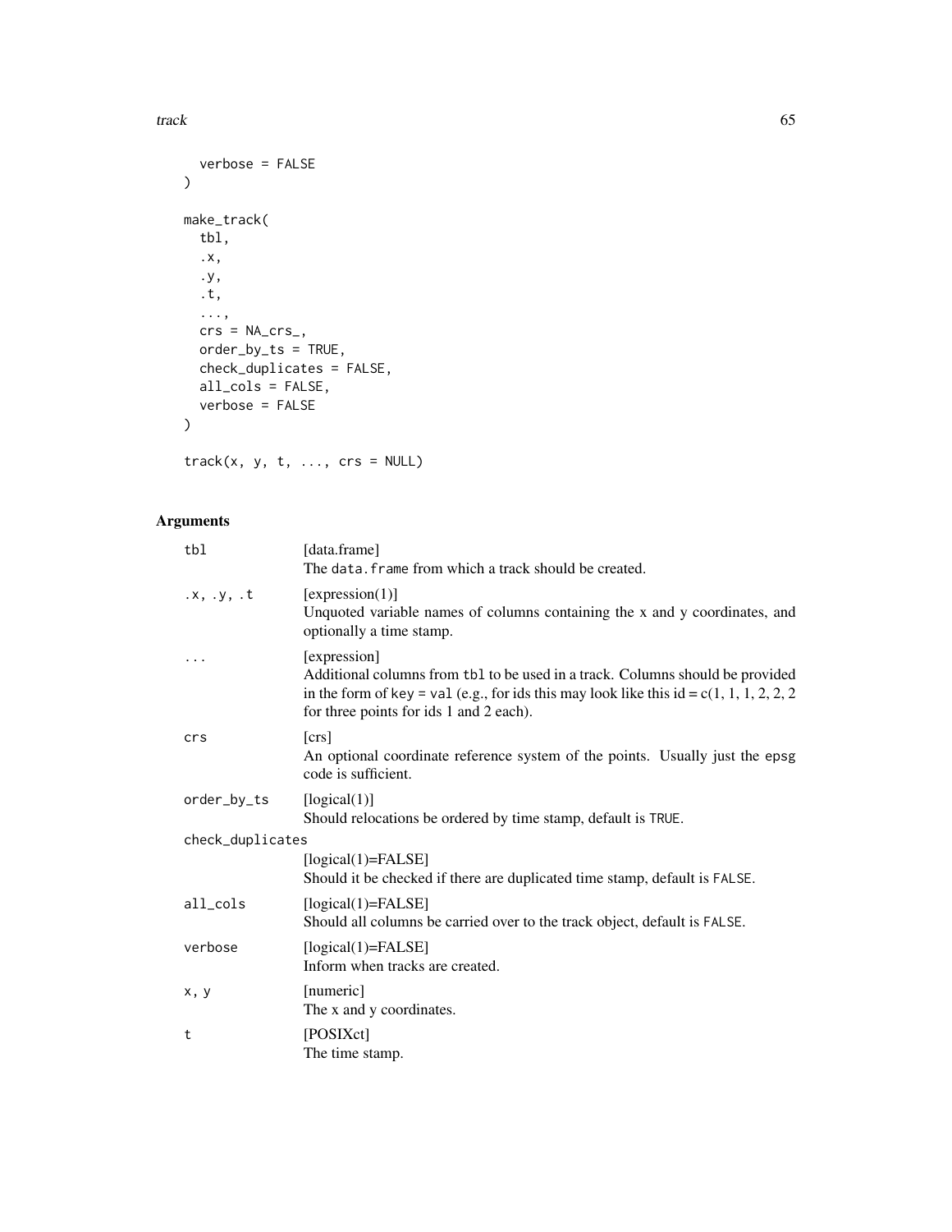```
  verbose = FALSE
)

make_track(
  tbl,
  .x,
  .y,
  .t,
  ...,
  crs = NA_crs_,
  order_by_ts = TRUE,
  check_duplicates = FALSE,
  all_cols = FALSE,
  verbose = FALSE
)

track(x, y, t, ..., crs = NULL)
```

## Arguments

| | |
|---|---|
| tbl | [data.frame] The data.frame from which a track should be created. |
| .x, .y, .t | [expression(1)] Unquoted variable names of columns containing the x and y coordinates, and optionally a time stamp. |
| ... | [expression] Additional columns from tbl to be used in a track. Columns should be provided in the form of key = val (e.g., for ids this may look like this id = c(1, 1, 1, 2, 2, 2 for three points for ids 1 and 2 each). |
| crs | [crs] An optional coordinate reference system of the points. Usually just the epsg code is sufficient. |
| order_by_ts | [logical(1)] Should relocations be ordered by time stamp, default is TRUE. |
| check_duplicates | [logical(1)=FALSE] Should it be checked if there are duplicated time stamp, default is FALSE. |
| all_cols | [logical(1)=FALSE] Should all columns be carried over to the track object, default is FALSE. |
| verbose | [logical(1)=FALSE] Inform when tracks are created. |
| x, y | [numeric] The x and y coordinates. |
| t | [POSIXct] The time stamp. |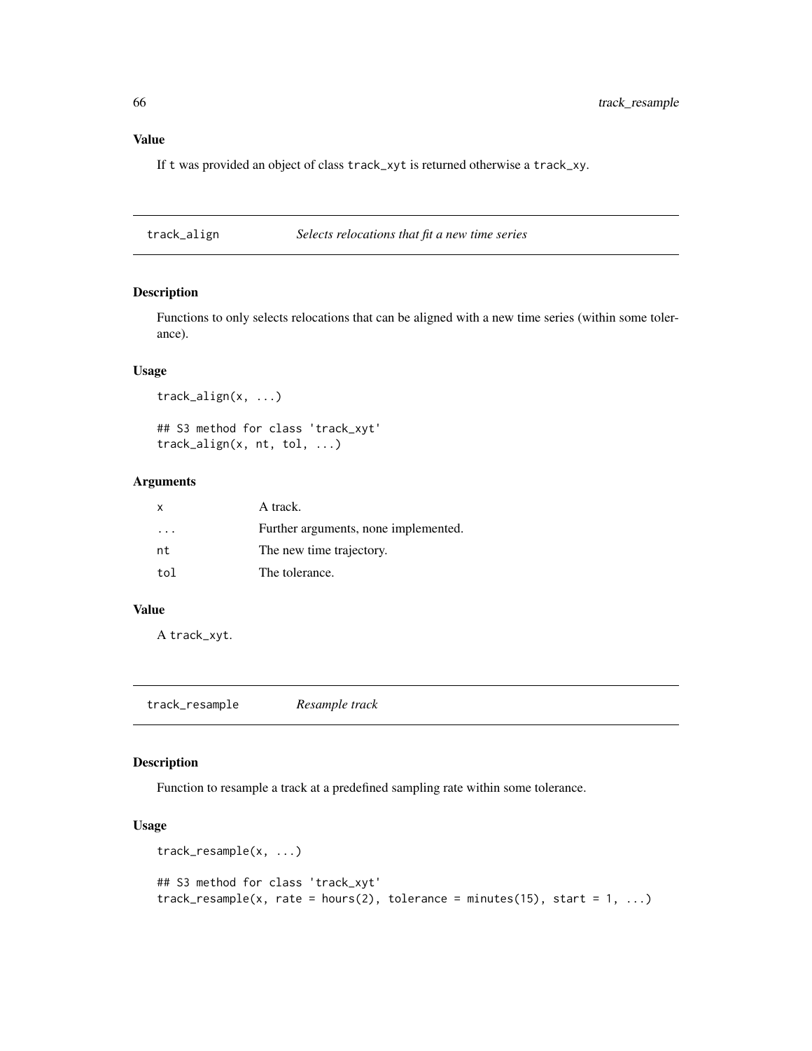### Value

If t was provided an object of class track_xyt is returned otherwise a track_xy.

## track_align — *Selects relocations that fit a new time series*

### Description

Functions to only selects relocations that can be aligned with a new time series (within some tolerance).

### Usage

```
track_align(x, ...)

## S3 method for class 'track_xyt'
track_align(x, nt, tol, ...)
```

### Arguments

| | |
|---|---|
| x | A track. |
| ... | Further arguments, none implemented. |
| nt | The new time trajectory. |
| tol | The tolerance. |

### Value

A track_xyt.

## track_resample — *Resample track*

### Description

Function to resample a track at a predefined sampling rate within some tolerance.

### Usage

```
track_resample(x, ...)

## S3 method for class 'track_xyt'
track_resample(x, rate = hours(2), tolerance = minutes(15), start = 1, ...)
```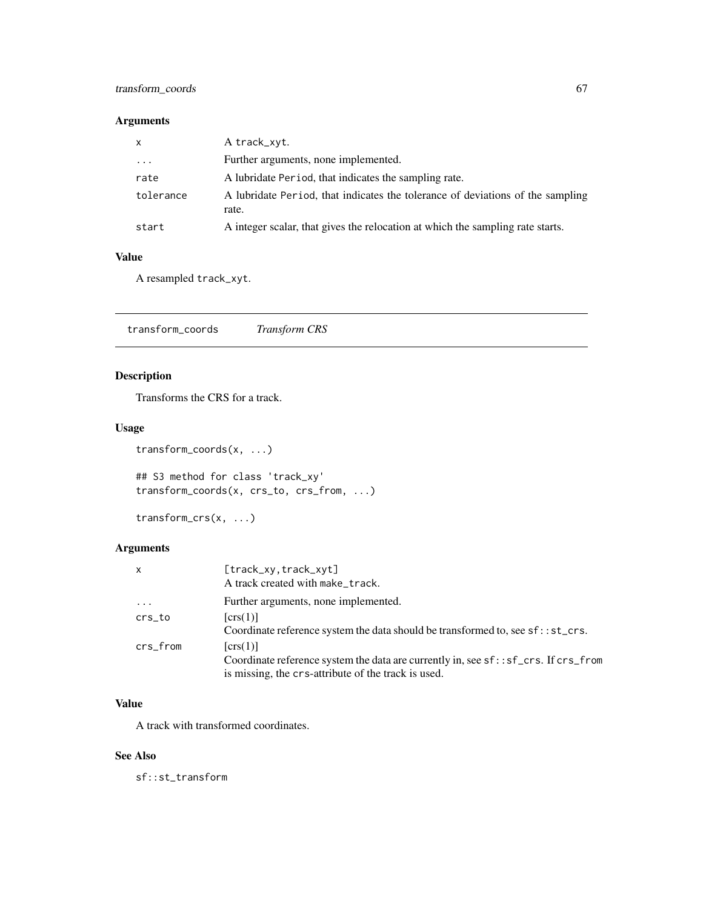## Arguments

| | |
|---|---|
| x | A `track_xyt`. |
| ... | Further arguments, none implemented. |
| rate | A lubridate `Period`, that indicates the sampling rate. |
| tolerance | A lubridate `Period`, that indicates the tolerance of deviations of the sampling rate. |
| start | A integer scalar, that gives the relocation at which the sampling rate starts. |

## Value

A resampled `track_xyt`.

---

# transform_coords *Transform CRS*

## Description

Transforms the CRS for a track.

## Usage

```
transform_coords(x, ...)

## S3 method for class 'track_xy'
transform_coords(x, crs_to, crs_from, ...)

transform_crs(x, ...)
```

## Arguments

| | |
|---|---|
| x | [track_xy,track_xyt]<br>A track created with `make_track`. |
| ... | Further arguments, none implemented. |
| crs_to | [crs(1)]<br>Coordinate reference system the data should be transformed to, see `sf::st_crs`. |
| crs_from | [crs(1)]<br>Coordinate reference system the data are currently in, see `sf::sf_crs`. If `crs_from` is missing, the `crs`-attribute of the track is used. |

## Value

A track with transformed coordinates.

## See Also

`sf::st_transform`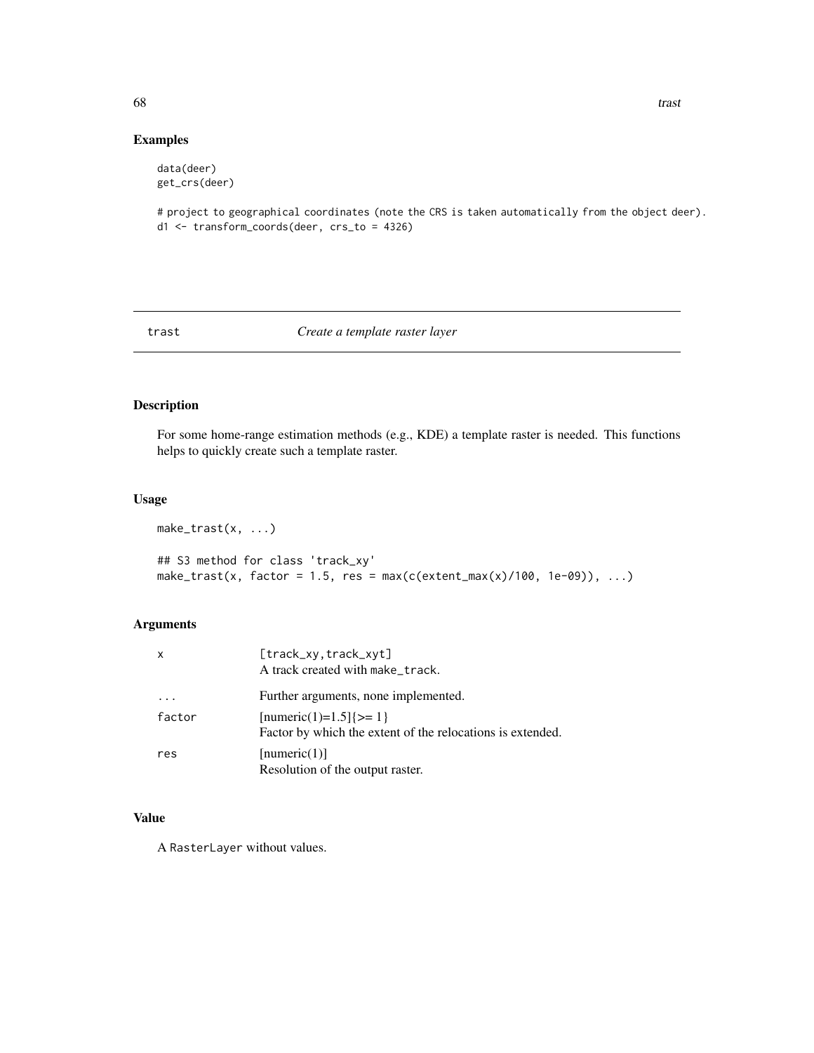## Examples

```
data(deer)
get_crs(deer)

# project to geographical coordinates (note the CRS is taken automatically from the object deer).
d1 <- transform_coords(deer, crs_to = 4326)
```

---

# trast — *Create a template raster layer*

---

## Description

For some home-range estimation methods (e.g., KDE) a template raster is needed. This functions helps to quickly create such a template raster.

## Usage

```
make_trast(x, ...)

## S3 method for class 'track_xy'
make_trast(x, factor = 1.5, res = max(c(extent_max(x)/100, 1e-09)), ...)
```

## Arguments

| | |
|---|---|
| `x` | [track_xy,track_xyt]<br>A track created with `make_track`. |
| `...` | Further arguments, none implemented. |
| `factor` | [numeric(1)=1.5]{>= 1}<br>Factor by which the extent of the relocations is extended. |
| `res` | [numeric(1)]<br>Resolution of the output raster. |

## Value

A `RasterLayer` without values.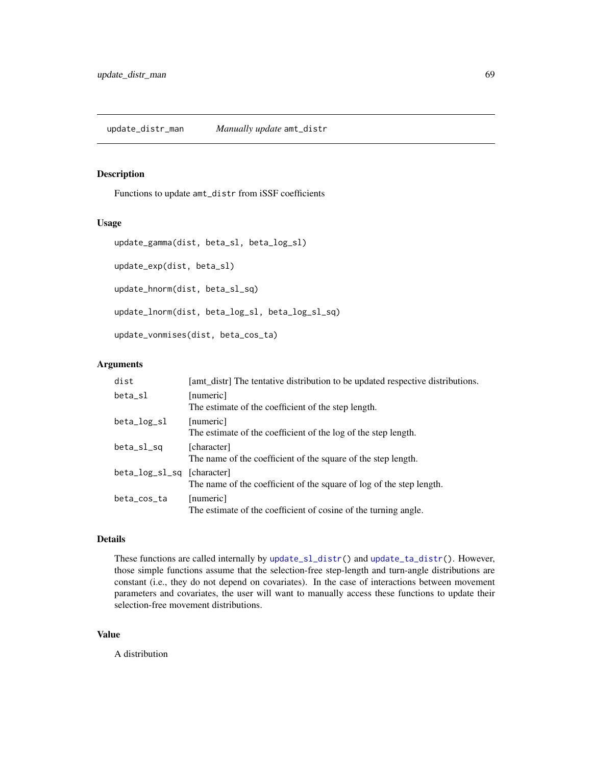# update_distr_man — *Manually update* `amt_distr`

## Description

Functions to update `amt_distr` from iSSF coefficients

## Usage

```
update_gamma(dist, beta_sl, beta_log_sl)

update_exp(dist, beta_sl)

update_hnorm(dist, beta_sl_sq)

update_lnorm(dist, beta_log_sl, beta_log_sl_sq)

update_vonmises(dist, beta_cos_ta)
```

## Arguments

| | |
|---|---|
| `dist` | [amt_distr] The tentative distribution to be updated respective distributions. |
| `beta_sl` | [numeric] The estimate of the coefficient of the step length. |
| `beta_log_sl` | [numeric] The estimate of the coefficient of the log of the step length. |
| `beta_sl_sq` | [character] The name of the coefficient of the square of the step length. |
| `beta_log_sl_sq` | [character] The name of the coefficient of the square of log of the step length. |
| `beta_cos_ta` | [numeric] The estimate of the coefficient of cosine of the turning angle. |

## Details

These functions are called internally by `update_sl_distr()` and `update_ta_distr()`. However, those simple functions assume that the selection-free step-length and turn-angle distributions are constant (i.e., they do not depend on covariates). In the case of interactions between movement parameters and covariates, the user will want to manually access these functions to update their selection-free movement distributions.

## Value

A distribution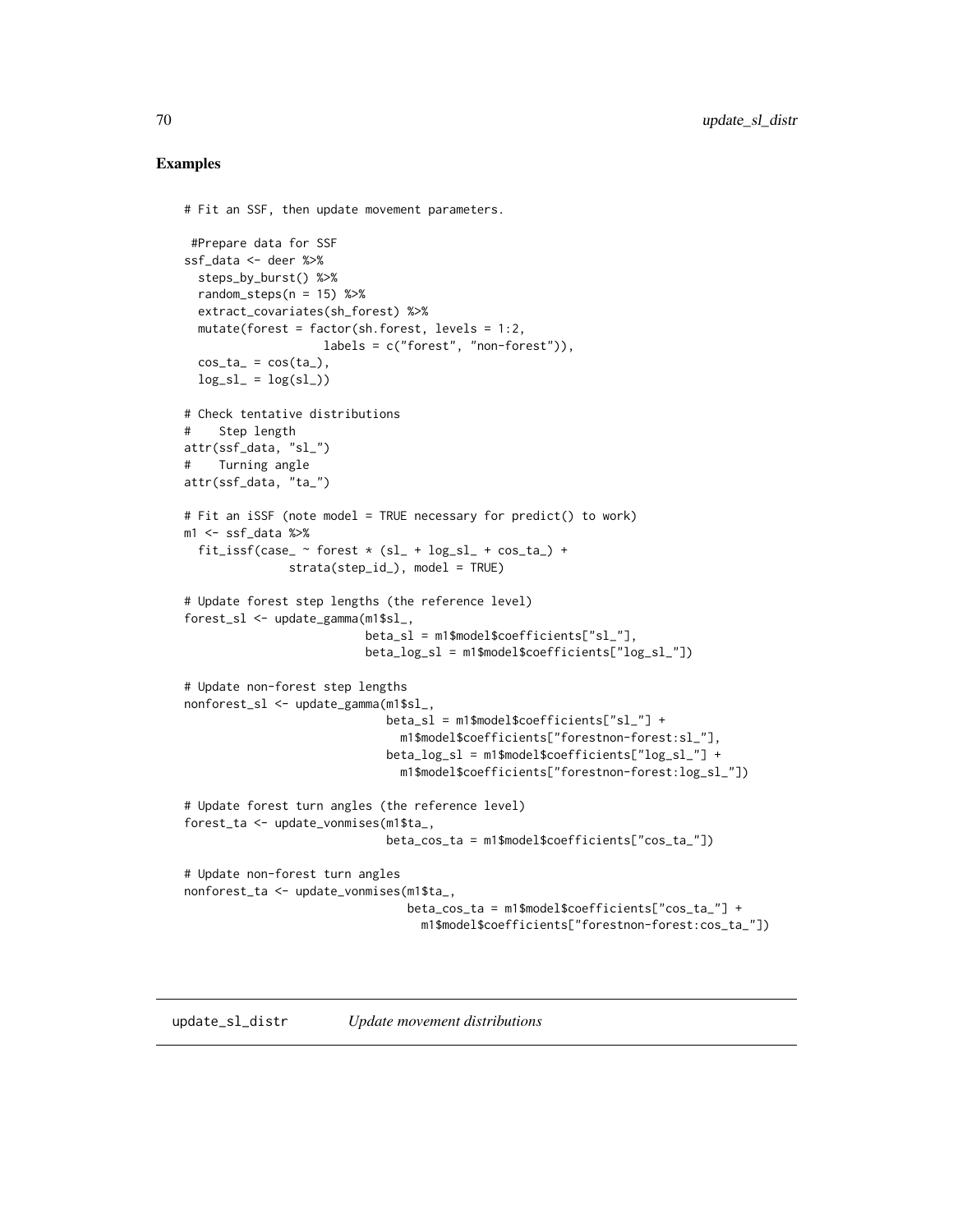### Examples

```
# Fit an SSF, then update movement parameters.

 #Prepare data for SSF
ssf_data <- deer %>%
  steps_by_burst() %>%
  random_steps(n = 15) %>%
  extract_covariates(sh_forest) %>%
  mutate(forest = factor(sh.forest, levels = 1:2,
                    labels = c("forest", "non-forest")),
  cos_ta_ = cos(ta_),
  log_sl_ = log(sl_))

# Check tentative distributions
#    Step length
attr(ssf_data, "sl_")
#    Turning angle
attr(ssf_data, "ta_")

# Fit an iSSF (note model = TRUE necessary for predict() to work)
m1 <- ssf_data %>%
  fit_issf(case_ ~ forest * (sl_ + log_sl_ + cos_ta_) +
             strata(step_id_), model = TRUE)

# Update forest step lengths (the reference level)
forest_sl <- update_gamma(m1$sl_,
                          beta_sl = m1$model$coefficients["sl_"],
                          beta_log_sl = m1$model$coefficients["log_sl_"])

# Update non-forest step lengths
nonforest_sl <- update_gamma(m1$sl_,
                             beta_sl = m1$model$coefficients["sl_"] +
                               m1$model$coefficients["forestnon-forest:sl_"],
                             beta_log_sl = m1$model$coefficients["log_sl_"] +
                               m1$model$coefficients["forestnon-forest:log_sl_"])

# Update forest turn angles (the reference level)
forest_ta <- update_vonmises(m1$ta_,
                             beta_cos_ta = m1$model$coefficients["cos_ta_"])

# Update non-forest turn angles
nonforest_ta <- update_vonmises(m1$ta_,
                                beta_cos_ta = m1$model$coefficients["cos_ta_"] +
                                  m1$model$coefficients["forestnon-forest:cos_ta_"])
```

## update_sl_distr    *Update movement distributions*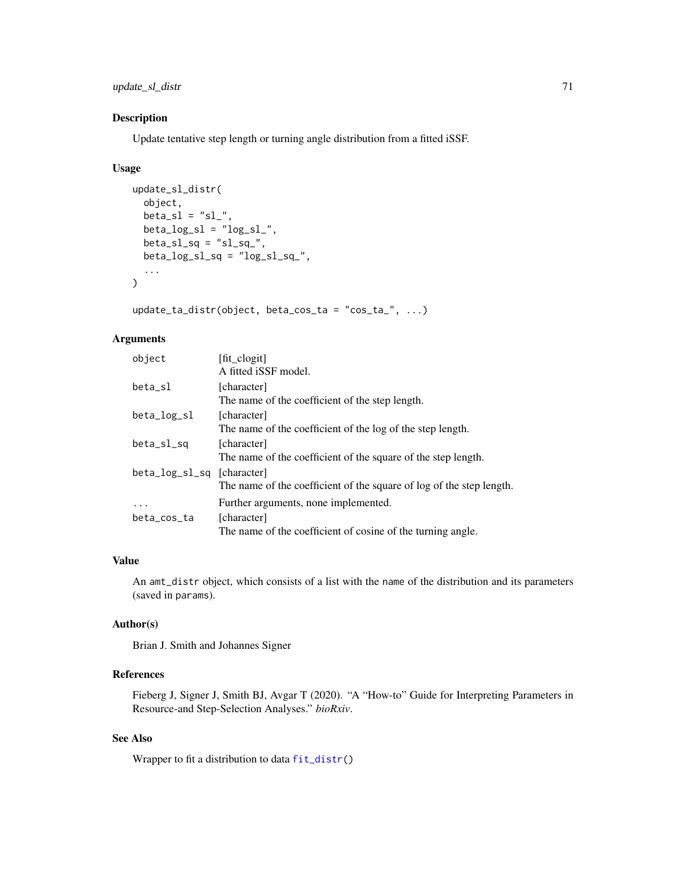## Description

Update tentative step length or turning angle distribution from a fitted iSSF.

## Usage

```
update_sl_distr(
  object,
  beta_sl = "sl_",
  beta_log_sl = "log_sl_",
  beta_sl_sq = "sl_sq_",
  beta_log_sl_sq = "log_sl_sq_",
  ...
)

update_ta_distr(object, beta_cos_ta = "cos_ta_", ...)
```

## Arguments

| | |
|---|---|
| `object` | [fit_clogit]<br>A fitted iSSF model. |
| `beta_sl` | [character]<br>The name of the coefficient of the step length. |
| `beta_log_sl` | [character]<br>The name of the coefficient of the log of the step length. |
| `beta_sl_sq` | [character]<br>The name of the coefficient of the square of the step length. |
| `beta_log_sl_sq` | [character]<br>The name of the coefficient of the square of log of the step length. |
| `...` | Further arguments, none implemented. |
| `beta_cos_ta` | [character]<br>The name of the coefficient of cosine of the turning angle. |

## Value

An `amt_distr` object, which consists of a list with the `name` of the distribution and its parameters (saved in `params`).

## Author(s)

Brian J. Smith and Johannes Signer

## References

Fieberg J, Signer J, Smith BJ, Avgar T (2020). "A "How-to" Guide for Interpreting Parameters in Resource-and Step-Selection Analyses." *bioRxiv*.

## See Also

Wrapper to fit a distribution to data `fit_distr()`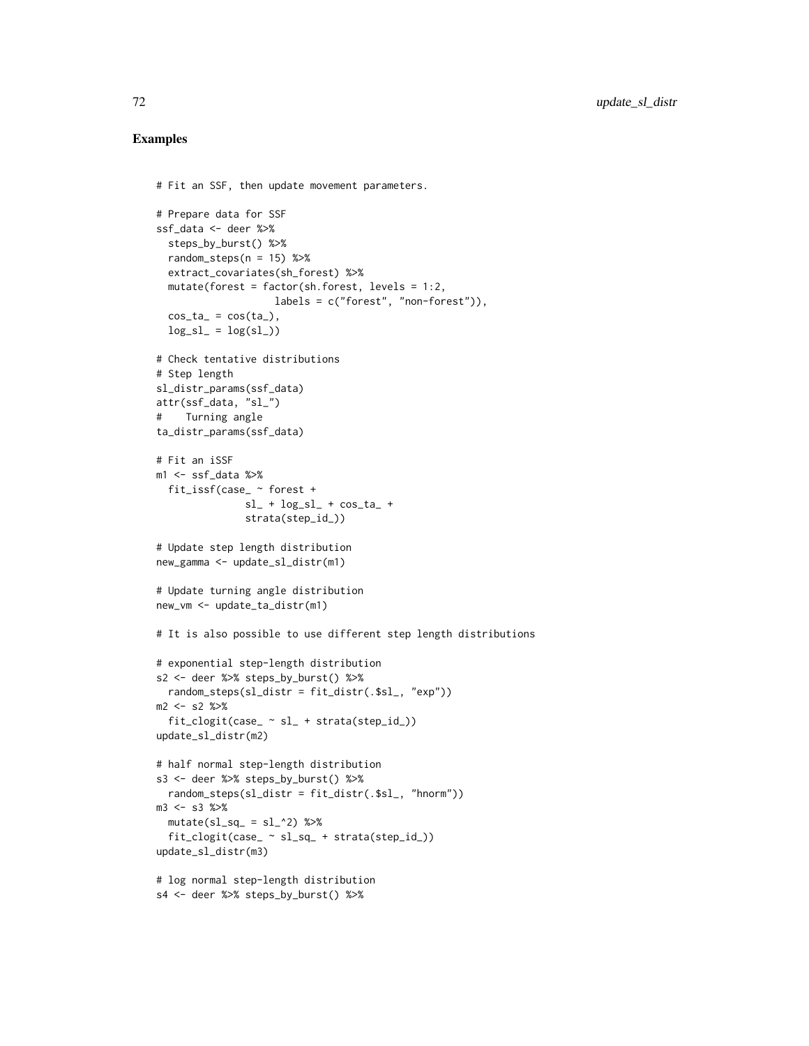## Examples

```
# Fit an SSF, then update movement parameters.

# Prepare data for SSF
ssf_data <- deer %>%
  steps_by_burst() %>%
  random_steps(n = 15) %>%
  extract_covariates(sh_forest) %>%
  mutate(forest = factor(sh.forest, levels = 1:2,
                    labels = c("forest", "non-forest")),
  cos_ta_ = cos(ta_),
  log_sl_ = log(sl_))

# Check tentative distributions
# Step length
sl_distr_params(ssf_data)
attr(ssf_data, "sl_")
#    Turning angle
ta_distr_params(ssf_data)

# Fit an iSSF
m1 <- ssf_data %>%
  fit_issf(case_ ~ forest +
               sl_ + log_sl_ + cos_ta_ +
               strata(step_id_))

# Update step length distribution
new_gamma <- update_sl_distr(m1)

# Update turning angle distribution
new_vm <- update_ta_distr(m1)

# It is also possible to use different step length distributions

# exponential step-length distribution
s2 <- deer %>% steps_by_burst() %>%
  random_steps(sl_distr = fit_distr(.$sl_, "exp"))
m2 <- s2 %>%
  fit_clogit(case_ ~ sl_ + strata(step_id_))
update_sl_distr(m2)

# half normal step-length distribution
s3 <- deer %>% steps_by_burst() %>%
  random_steps(sl_distr = fit_distr(.$sl_, "hnorm"))
m3 <- s3 %>%
  mutate(sl_sq_ = sl_^2) %>%
  fit_clogit(case_ ~ sl_sq_ + strata(step_id_))
update_sl_distr(m3)

# log normal step-length distribution
s4 <- deer %>% steps_by_burst() %>%
```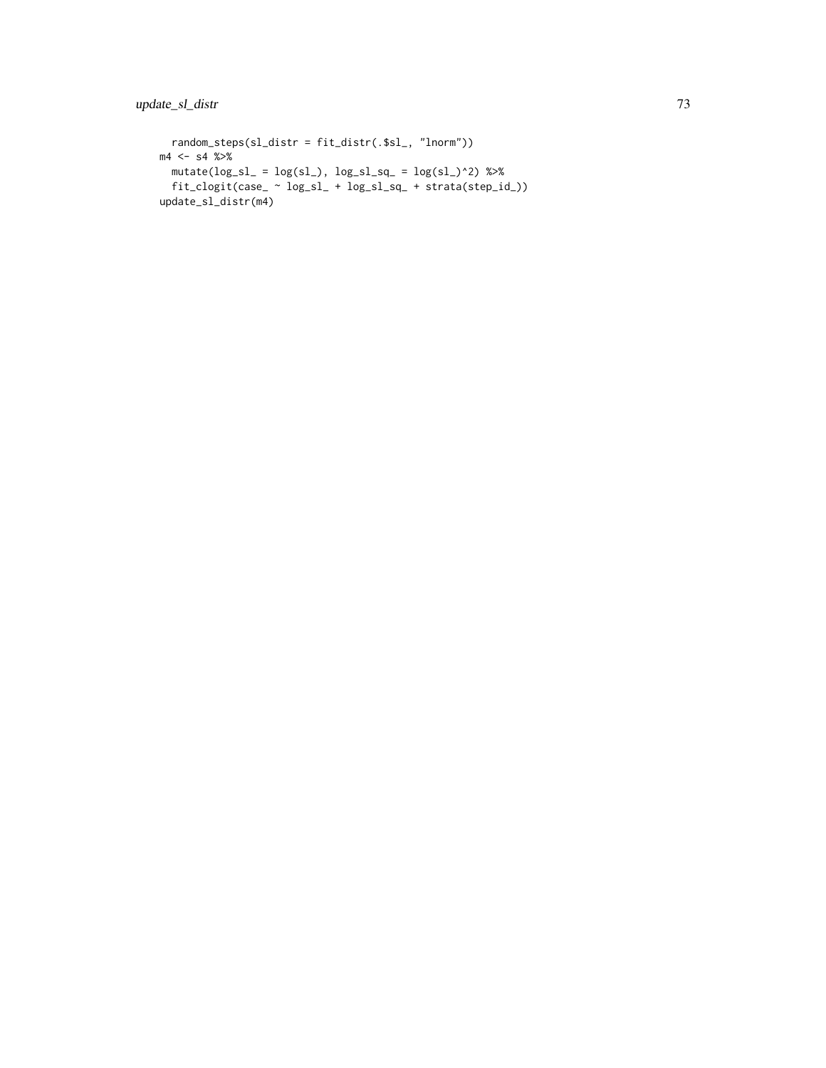```
  random_steps(sl_distr = fit_distr(.$sl_, "lnorm"))
m4 <- s4 %>%
  mutate(log_sl_ = log(sl_), log_sl_sq_ = log(sl_)^2) %>%
  fit_clogit(case_ ~ log_sl_ + log_sl_sq_ + strata(step_id_))
update_sl_distr(m4)
```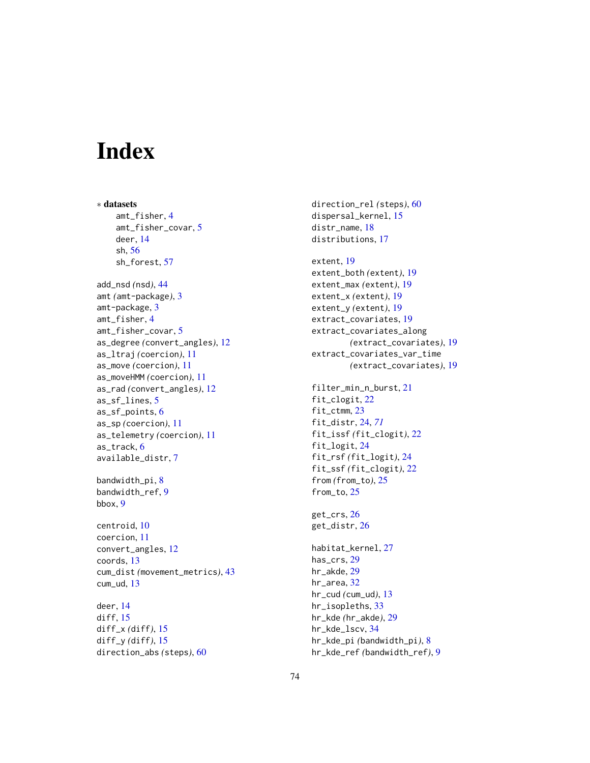# Index

∗ **datasets**

amt_fisher, 4
amt_fisher_covar, 5
deer, 14
sh, 56
sh_forest, 57

add_nsd *(nsd)*, 44
amt *(amt-package)*, 3
amt-package, 3
amt_fisher, 4
amt_fisher_covar, 5
as_degree *(convert_angles)*, 12
as_ltraj *(coercion)*, 11
as_move *(coercion)*, 11
as_moveHMM *(coercion)*, 11
as_rad *(convert_angles)*, 12
as_sf_lines, 5
as_sf_points, 6
as_sp *(coercion)*, 11
as_telemetry *(coercion)*, 11
as_track, 6
available_distr, 7

bandwidth_pi, 8
bandwidth_ref, 9
bbox, 9

centroid, 10
coercion, 11
convert_angles, 12
coords, 13
cum_dist *(movement_metrics)*, 43
cum_ud, 13

deer, 14
diff, 15
diff_x *(diff)*, 15
diff_y *(diff)*, 15
direction_abs *(steps)*, 60
direction_rel *(steps)*, 60
dispersal_kernel, 15
distr_name, 18
distributions, 17

extent, 19
extent_both *(extent)*, 19
extent_max *(extent)*, 19
extent_x *(extent)*, 19
extent_y *(extent)*, 19
extract_covariates, 19
extract_covariates_along *(extract_covariates)*, 19
extract_covariates_var_time *(extract_covariates)*, 19

filter_min_n_burst, 21
fit_clogit, 22
fit_ctmm, 23
fit_distr, 24, *71*
fit_issf *(fit_clogit)*, 22
fit_logit, 24
fit_rsf *(fit_logit)*, 24
fit_ssf *(fit_clogit)*, 22
from *(from_to)*, 25
from_to, 25

get_crs, 26
get_distr, 26

habitat_kernel, 27
has_crs, 29
hr_akde, 29
hr_area, 32
hr_cud *(cum_ud)*, 13
hr_isopleths, 33
hr_kde *(hr_akde)*, 29
hr_kde_lscv, 34
hr_kde_pi *(bandwidth_pi)*, 8
hr_kde_ref *(bandwidth_ref)*, 9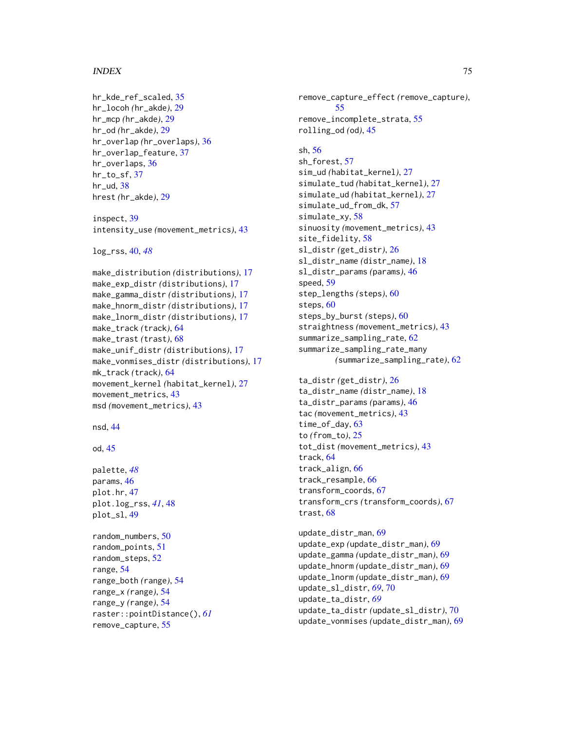hr_kde_ref_scaled, 35
hr_locoh (hr_akde), 29
hr_mcp (hr_akde), 29
hr_od (hr_akde), 29
hr_overlap (hr_overlaps), 36
hr_overlap_feature, 37
hr_overlaps, 36
hr_to_sf, 37
hr_ud, 38
hrest (hr_akde), 29

inspect, 39
intensity_use (movement_metrics), 43

log_rss, 40, *48*

make_distribution (distributions), 17
make_exp_distr (distributions), 17
make_gamma_distr (distributions), 17
make_hnorm_distr (distributions), 17
make_lnorm_distr (distributions), 17
make_track (track), 64
make_trast (trast), 68
make_unif_distr (distributions), 17
make_vonmises_distr (distributions), 17
mk_track (track), 64
movement_kernel (habitat_kernel), 27
movement_metrics, 43
msd (movement_metrics), 43

nsd, 44

od, 45

palette, *48*
params, 46
plot.hr, 47
plot.log_rss, *41*, 48
plot_sl, 49

random_numbers, 50
random_points, 51
random_steps, 52
range, 54
range_both (range), 54
range_x (range), 54
range_y (range), 54
raster::pointDistance(), *61*
remove_capture, 55
remove_capture_effect (remove_capture), 55
remove_incomplete_strata, 55
rolling_od (od), 45

sh, 56
sh_forest, 57
sim_ud (habitat_kernel), 27
simulate_tud (habitat_kernel), 27
simulate_ud (habitat_kernel), 27
simulate_ud_from_dk, 57
simulate_xy, 58
sinuosity (movement_metrics), 43
site_fidelity, 58
sl_distr (get_distr), 26
sl_distr_name (distr_name), 18
sl_distr_params (params), 46
speed, 59
step_lengths (steps), 60
steps, 60
steps_by_burst (steps), 60
straightness (movement_metrics), 43
summarize_sampling_rate, 62
summarize_sampling_rate_many (summarize_sampling_rate), 62

ta_distr (get_distr), 26
ta_distr_name (distr_name), 18
ta_distr_params (params), 46
tac (movement_metrics), 43
time_of_day, 63
to (from_to), 25
tot_dist (movement_metrics), 43
track, 64
track_align, 66
track_resample, 66
transform_coords, 67
transform_crs (transform_coords), 67
trast, 68

update_distr_man, 69
update_exp (update_distr_man), 69
update_gamma (update_distr_man), 69
update_hnorm (update_distr_man), 69
update_lnorm (update_distr_man), 69
update_sl_distr, *69*, 70
update_ta_distr, *69*
update_ta_distr (update_sl_distr), 70
update_vonmises (update_distr_man), 69